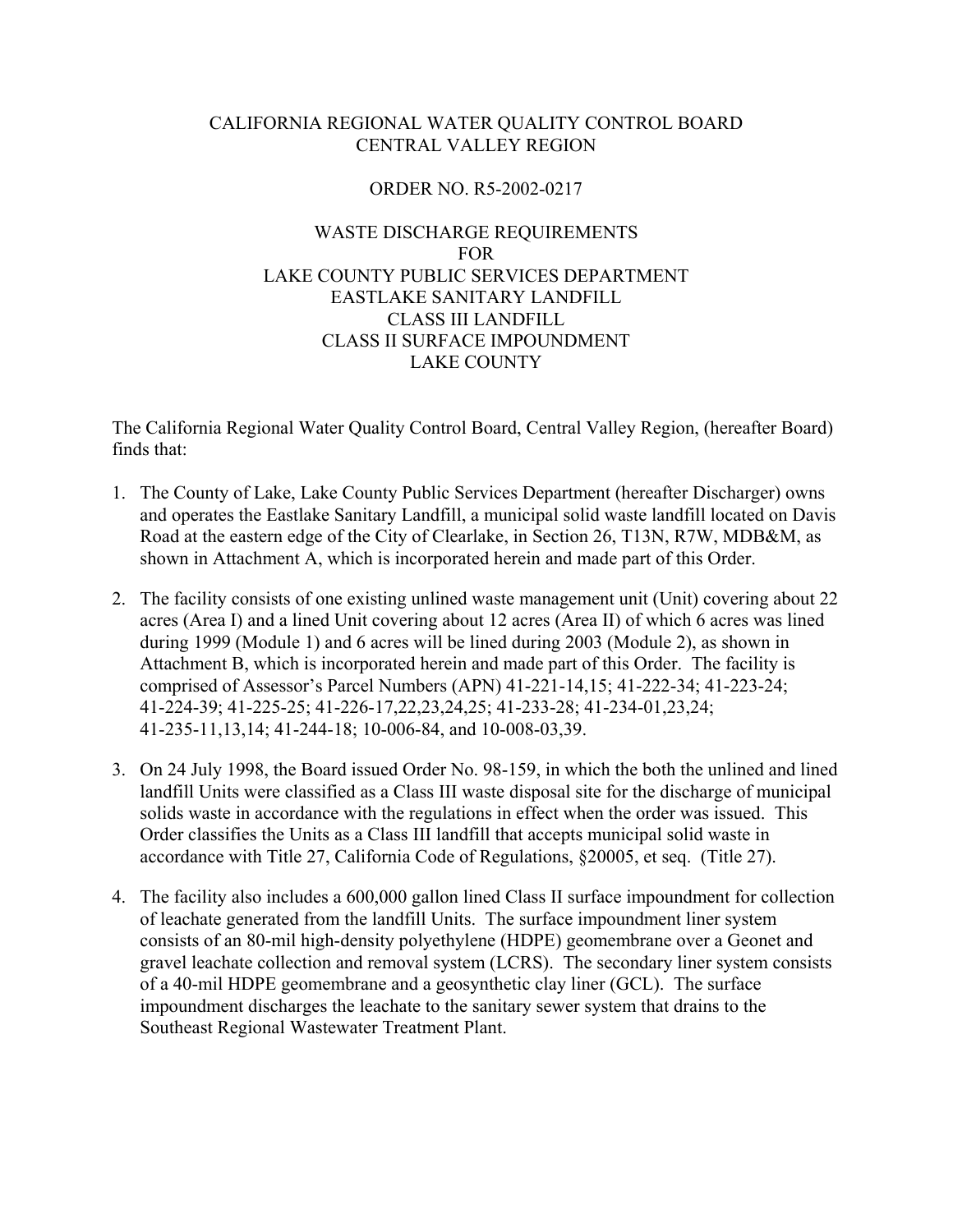# CALIFORNIA REGIONAL WATER QUALITY CONTROL BOARD
# CENTRAL VALLEY REGION

## ORDER NO. R5-2002-0217

## WASTE DISCHARGE REQUIREMENTS
## FOR
## LAKE COUNTY PUBLIC SERVICES DEPARTMENT
## EASTLAKE SANITARY LANDFILL
## CLASS III LANDFILL
## CLASS II SURFACE IMPOUNDMENT
## LAKE COUNTY

The California Regional Water Quality Control Board, Central Valley Region, (hereafter Board) finds that:

1. The County of Lake, Lake County Public Services Department (hereafter Discharger) owns and operates the Eastlake Sanitary Landfill, a municipal solid waste landfill located on Davis Road at the eastern edge of the City of Clearlake, in Section 26, T13N, R7W, MDB&M, as shown in Attachment A, which is incorporated herein and made part of this Order.

2. The facility consists of one existing unlined waste management unit (Unit) covering about 22 acres (Area I) and a lined Unit covering about 12 acres (Area II) of which 6 acres was lined during 1999 (Module 1) and 6 acres will be lined during 2003 (Module 2), as shown in Attachment B, which is incorporated herein and made part of this Order. The facility is comprised of Assessor's Parcel Numbers (APN) 41-221-14,15; 41-222-34; 41-223-24; 41-224-39; 41-225-25; 41-226-17,22,23,24,25; 41-233-28; 41-234-01,23,24; 41-235-11,13,14; 41-244-18; 10-006-84, and 10-008-03,39.

3. On 24 July 1998, the Board issued Order No. 98-159, in which the both the unlined and lined landfill Units were classified as a Class III waste disposal site for the discharge of municipal solids waste in accordance with the regulations in effect when the order was issued. This Order classifies the Units as a Class III landfill that accepts municipal solid waste in accordance with Title 27, California Code of Regulations, §20005, et seq. (Title 27).

4. The facility also includes a 600,000 gallon lined Class II surface impoundment for collection of leachate generated from the landfill Units. The surface impoundment liner system consists of an 80-mil high-density polyethylene (HDPE) geomembrane over a Geonet and gravel leachate collection and removal system (LCRS). The secondary liner system consists of a 40-mil HDPE geomembrane and a geosynthetic clay liner (GCL). The surface impoundment discharges the leachate to the sanitary sewer system that drains to the Southeast Regional Wastewater Treatment Plant.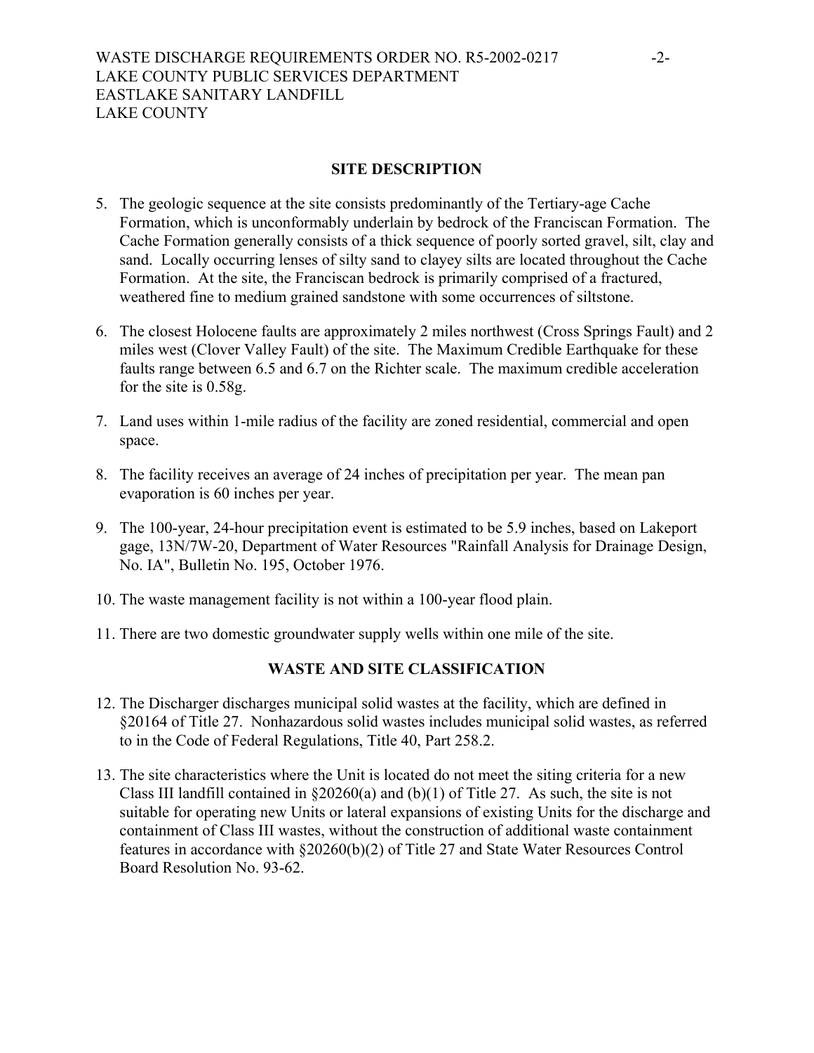## SITE DESCRIPTION

5. The geologic sequence at the site consists predominantly of the Tertiary-age Cache Formation, which is unconformably underlain by bedrock of the Franciscan Formation. The Cache Formation generally consists of a thick sequence of poorly sorted gravel, silt, clay and sand. Locally occurring lenses of silty sand to clayey silts are located throughout the Cache Formation. At the site, the Franciscan bedrock is primarily comprised of a fractured, weathered fine to medium grained sandstone with some occurrences of siltstone.

6. The closest Holocene faults are approximately 2 miles northwest (Cross Springs Fault) and 2 miles west (Clover Valley Fault) of the site. The Maximum Credible Earthquake for these faults range between 6.5 and 6.7 on the Richter scale. The maximum credible acceleration for the site is 0.58g.

7. Land uses within 1-mile radius of the facility are zoned residential, commercial and open space.

8. The facility receives an average of 24 inches of precipitation per year. The mean pan evaporation is 60 inches per year.

9. The 100-year, 24-hour precipitation event is estimated to be 5.9 inches, based on Lakeport gage, 13N/7W-20, Department of Water Resources "Rainfall Analysis for Drainage Design, No. IA", Bulletin No. 195, October 1976.

10. The waste management facility is not within a 100-year flood plain.

11. There are two domestic groundwater supply wells within one mile of the site.

## WASTE AND SITE CLASSIFICATION

12. The Discharger discharges municipal solid wastes at the facility, which are defined in §20164 of Title 27. Nonhazardous solid wastes includes municipal solid wastes, as referred to in the Code of Federal Regulations, Title 40, Part 258.2.

13. The site characteristics where the Unit is located do not meet the siting criteria for a new Class III landfill contained in §20260(a) and (b)(1) of Title 27. As such, the site is not suitable for operating new Units or lateral expansions of existing Units for the discharge and containment of Class III wastes, without the construction of additional waste containment features in accordance with §20260(b)(2) of Title 27 and State Water Resources Control Board Resolution No. 93-62.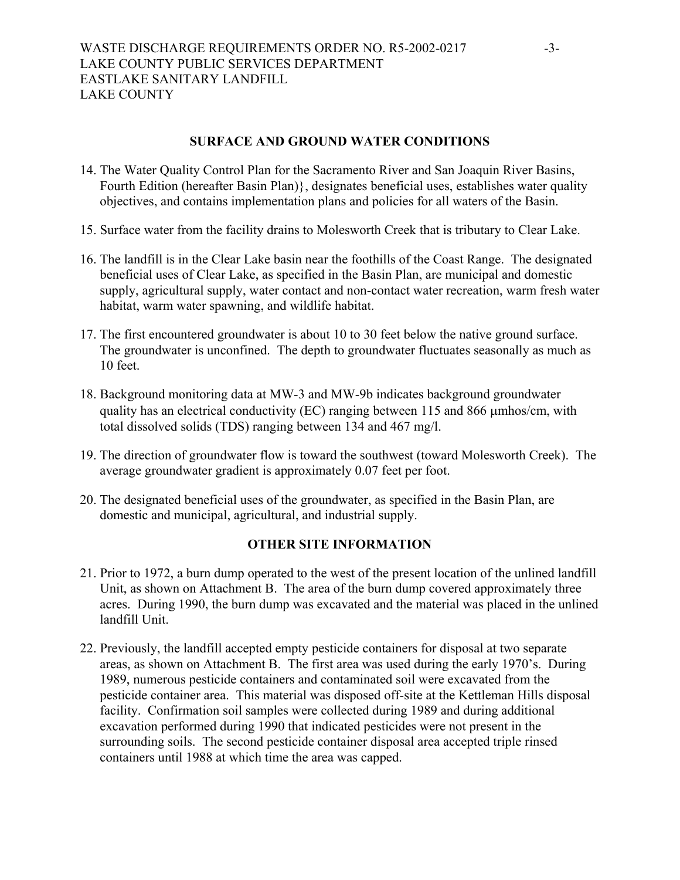## SURFACE AND GROUND WATER CONDITIONS

14. The Water Quality Control Plan for the Sacramento River and San Joaquin River Basins, Fourth Edition (hereafter Basin Plan)}, designates beneficial uses, establishes water quality objectives, and contains implementation plans and policies for all waters of the Basin.

15. Surface water from the facility drains to Molesworth Creek that is tributary to Clear Lake.

16. The landfill is in the Clear Lake basin near the foothills of the Coast Range. The designated beneficial uses of Clear Lake, as specified in the Basin Plan, are municipal and domestic supply, agricultural supply, water contact and non-contact water recreation, warm fresh water habitat, warm water spawning, and wildlife habitat.

17. The first encountered groundwater is about 10 to 30 feet below the native ground surface. The groundwater is unconfined. The depth to groundwater fluctuates seasonally as much as 10 feet.

18. Background monitoring data at MW-3 and MW-9b indicates background groundwater quality has an electrical conductivity (EC) ranging between 115 and 866 μmhos/cm, with total dissolved solids (TDS) ranging between 134 and 467 mg/l.

19. The direction of groundwater flow is toward the southwest (toward Molesworth Creek). The average groundwater gradient is approximately 0.07 feet per foot.

20. The designated beneficial uses of the groundwater, as specified in the Basin Plan, are domestic and municipal, agricultural, and industrial supply.

## OTHER SITE INFORMATION

21. Prior to 1972, a burn dump operated to the west of the present location of the unlined landfill Unit, as shown on Attachment B. The area of the burn dump covered approximately three acres. During 1990, the burn dump was excavated and the material was placed in the unlined landfill Unit.

22. Previously, the landfill accepted empty pesticide containers for disposal at two separate areas, as shown on Attachment B. The first area was used during the early 1970's. During 1989, numerous pesticide containers and contaminated soil were excavated from the pesticide container area. This material was disposed off-site at the Kettleman Hills disposal facility. Confirmation soil samples were collected during 1989 and during additional excavation performed during 1990 that indicated pesticides were not present in the surrounding soils. The second pesticide container disposal area accepted triple rinsed containers until 1988 at which time the area was capped.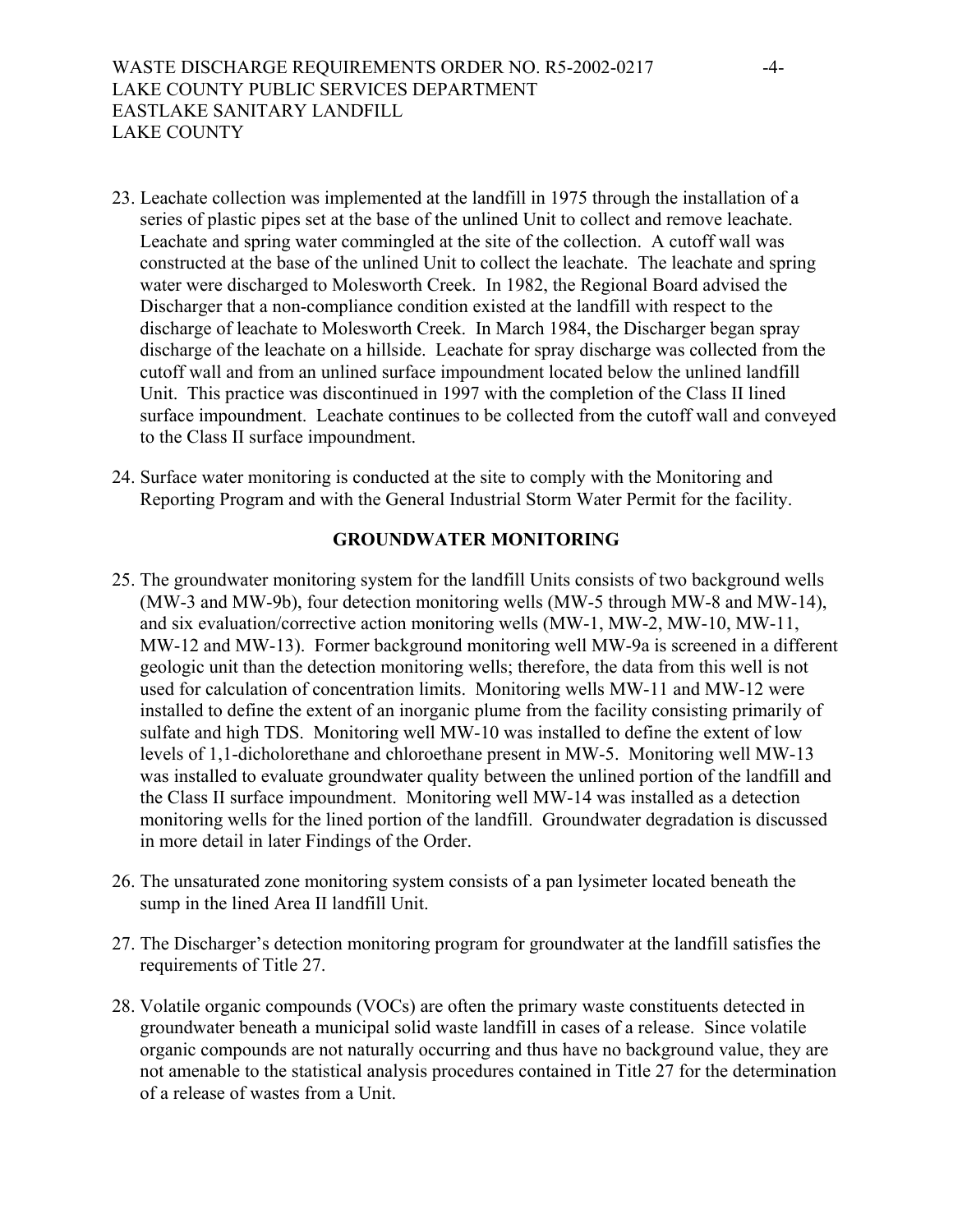23. Leachate collection was implemented at the landfill in 1975 through the installation of a series of plastic pipes set at the base of the unlined Unit to collect and remove leachate. Leachate and spring water commingled at the site of the collection. A cutoff wall was constructed at the base of the unlined Unit to collect the leachate. The leachate and spring water were discharged to Molesworth Creek. In 1982, the Regional Board advised the Discharger that a non-compliance condition existed at the landfill with respect to the discharge of leachate to Molesworth Creek. In March 1984, the Discharger began spray discharge of the leachate on a hillside. Leachate for spray discharge was collected from the cutoff wall and from an unlined surface impoundment located below the unlined landfill Unit. This practice was discontinued in 1997 with the completion of the Class II lined surface impoundment. Leachate continues to be collected from the cutoff wall and conveyed to the Class II surface impoundment.

24. Surface water monitoring is conducted at the site to comply with the Monitoring and Reporting Program and with the General Industrial Storm Water Permit for the facility.

## GROUNDWATER MONITORING

25. The groundwater monitoring system for the landfill Units consists of two background wells (MW-3 and MW-9b), four detection monitoring wells (MW-5 through MW-8 and MW-14), and six evaluation/corrective action monitoring wells (MW-1, MW-2, MW-10, MW-11, MW-12 and MW-13). Former background monitoring well MW-9a is screened in a different geologic unit than the detection monitoring wells; therefore, the data from this well is not used for calculation of concentration limits. Monitoring wells MW-11 and MW-12 were installed to define the extent of an inorganic plume from the facility consisting primarily of sulfate and high TDS. Monitoring well MW-10 was installed to define the extent of low levels of 1,1-dicholorethane and chloroethane present in MW-5. Monitoring well MW-13 was installed to evaluate groundwater quality between the unlined portion of the landfill and the Class II surface impoundment. Monitoring well MW-14 was installed as a detection monitoring wells for the lined portion of the landfill. Groundwater degradation is discussed in more detail in later Findings of the Order.

26. The unsaturated zone monitoring system consists of a pan lysimeter located beneath the sump in the lined Area II landfill Unit.

27. The Discharger's detection monitoring program for groundwater at the landfill satisfies the requirements of Title 27.

28. Volatile organic compounds (VOCs) are often the primary waste constituents detected in groundwater beneath a municipal solid waste landfill in cases of a release. Since volatile organic compounds are not naturally occurring and thus have no background value, they are not amenable to the statistical analysis procedures contained in Title 27 for the determination of a release of wastes from a Unit.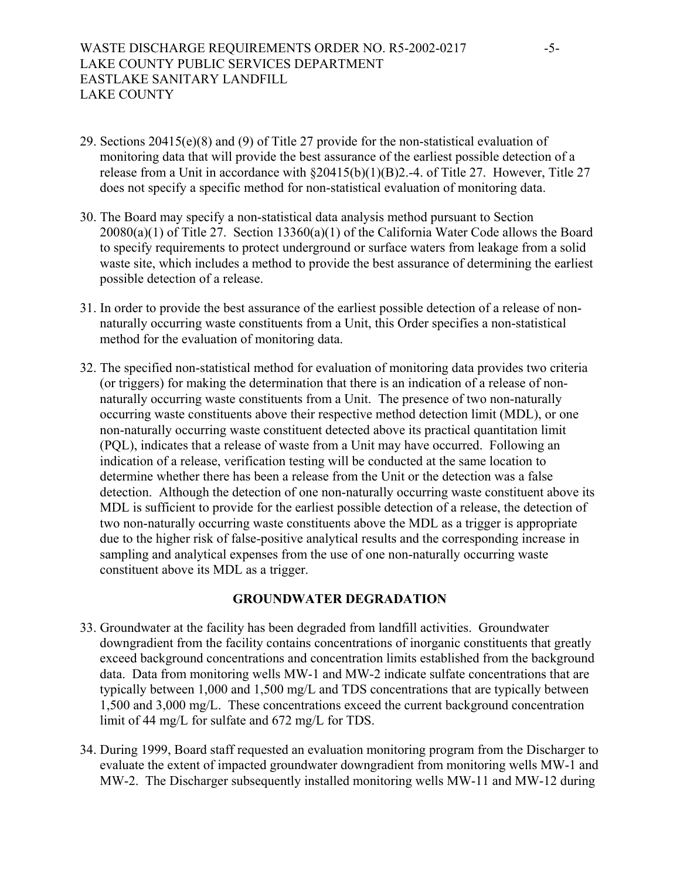29. Sections 20415(e)(8) and (9) of Title 27 provide for the non-statistical evaluation of monitoring data that will provide the best assurance of the earliest possible detection of a release from a Unit in accordance with §20415(b)(1)(B)2.-4. of Title 27. However, Title 27 does not specify a specific method for non-statistical evaluation of monitoring data.

30. The Board may specify a non-statistical data analysis method pursuant to Section 20080(a)(1) of Title 27. Section 13360(a)(1) of the California Water Code allows the Board to specify requirements to protect underground or surface waters from leakage from a solid waste site, which includes a method to provide the best assurance of determining the earliest possible detection of a release.

31. In order to provide the best assurance of the earliest possible detection of a release of non-naturally occurring waste constituents from a Unit, this Order specifies a non-statistical method for the evaluation of monitoring data.

32. The specified non-statistical method for evaluation of monitoring data provides two criteria (or triggers) for making the determination that there is an indication of a release of non-naturally occurring waste constituents from a Unit. The presence of two non-naturally occurring waste constituents above their respective method detection limit (MDL), or one non-naturally occurring waste constituent detected above its practical quantitation limit (PQL), indicates that a release of waste from a Unit may have occurred. Following an indication of a release, verification testing will be conducted at the same location to determine whether there has been a release from the Unit or the detection was a false detection. Although the detection of one non-naturally occurring waste constituent above its MDL is sufficient to provide for the earliest possible detection of a release, the detection of two non-naturally occurring waste constituents above the MDL as a trigger is appropriate due to the higher risk of false-positive analytical results and the corresponding increase in sampling and analytical expenses from the use of one non-naturally occurring waste constituent above its MDL as a trigger.

## GROUNDWATER DEGRADATION

33. Groundwater at the facility has been degraded from landfill activities. Groundwater downgradient from the facility contains concentrations of inorganic constituents that greatly exceed background concentrations and concentration limits established from the background data. Data from monitoring wells MW-1 and MW-2 indicate sulfate concentrations that are typically between 1,000 and 1,500 mg/L and TDS concentrations that are typically between 1,500 and 3,000 mg/L. These concentrations exceed the current background concentration limit of 44 mg/L for sulfate and 672 mg/L for TDS.

34. During 1999, Board staff requested an evaluation monitoring program from the Discharger to evaluate the extent of impacted groundwater downgradient from monitoring wells MW-1 and MW-2. The Discharger subsequently installed monitoring wells MW-11 and MW-12 during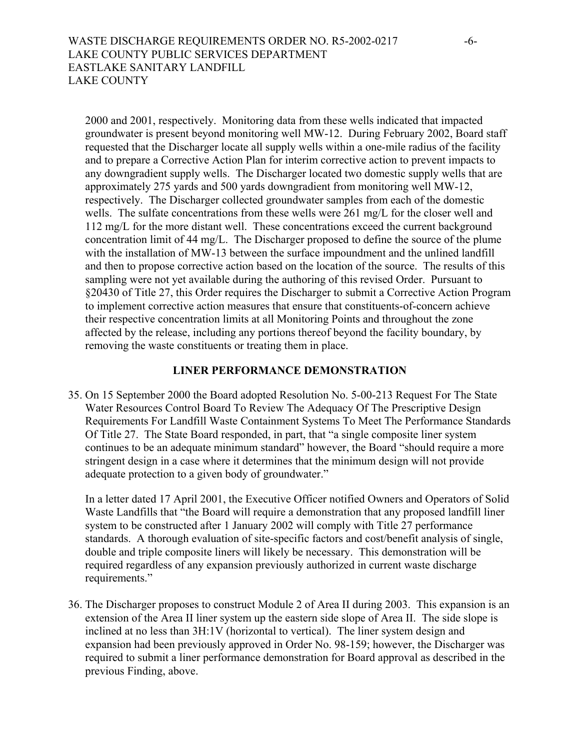2000 and 2001, respectively. Monitoring data from these wells indicated that impacted groundwater is present beyond monitoring well MW-12. During February 2002, Board staff requested that the Discharger locate all supply wells within a one-mile radius of the facility and to prepare a Corrective Action Plan for interim corrective action to prevent impacts to any downgradient supply wells. The Discharger located two domestic supply wells that are approximately 275 yards and 500 yards downgradient from monitoring well MW-12, respectively. The Discharger collected groundwater samples from each of the domestic wells. The sulfate concentrations from these wells were 261 mg/L for the closer well and 112 mg/L for the more distant well. These concentrations exceed the current background concentration limit of 44 mg/L. The Discharger proposed to define the source of the plume with the installation of MW-13 between the surface impoundment and the unlined landfill and then to propose corrective action based on the location of the source. The results of this sampling were not yet available during the authoring of this revised Order. Pursuant to §20430 of Title 27, this Order requires the Discharger to submit a Corrective Action Program to implement corrective action measures that ensure that constituents-of-concern achieve their respective concentration limits at all Monitoring Points and throughout the zone affected by the release, including any portions thereof beyond the facility boundary, by removing the waste constituents or treating them in place.

## LINER PERFORMANCE DEMONSTRATION

35. On 15 September 2000 the Board adopted Resolution No. 5-00-213 Request For The State Water Resources Control Board To Review The Adequacy Of The Prescriptive Design Requirements For Landfill Waste Containment Systems To Meet The Performance Standards Of Title 27. The State Board responded, in part, that "a single composite liner system continues to be an adequate minimum standard" however, the Board "should require a more stringent design in a case where it determines that the minimum design will not provide adequate protection to a given body of groundwater."

    In a letter dated 17 April 2001, the Executive Officer notified Owners and Operators of Solid Waste Landfills that "the Board will require a demonstration that any proposed landfill liner system to be constructed after 1 January 2002 will comply with Title 27 performance standards. A thorough evaluation of site-specific factors and cost/benefit analysis of single, double and triple composite liners will likely be necessary. This demonstration will be required regardless of any expansion previously authorized in current waste discharge requirements."

36. The Discharger proposes to construct Module 2 of Area II during 2003. This expansion is an extension of the Area II liner system up the eastern side slope of Area II. The side slope is inclined at no less than 3H:1V (horizontal to vertical). The liner system design and expansion had been previously approved in Order No. 98-159; however, the Discharger was required to submit a liner performance demonstration for Board approval as described in the previous Finding, above.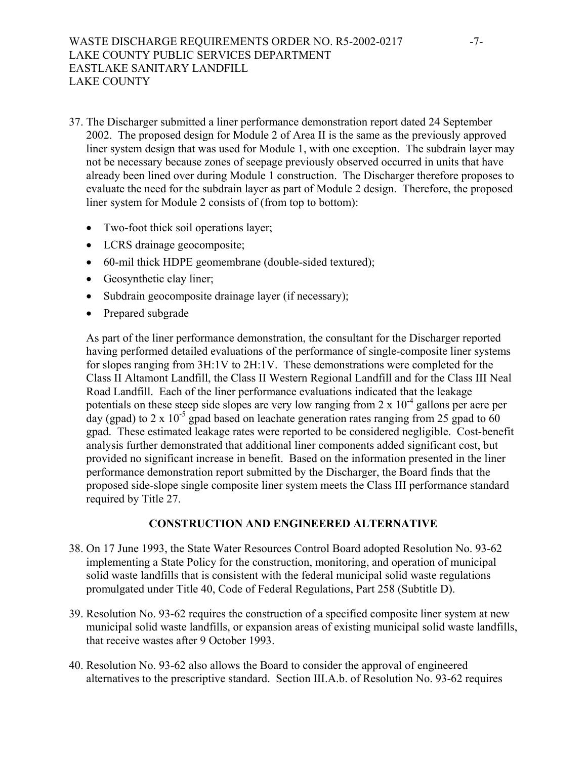37. The Discharger submitted a liner performance demonstration report dated 24 September 2002. The proposed design for Module 2 of Area II is the same as the previously approved liner system design that was used for Module 1, with one exception. The subdrain layer may not be necessary because zones of seepage previously observed occurred in units that have already been lined over during Module 1 construction. The Discharger therefore proposes to evaluate the need for the subdrain layer as part of Module 2 design. Therefore, the proposed liner system for Module 2 consists of (from top to bottom):

    - Two-foot thick soil operations layer;
    - LCRS drainage geocomposite;
    - 60-mil thick HDPE geomembrane (double-sided textured);
    - Geosynthetic clay liner;
    - Subdrain geocomposite drainage layer (if necessary);
    - Prepared subgrade

    As part of the liner performance demonstration, the consultant for the Discharger reported having performed detailed evaluations of the performance of single-composite liner systems for slopes ranging from 3H:1V to 2H:1V. These demonstrations were completed for the Class II Altamont Landfill, the Class II Western Regional Landfill and for the Class III Neal Road Landfill. Each of the liner performance evaluations indicated that the leakage potentials on these steep side slopes are very low ranging from $2 \times 10^{-4}$ gallons per acre per day (gpad) to $2 \times 10^{-5}$ gpad based on leachate generation rates ranging from 25 gpad to 60 gpad. These estimated leakage rates were reported to be considered negligible. Cost-benefit analysis further demonstrated that additional liner components added significant cost, but provided no significant increase in benefit. Based on the information presented in the liner performance demonstration report submitted by the Discharger, the Board finds that the proposed side-slope single composite liner system meets the Class III performance standard required by Title 27.

## CONSTRUCTION AND ENGINEERED ALTERNATIVE

38. On 17 June 1993, the State Water Resources Control Board adopted Resolution No. 93-62 implementing a State Policy for the construction, monitoring, and operation of municipal solid waste landfills that is consistent with the federal municipal solid waste regulations promulgated under Title 40, Code of Federal Regulations, Part 258 (Subtitle D).

39. Resolution No. 93-62 requires the construction of a specified composite liner system at new municipal solid waste landfills, or expansion areas of existing municipal solid waste landfills, that receive wastes after 9 October 1993.

40. Resolution No. 93-62 also allows the Board to consider the approval of engineered alternatives to the prescriptive standard. Section III.A.b. of Resolution No. 93-62 requires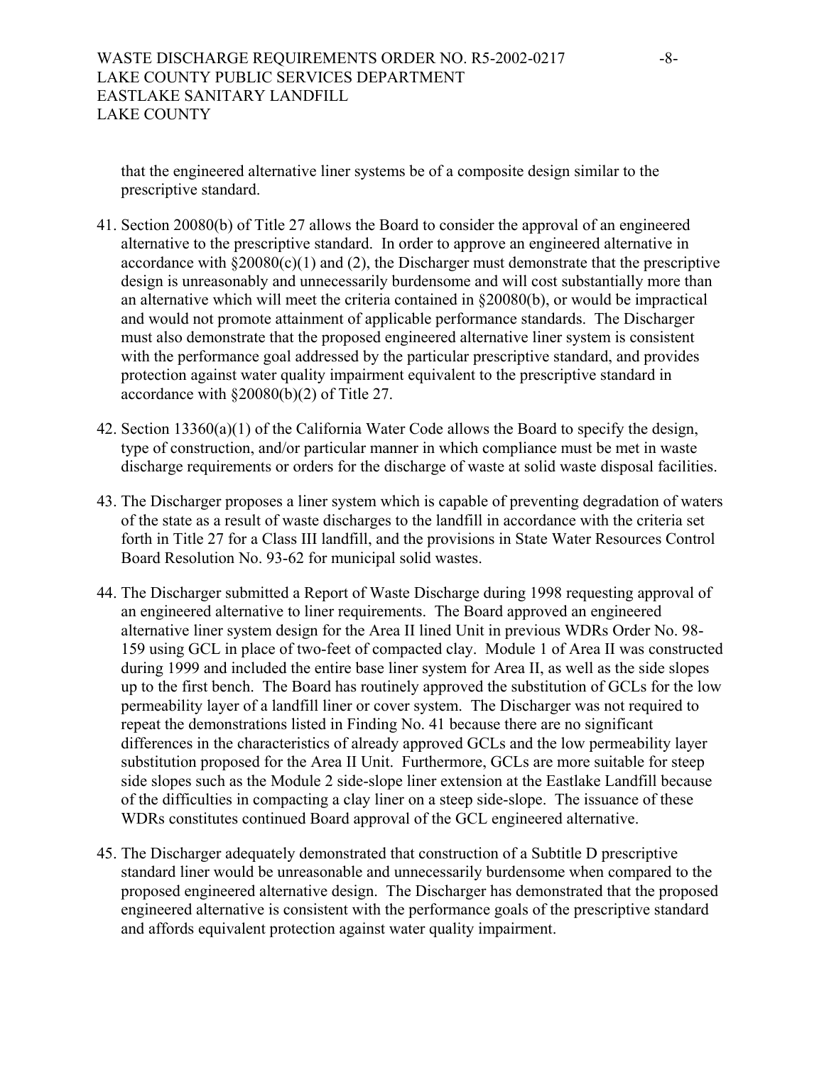that the engineered alternative liner systems be of a composite design similar to the prescriptive standard.

41. Section 20080(b) of Title 27 allows the Board to consider the approval of an engineered alternative to the prescriptive standard. In order to approve an engineered alternative in accordance with §20080(c)(1) and (2), the Discharger must demonstrate that the prescriptive design is unreasonably and unnecessarily burdensome and will cost substantially more than an alternative which will meet the criteria contained in §20080(b), or would be impractical and would not promote attainment of applicable performance standards. The Discharger must also demonstrate that the proposed engineered alternative liner system is consistent with the performance goal addressed by the particular prescriptive standard, and provides protection against water quality impairment equivalent to the prescriptive standard in accordance with §20080(b)(2) of Title 27.

42. Section 13360(a)(1) of the California Water Code allows the Board to specify the design, type of construction, and/or particular manner in which compliance must be met in waste discharge requirements or orders for the discharge of waste at solid waste disposal facilities.

43. The Discharger proposes a liner system which is capable of preventing degradation of waters of the state as a result of waste discharges to the landfill in accordance with the criteria set forth in Title 27 for a Class III landfill, and the provisions in State Water Resources Control Board Resolution No. 93-62 for municipal solid wastes.

44. The Discharger submitted a Report of Waste Discharge during 1998 requesting approval of an engineered alternative to liner requirements. The Board approved an engineered alternative liner system design for the Area II lined Unit in previous WDRs Order No. 98-159 using GCL in place of two-feet of compacted clay. Module 1 of Area II was constructed during 1999 and included the entire base liner system for Area II, as well as the side slopes up to the first bench. The Board has routinely approved the substitution of GCLs for the low permeability layer of a landfill liner or cover system. The Discharger was not required to repeat the demonstrations listed in Finding No. 41 because there are no significant differences in the characteristics of already approved GCLs and the low permeability layer substitution proposed for the Area II Unit. Furthermore, GCLs are more suitable for steep side slopes such as the Module 2 side-slope liner extension at the Eastlake Landfill because of the difficulties in compacting a clay liner on a steep side-slope. The issuance of these WDRs constitutes continued Board approval of the GCL engineered alternative.

45. The Discharger adequately demonstrated that construction of a Subtitle D prescriptive standard liner would be unreasonable and unnecessarily burdensome when compared to the proposed engineered alternative design. The Discharger has demonstrated that the proposed engineered alternative is consistent with the performance goals of the prescriptive standard and affords equivalent protection against water quality impairment.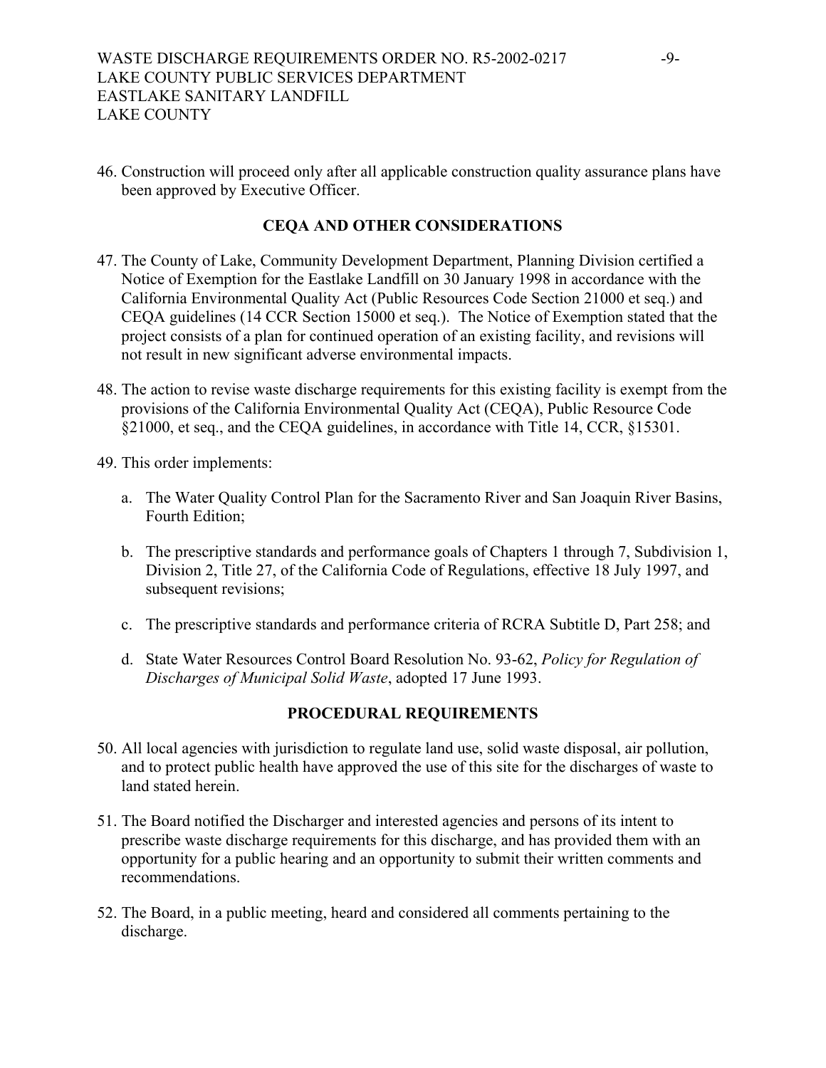46. Construction will proceed only after all applicable construction quality assurance plans have been approved by Executive Officer.

## CEQA AND OTHER CONSIDERATIONS

47. The County of Lake, Community Development Department, Planning Division certified a Notice of Exemption for the Eastlake Landfill on 30 January 1998 in accordance with the California Environmental Quality Act (Public Resources Code Section 21000 et seq.) and CEQA guidelines (14 CCR Section 15000 et seq.). The Notice of Exemption stated that the project consists of a plan for continued operation of an existing facility, and revisions will not result in new significant adverse environmental impacts.

48. The action to revise waste discharge requirements for this existing facility is exempt from the provisions of the California Environmental Quality Act (CEQA), Public Resource Code §21000, et seq., and the CEQA guidelines, in accordance with Title 14, CCR, §15301.

49. This order implements:

    a. The Water Quality Control Plan for the Sacramento River and San Joaquin River Basins, Fourth Edition;

    b. The prescriptive standards and performance goals of Chapters 1 through 7, Subdivision 1, Division 2, Title 27, of the California Code of Regulations, effective 18 July 1997, and subsequent revisions;

    c. The prescriptive standards and performance criteria of RCRA Subtitle D, Part 258; and

    d. State Water Resources Control Board Resolution No. 93-62, *Policy for Regulation of Discharges of Municipal Solid Waste*, adopted 17 June 1993.

## PROCEDURAL REQUIREMENTS

50. All local agencies with jurisdiction to regulate land use, solid waste disposal, air pollution, and to protect public health have approved the use of this site for the discharges of waste to land stated herein.

51. The Board notified the Discharger and interested agencies and persons of its intent to prescribe waste discharge requirements for this discharge, and has provided them with an opportunity for a public hearing and an opportunity to submit their written comments and recommendations.

52. The Board, in a public meeting, heard and considered all comments pertaining to the discharge.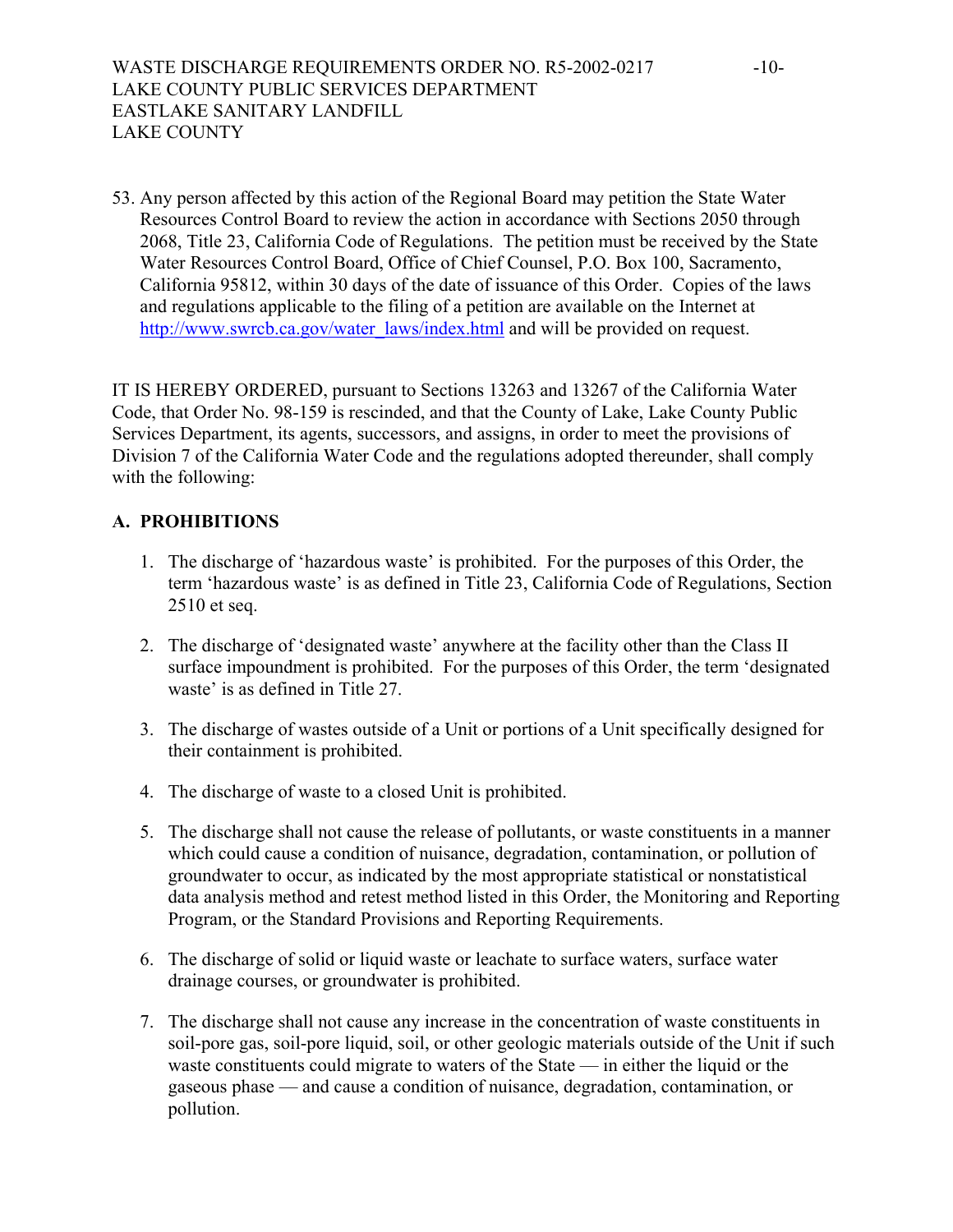53. Any person affected by this action of the Regional Board may petition the State Water Resources Control Board to review the action in accordance with Sections 2050 through 2068, Title 23, California Code of Regulations. The petition must be received by the State Water Resources Control Board, Office of Chief Counsel, P.O. Box 100, Sacramento, California 95812, within 30 days of the date of issuance of this Order. Copies of the laws and regulations applicable to the filing of a petition are available on the Internet at http://www.swrcb.ca.gov/water_laws/index.html and will be provided on request.

IT IS HEREBY ORDERED, pursuant to Sections 13263 and 13267 of the California Water Code, that Order No. 98-159 is rescinded, and that the County of Lake, Lake County Public Services Department, its agents, successors, and assigns, in order to meet the provisions of Division 7 of the California Water Code and the regulations adopted thereunder, shall comply with the following:

## A. PROHIBITIONS

1. The discharge of 'hazardous waste' is prohibited. For the purposes of this Order, the term 'hazardous waste' is as defined in Title 23, California Code of Regulations, Section 2510 et seq.

2. The discharge of 'designated waste' anywhere at the facility other than the Class II surface impoundment is prohibited. For the purposes of this Order, the term 'designated waste' is as defined in Title 27.

3. The discharge of wastes outside of a Unit or portions of a Unit specifically designed for their containment is prohibited.

4. The discharge of waste to a closed Unit is prohibited.

5. The discharge shall not cause the release of pollutants, or waste constituents in a manner which could cause a condition of nuisance, degradation, contamination, or pollution of groundwater to occur, as indicated by the most appropriate statistical or nonstatistical data analysis method and retest method listed in this Order, the Monitoring and Reporting Program, or the Standard Provisions and Reporting Requirements.

6. The discharge of solid or liquid waste or leachate to surface waters, surface water drainage courses, or groundwater is prohibited.

7. The discharge shall not cause any increase in the concentration of waste constituents in soil-pore gas, soil-pore liquid, soil, or other geologic materials outside of the Unit if such waste constituents could migrate to waters of the State — in either the liquid or the gaseous phase — and cause a condition of nuisance, degradation, contamination, or pollution.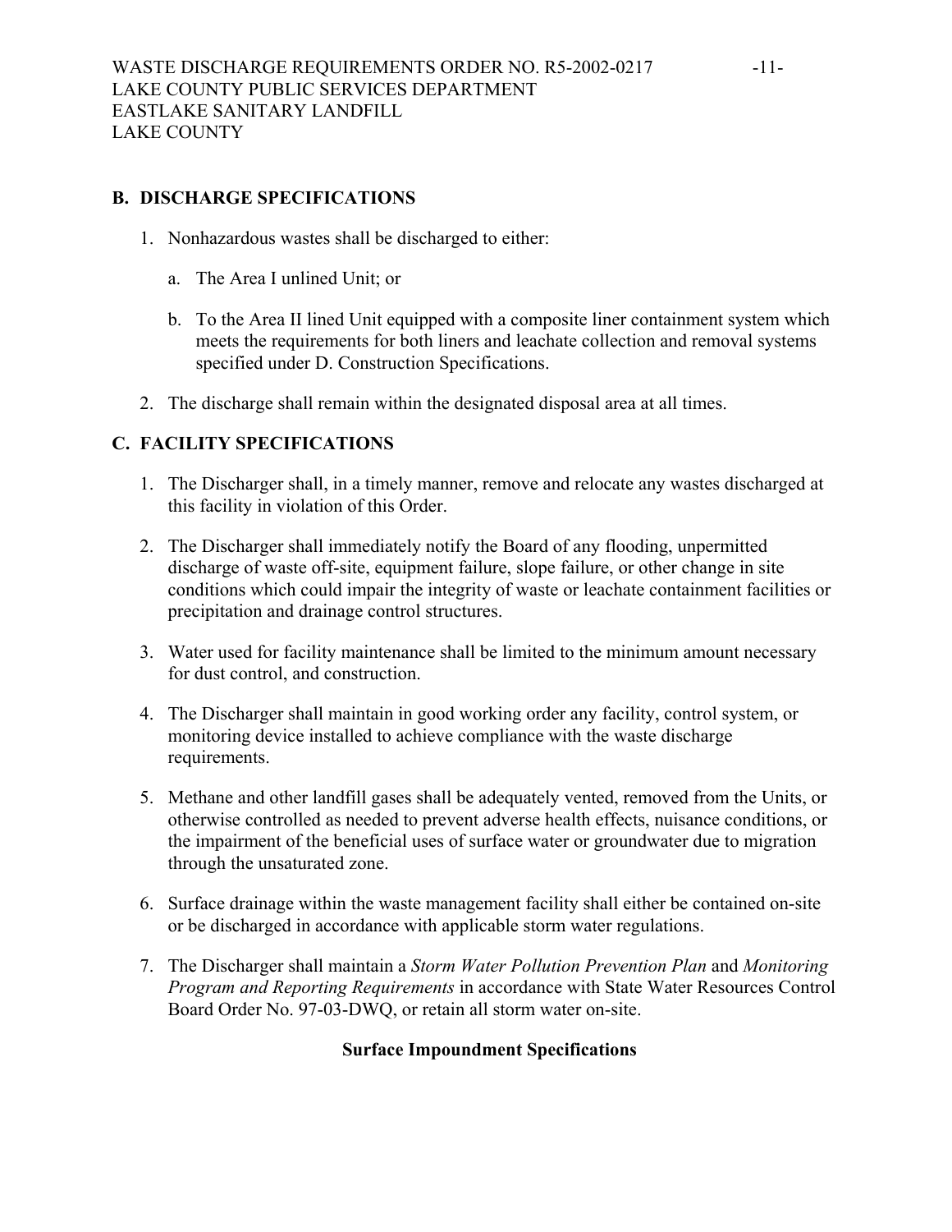## B. DISCHARGE SPECIFICATIONS

1. Nonhazardous wastes shall be discharged to either:

   a. The Area I unlined Unit; or

   b. To the Area II lined Unit equipped with a composite liner containment system which meets the requirements for both liners and leachate collection and removal systems specified under D. Construction Specifications.

2. The discharge shall remain within the designated disposal area at all times.

## C. FACILITY SPECIFICATIONS

1. The Discharger shall, in a timely manner, remove and relocate any wastes discharged at this facility in violation of this Order.

2. The Discharger shall immediately notify the Board of any flooding, unpermitted discharge of waste off-site, equipment failure, slope failure, or other change in site conditions which could impair the integrity of waste or leachate containment facilities or precipitation and drainage control structures.

3. Water used for facility maintenance shall be limited to the minimum amount necessary for dust control, and construction.

4. The Discharger shall maintain in good working order any facility, control system, or monitoring device installed to achieve compliance with the waste discharge requirements.

5. Methane and other landfill gases shall be adequately vented, removed from the Units, or otherwise controlled as needed to prevent adverse health effects, nuisance conditions, or the impairment of the beneficial uses of surface water or groundwater due to migration through the unsaturated zone.

6. Surface drainage within the waste management facility shall either be contained on-site or be discharged in accordance with applicable storm water regulations.

7. The Discharger shall maintain a *Storm Water Pollution Prevention Plan* and *Monitoring Program and Reporting Requirements* in accordance with State Water Resources Control Board Order No. 97-03-DWQ, or retain all storm water on-site.

### Surface Impoundment Specifications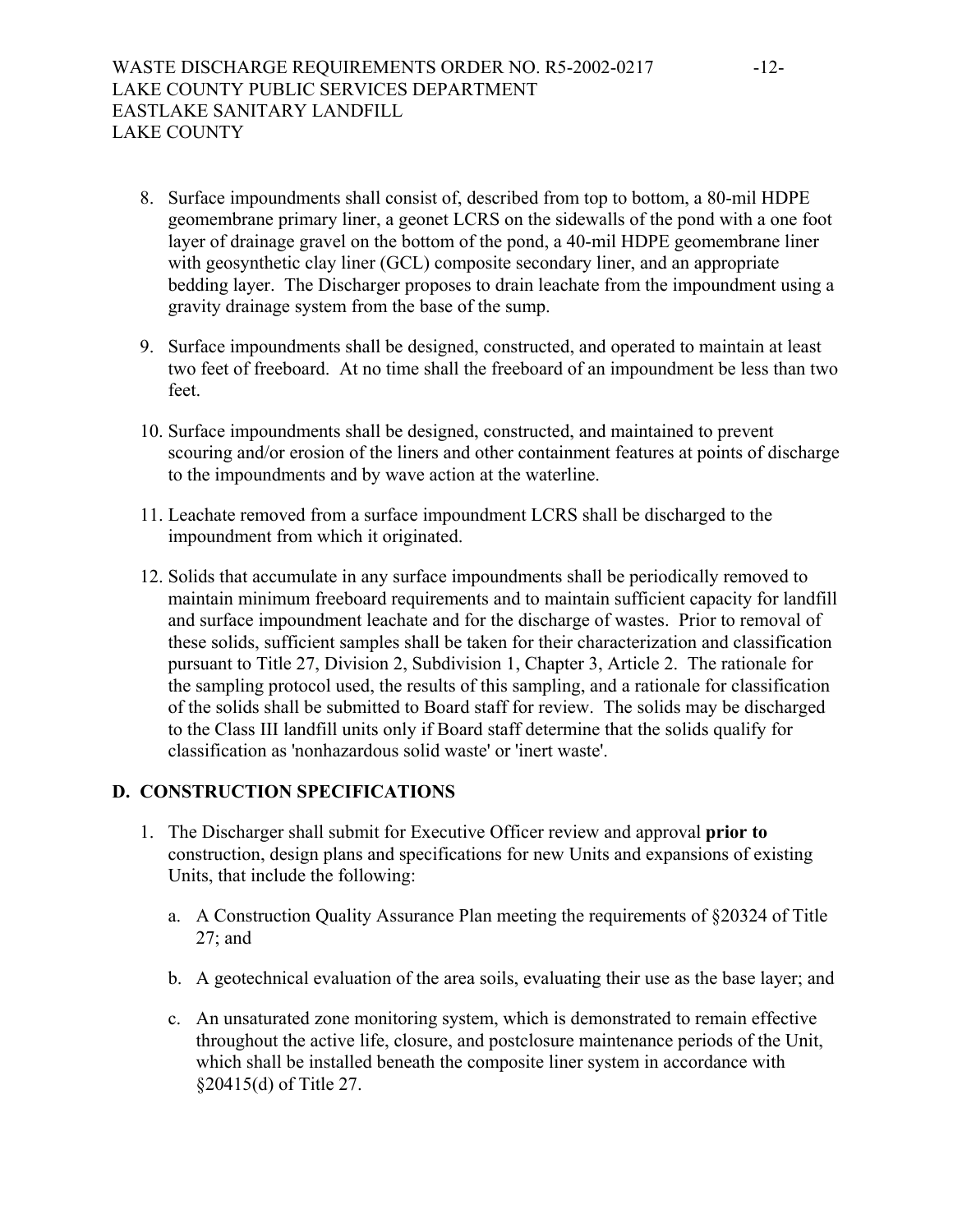8. Surface impoundments shall consist of, described from top to bottom, a 80-mil HDPE geomembrane primary liner, a geonet LCRS on the sidewalls of the pond with a one foot layer of drainage gravel on the bottom of the pond, a 40-mil HDPE geomembrane liner with geosynthetic clay liner (GCL) composite secondary liner, and an appropriate bedding layer. The Discharger proposes to drain leachate from the impoundment using a gravity drainage system from the base of the sump.

9. Surface impoundments shall be designed, constructed, and operated to maintain at least two feet of freeboard. At no time shall the freeboard of an impoundment be less than two feet.

10. Surface impoundments shall be designed, constructed, and maintained to prevent scouring and/or erosion of the liners and other containment features at points of discharge to the impoundments and by wave action at the waterline.

11. Leachate removed from a surface impoundment LCRS shall be discharged to the impoundment from which it originated.

12. Solids that accumulate in any surface impoundments shall be periodically removed to maintain minimum freeboard requirements and to maintain sufficient capacity for landfill and surface impoundment leachate and for the discharge of wastes. Prior to removal of these solids, sufficient samples shall be taken for their characterization and classification pursuant to Title 27, Division 2, Subdivision 1, Chapter 3, Article 2. The rationale for the sampling protocol used, the results of this sampling, and a rationale for classification of the solids shall be submitted to Board staff for review. The solids may be discharged to the Class III landfill units only if Board staff determine that the solids qualify for classification as 'nonhazardous solid waste' or 'inert waste'.

## D. CONSTRUCTION SPECIFICATIONS

1. The Discharger shall submit for Executive Officer review and approval **prior to** construction, design plans and specifications for new Units and expansions of existing Units, that include the following:

   a. A Construction Quality Assurance Plan meeting the requirements of §20324 of Title 27; and

   b. A geotechnical evaluation of the area soils, evaluating their use as the base layer; and

   c. An unsaturated zone monitoring system, which is demonstrated to remain effective throughout the active life, closure, and postclosure maintenance periods of the Unit, which shall be installed beneath the composite liner system in accordance with §20415(d) of Title 27.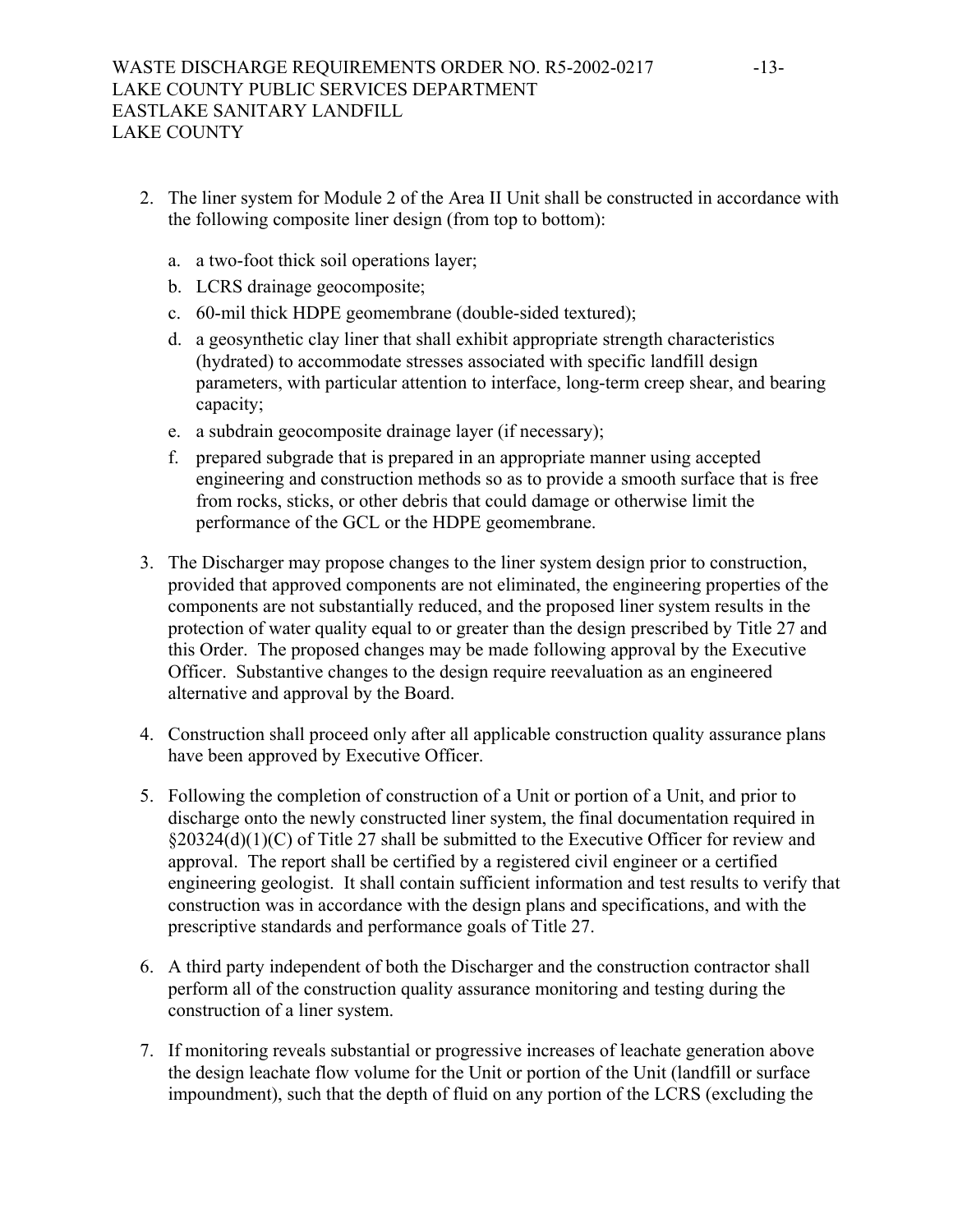2. The liner system for Module 2 of the Area II Unit shall be constructed in accordance with the following composite liner design (from top to bottom):

   a. a two-foot thick soil operations layer;

   b. LCRS drainage geocomposite;

   c. 60-mil thick HDPE geomembrane (double-sided textured);

   d. a geosynthetic clay liner that shall exhibit appropriate strength characteristics (hydrated) to accommodate stresses associated with specific landfill design parameters, with particular attention to interface, long-term creep shear, and bearing capacity;

   e. a subdrain geocomposite drainage layer (if necessary);

   f. prepared subgrade that is prepared in an appropriate manner using accepted engineering and construction methods so as to provide a smooth surface that is free from rocks, sticks, or other debris that could damage or otherwise limit the performance of the GCL or the HDPE geomembrane.

3. The Discharger may propose changes to the liner system design prior to construction, provided that approved components are not eliminated, the engineering properties of the components are not substantially reduced, and the proposed liner system results in the protection of water quality equal to or greater than the design prescribed by Title 27 and this Order. The proposed changes may be made following approval by the Executive Officer. Substantive changes to the design require reevaluation as an engineered alternative and approval by the Board.

4. Construction shall proceed only after all applicable construction quality assurance plans have been approved by Executive Officer.

5. Following the completion of construction of a Unit or portion of a Unit, and prior to discharge onto the newly constructed liner system, the final documentation required in §20324(d)(1)(C) of Title 27 shall be submitted to the Executive Officer for review and approval. The report shall be certified by a registered civil engineer or a certified engineering geologist. It shall contain sufficient information and test results to verify that construction was in accordance with the design plans and specifications, and with the prescriptive standards and performance goals of Title 27.

6. A third party independent of both the Discharger and the construction contractor shall perform all of the construction quality assurance monitoring and testing during the construction of a liner system.

7. If monitoring reveals substantial or progressive increases of leachate generation above the design leachate flow volume for the Unit or portion of the Unit (landfill or surface impoundment), such that the depth of fluid on any portion of the LCRS (excluding the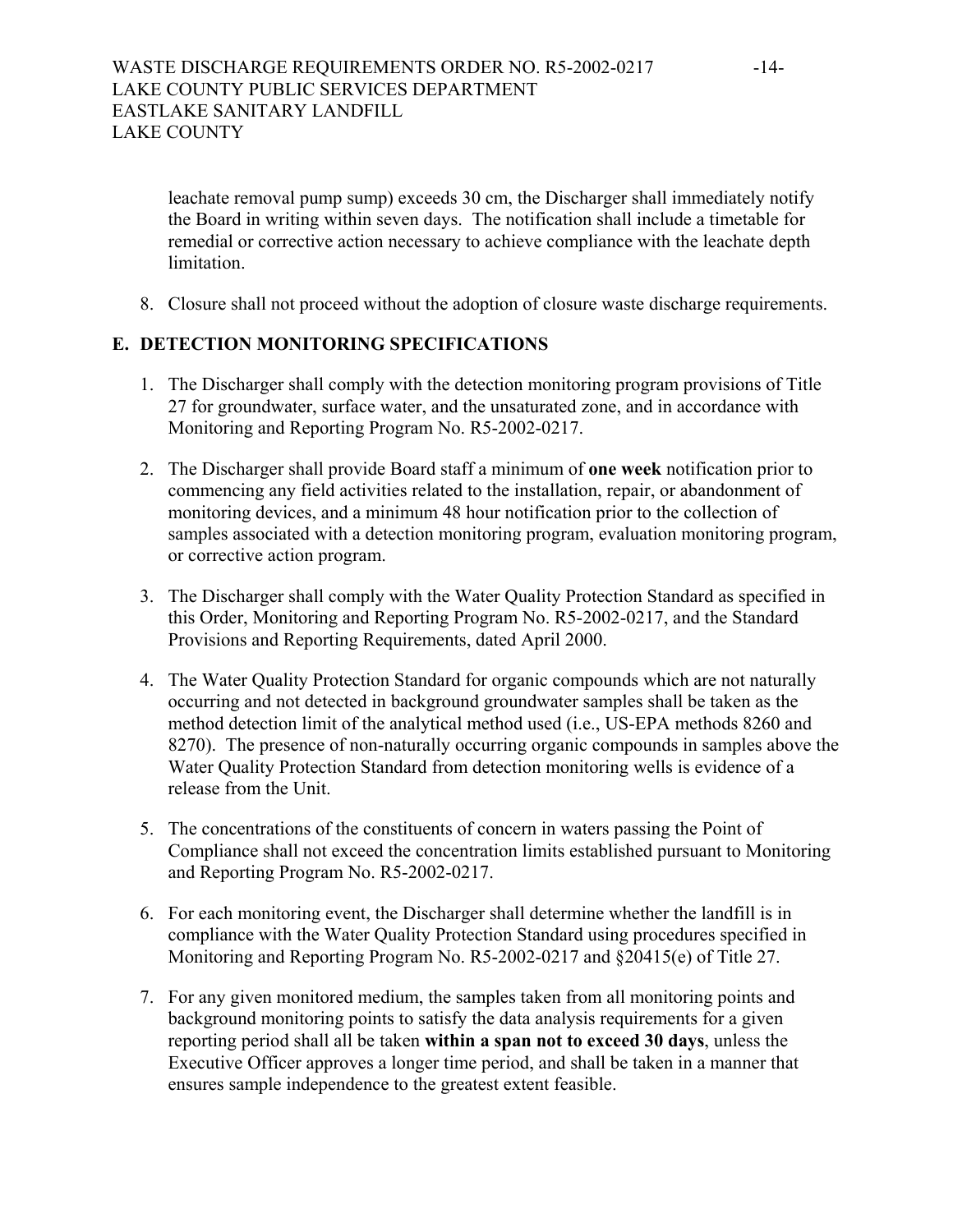leachate removal pump sump) exceeds 30 cm, the Discharger shall immediately notify the Board in writing within seven days. The notification shall include a timetable for remedial or corrective action necessary to achieve compliance with the leachate depth limitation.

8. Closure shall not proceed without the adoption of closure waste discharge requirements.

## E. DETECTION MONITORING SPECIFICATIONS

1. The Discharger shall comply with the detection monitoring program provisions of Title 27 for groundwater, surface water, and the unsaturated zone, and in accordance with Monitoring and Reporting Program No. R5-2002-0217.

2. The Discharger shall provide Board staff a minimum of **one week** notification prior to commencing any field activities related to the installation, repair, or abandonment of monitoring devices, and a minimum 48 hour notification prior to the collection of samples associated with a detection monitoring program, evaluation monitoring program, or corrective action program.

3. The Discharger shall comply with the Water Quality Protection Standard as specified in this Order, Monitoring and Reporting Program No. R5-2002-0217, and the Standard Provisions and Reporting Requirements, dated April 2000.

4. The Water Quality Protection Standard for organic compounds which are not naturally occurring and not detected in background groundwater samples shall be taken as the method detection limit of the analytical method used (i.e., US-EPA methods 8260 and 8270). The presence of non-naturally occurring organic compounds in samples above the Water Quality Protection Standard from detection monitoring wells is evidence of a release from the Unit.

5. The concentrations of the constituents of concern in waters passing the Point of Compliance shall not exceed the concentration limits established pursuant to Monitoring and Reporting Program No. R5-2002-0217.

6. For each monitoring event, the Discharger shall determine whether the landfill is in compliance with the Water Quality Protection Standard using procedures specified in Monitoring and Reporting Program No. R5-2002-0217 and §20415(e) of Title 27.

7. For any given monitored medium, the samples taken from all monitoring points and background monitoring points to satisfy the data analysis requirements for a given reporting period shall all be taken **within a span not to exceed 30 days**, unless the Executive Officer approves a longer time period, and shall be taken in a manner that ensures sample independence to the greatest extent feasible.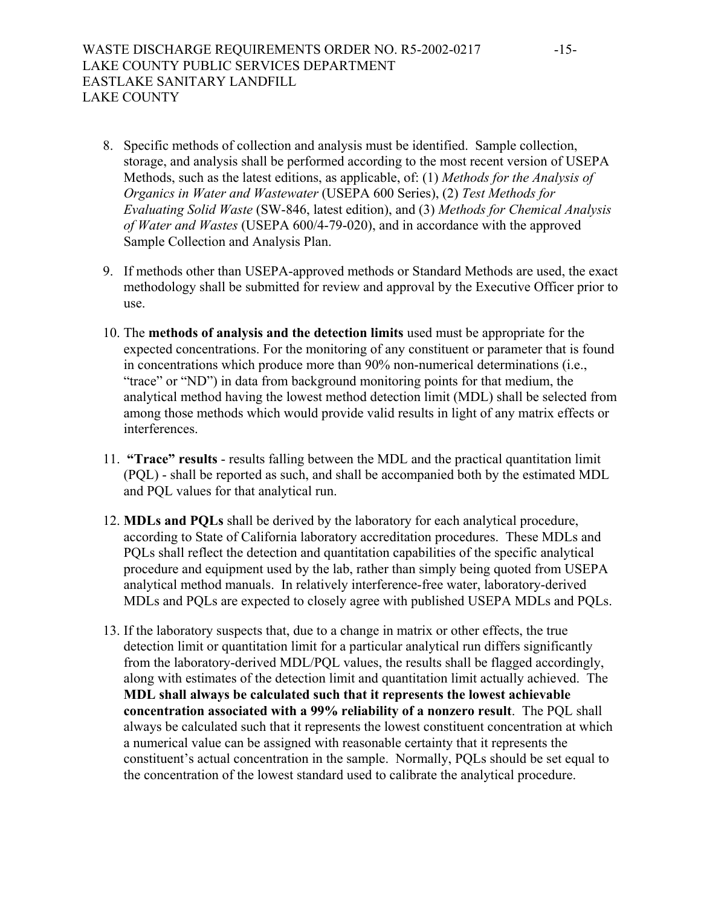8. Specific methods of collection and analysis must be identified. Sample collection, storage, and analysis shall be performed according to the most recent version of USEPA Methods, such as the latest editions, as applicable, of: (1) *Methods for the Analysis of Organics in Water and Wastewater* (USEPA 600 Series), (2) *Test Methods for Evaluating Solid Waste* (SW-846, latest edition), and (3) *Methods for Chemical Analysis of Water and Wastes* (USEPA 600/4-79-020), and in accordance with the approved Sample Collection and Analysis Plan.

9. If methods other than USEPA-approved methods or Standard Methods are used, the exact methodology shall be submitted for review and approval by the Executive Officer prior to use.

10. The **methods of analysis and the detection limits** used must be appropriate for the expected concentrations. For the monitoring of any constituent or parameter that is found in concentrations which produce more than 90% non-numerical determinations (i.e., "trace" or "ND") in data from background monitoring points for that medium, the analytical method having the lowest method detection limit (MDL) shall be selected from among those methods which would provide valid results in light of any matrix effects or interferences.

11. **"Trace" results** - results falling between the MDL and the practical quantitation limit (PQL) - shall be reported as such, and shall be accompanied both by the estimated MDL and PQL values for that analytical run.

12. **MDLs and PQLs** shall be derived by the laboratory for each analytical procedure, according to State of California laboratory accreditation procedures. These MDLs and PQLs shall reflect the detection and quantitation capabilities of the specific analytical procedure and equipment used by the lab, rather than simply being quoted from USEPA analytical method manuals. In relatively interference-free water, laboratory-derived MDLs and PQLs are expected to closely agree with published USEPA MDLs and PQLs.

13. If the laboratory suspects that, due to a change in matrix or other effects, the true detection limit or quantitation limit for a particular analytical run differs significantly from the laboratory-derived MDL/PQL values, the results shall be flagged accordingly, along with estimates of the detection limit and quantitation limit actually achieved. The **MDL shall always be calculated such that it represents the lowest achievable concentration associated with a 99% reliability of a nonzero result**. The PQL shall always be calculated such that it represents the lowest constituent concentration at which a numerical value can be assigned with reasonable certainty that it represents the constituent's actual concentration in the sample. Normally, PQLs should be set equal to the concentration of the lowest standard used to calibrate the analytical procedure.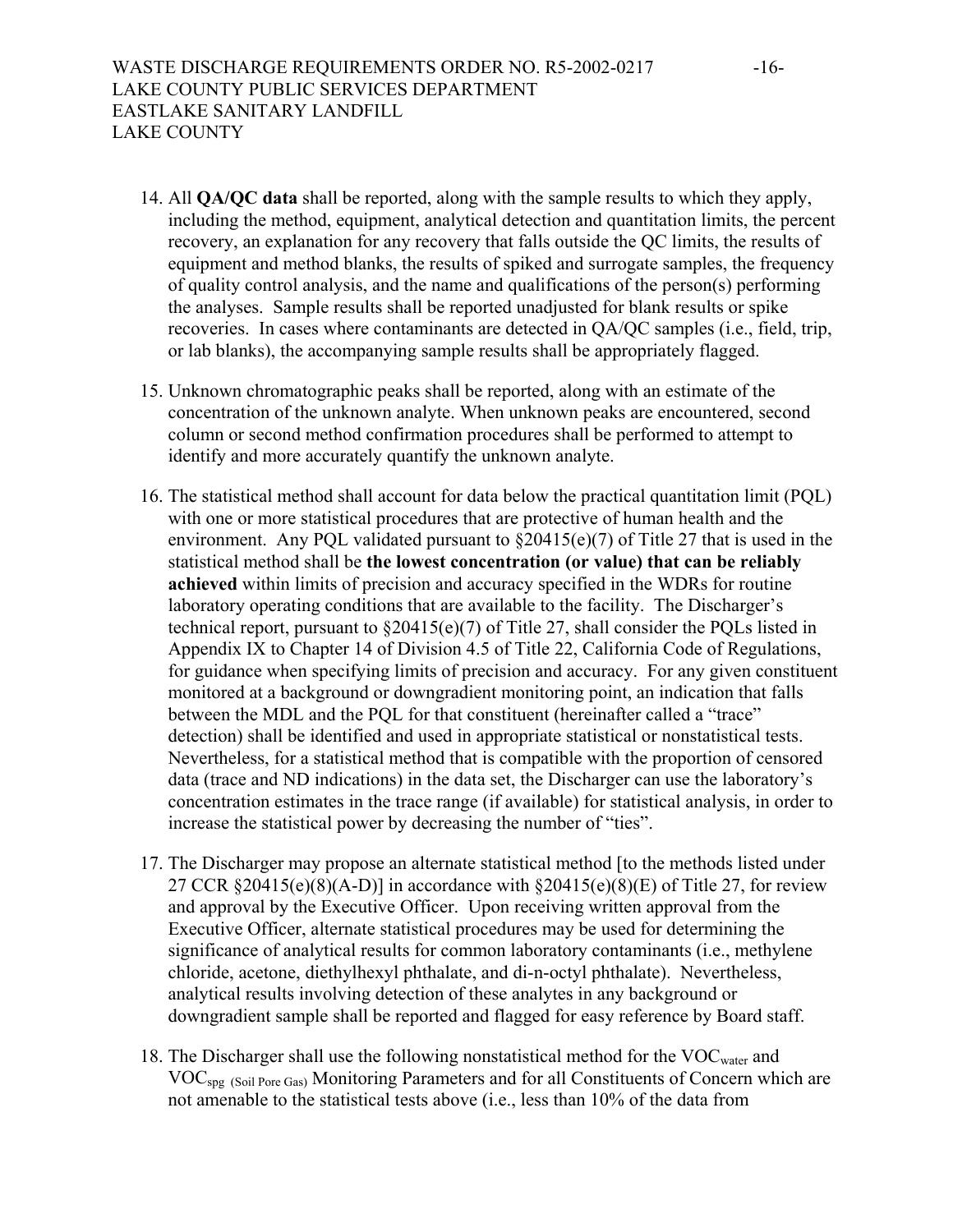14. All **QA/QC data** shall be reported, along with the sample results to which they apply, including the method, equipment, analytical detection and quantitation limits, the percent recovery, an explanation for any recovery that falls outside the QC limits, the results of equipment and method blanks, the results of spiked and surrogate samples, the frequency of quality control analysis, and the name and qualifications of the person(s) performing the analyses. Sample results shall be reported unadjusted for blank results or spike recoveries. In cases where contaminants are detected in QA/QC samples (i.e., field, trip, or lab blanks), the accompanying sample results shall be appropriately flagged.

15. Unknown chromatographic peaks shall be reported, along with an estimate of the concentration of the unknown analyte. When unknown peaks are encountered, second column or second method confirmation procedures shall be performed to attempt to identify and more accurately quantify the unknown analyte.

16. The statistical method shall account for data below the practical quantitation limit (PQL) with one or more statistical procedures that are protective of human health and the environment. Any PQL validated pursuant to §20415(e)(7) of Title 27 that is used in the statistical method shall be **the lowest concentration (or value) that can be reliably achieved** within limits of precision and accuracy specified in the WDRs for routine laboratory operating conditions that are available to the facility. The Discharger's technical report, pursuant to §20415(e)(7) of Title 27, shall consider the PQLs listed in Appendix IX to Chapter 14 of Division 4.5 of Title 22, California Code of Regulations, for guidance when specifying limits of precision and accuracy. For any given constituent monitored at a background or downgradient monitoring point, an indication that falls between the MDL and the PQL for that constituent (hereinafter called a "trace" detection) shall be identified and used in appropriate statistical or nonstatistical tests. Nevertheless, for a statistical method that is compatible with the proportion of censored data (trace and ND indications) in the data set, the Discharger can use the laboratory's concentration estimates in the trace range (if available) for statistical analysis, in order to increase the statistical power by decreasing the number of "ties".

17. The Discharger may propose an alternate statistical method [to the methods listed under 27 CCR §20415(e)(8)(A-D)] in accordance with §20415(e)(8)(E) of Title 27, for review and approval by the Executive Officer. Upon receiving written approval from the Executive Officer, alternate statistical procedures may be used for determining the significance of analytical results for common laboratory contaminants (i.e., methylene chloride, acetone, diethylhexyl phthalate, and di-n-octyl phthalate). Nevertheless, analytical results involving detection of these analytes in any background or downgradient sample shall be reported and flagged for easy reference by Board staff.

18. The Discharger shall use the following nonstatistical method for the $VOC_{water}$ and $VOC_{spg\ (Soil\ Pore\ Gas)}$ Monitoring Parameters and for all Constituents of Concern which are not amenable to the statistical tests above (i.e., less than 10% of the data from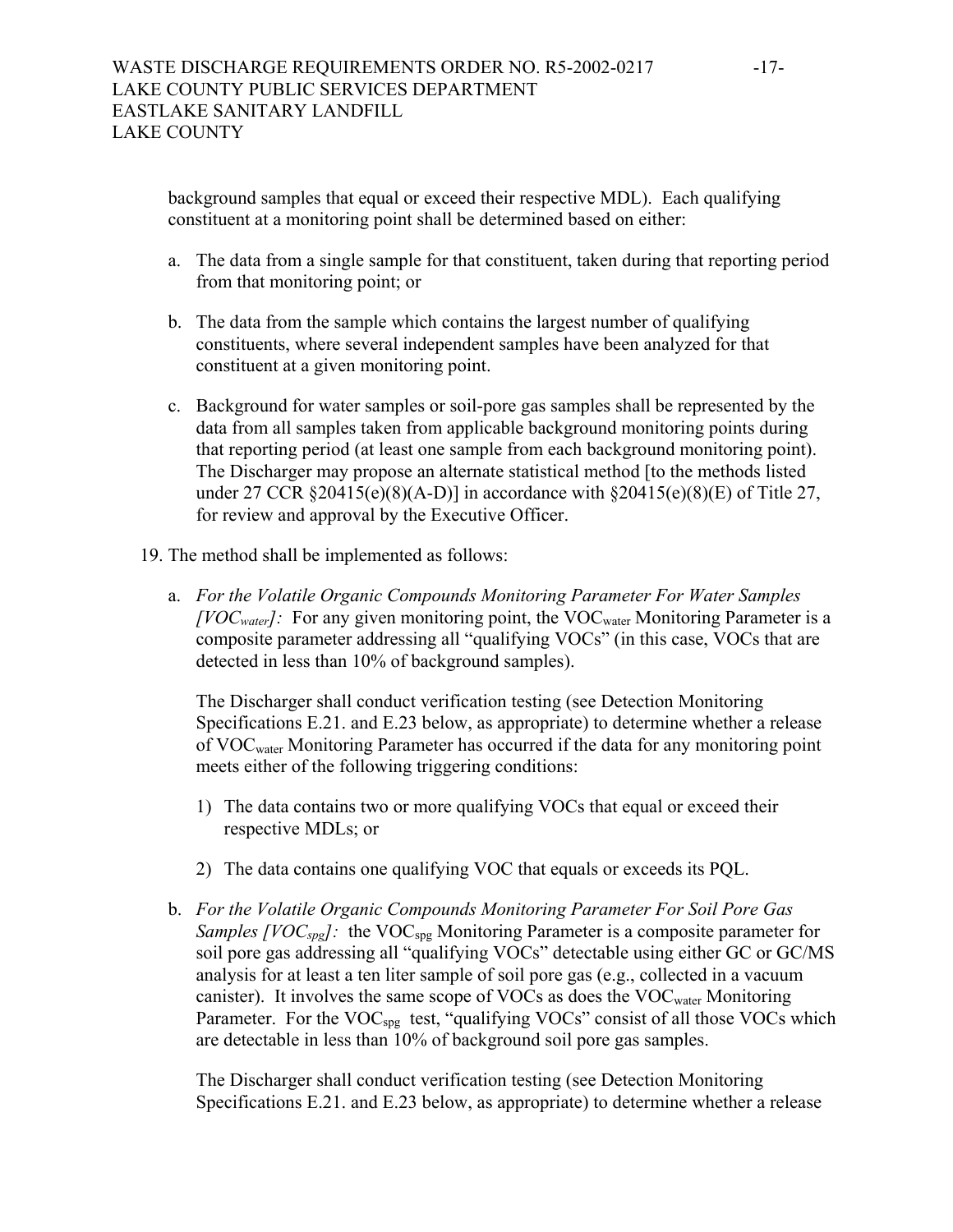background samples that equal or exceed their respective MDL). Each qualifying constituent at a monitoring point shall be determined based on either:

a. The data from a single sample for that constituent, taken during that reporting period from that monitoring point; or

b. The data from the sample which contains the largest number of qualifying constituents, where several independent samples have been analyzed for that constituent at a given monitoring point.

c. Background for water samples or soil-pore gas samples shall be represented by the data from all samples taken from applicable background monitoring points during that reporting period (at least one sample from each background monitoring point). The Discharger may propose an alternate statistical method [to the methods listed under 27 CCR §20415(e)(8)(A-D)] in accordance with §20415(e)(8)(E) of Title 27, for review and approval by the Executive Officer.

19. The method shall be implemented as follows:

   a. *For the Volatile Organic Compounds Monitoring Parameter For Water Samples [$VOC_{water}$]:* For any given monitoring point, the $VOC_{water}$ Monitoring Parameter is a composite parameter addressing all "qualifying VOCs" (in this case, VOCs that are detected in less than 10% of background samples).

      The Discharger shall conduct verification testing (see Detection Monitoring Specifications E.21. and E.23 below, as appropriate) to determine whether a release of $VOC_{water}$ Monitoring Parameter has occurred if the data for any monitoring point meets either of the following triggering conditions:

      1) The data contains two or more qualifying VOCs that equal or exceed their respective MDLs; or

      2) The data contains one qualifying VOC that equals or exceeds its PQL.

   b. *For the Volatile Organic Compounds Monitoring Parameter For Soil Pore Gas Samples [$VOC_{spg}$]:* the $VOC_{spg}$ Monitoring Parameter is a composite parameter for soil pore gas addressing all "qualifying VOCs" detectable using either GC or GC/MS analysis for at least a ten liter sample of soil pore gas (e.g., collected in a vacuum canister). It involves the same scope of VOCs as does the $VOC_{water}$ Monitoring Parameter. For the $VOC_{spg}$ test, "qualifying VOCs" consist of all those VOCs which are detectable in less than 10% of background soil pore gas samples.

      The Discharger shall conduct verification testing (see Detection Monitoring Specifications E.21. and E.23 below, as appropriate) to determine whether a release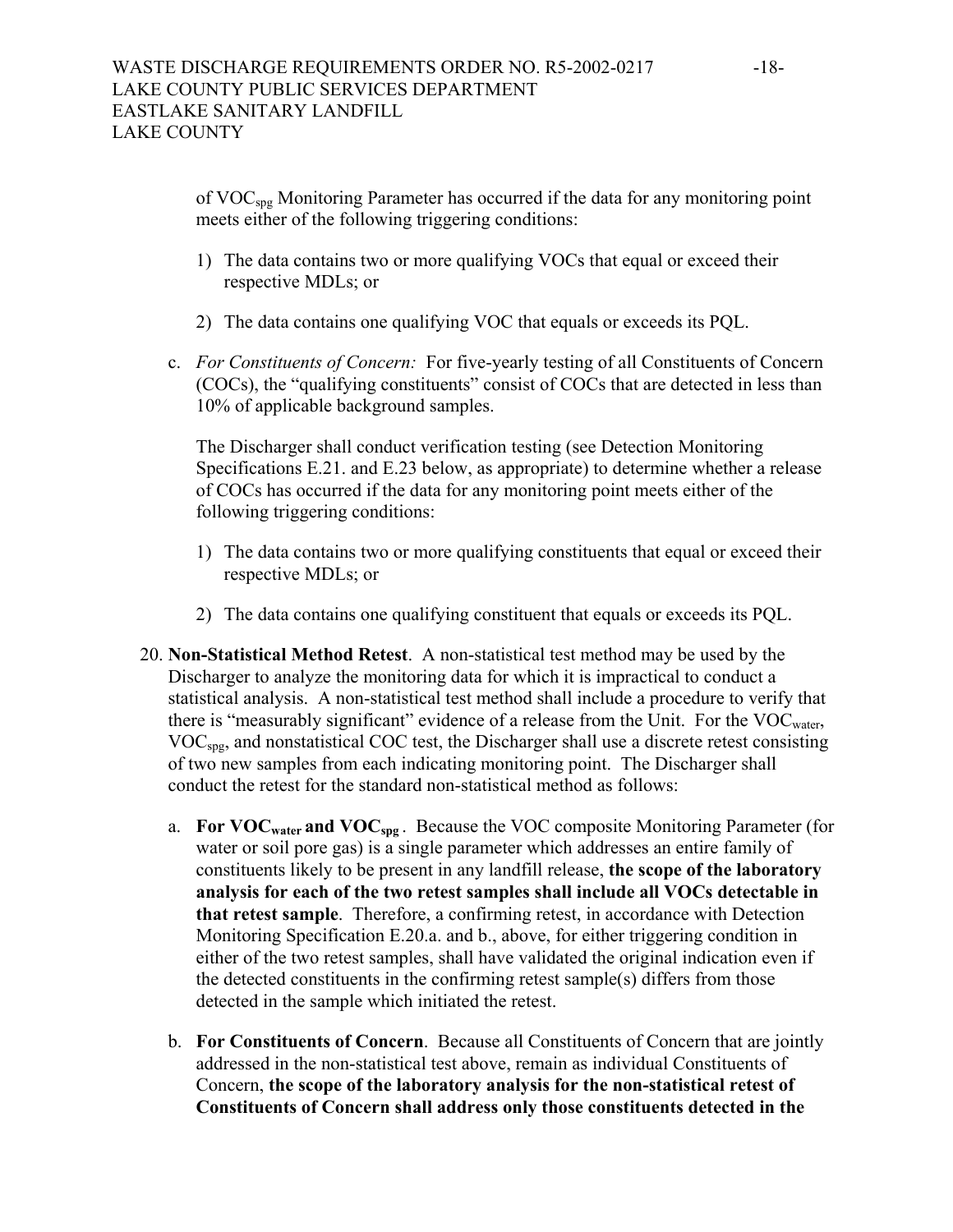of $VOC_{spg}$ Monitoring Parameter has occurred if the data for any monitoring point meets either of the following triggering conditions:

1) The data contains two or more qualifying VOCs that equal or exceed their respective MDLs; or

2) The data contains one qualifying VOC that equals or exceeds its PQL.

c. *For Constituents of Concern:* For five-yearly testing of all Constituents of Concern (COCs), the "qualifying constituents" consist of COCs that are detected in less than 10% of applicable background samples.

The Discharger shall conduct verification testing (see Detection Monitoring Specifications E.21. and E.23 below, as appropriate) to determine whether a release of COCs has occurred if the data for any monitoring point meets either of the following triggering conditions:

1) The data contains two or more qualifying constituents that equal or exceed their respective MDLs; or

2) The data contains one qualifying constituent that equals or exceeds its PQL.

20. **Non-Statistical Method Retest**. A non-statistical test method may be used by the Discharger to analyze the monitoring data for which it is impractical to conduct a statistical analysis. A non-statistical test method shall include a procedure to verify that there is "measurably significant" evidence of a release from the Unit. For the $VOC_{water}$, $VOC_{spg}$, and nonstatistical COC test, the Discharger shall use a discrete retest consisting of two new samples from each indicating monitoring point. The Discharger shall conduct the retest for the standard non-statistical method as follows:

a. **For $VOC_{water}$ and $VOC_{spg}$**. Because the VOC composite Monitoring Parameter (for water or soil pore gas) is a single parameter which addresses an entire family of constituents likely to be present in any landfill release, **the scope of the laboratory analysis for each of the two retest samples shall include all VOCs detectable in that retest sample**. Therefore, a confirming retest, in accordance with Detection Monitoring Specification E.20.a. and b., above, for either triggering condition in either of the two retest samples, shall have validated the original indication even if the detected constituents in the confirming retest sample(s) differs from those detected in the sample which initiated the retest.

b. **For Constituents of Concern**. Because all Constituents of Concern that are jointly addressed in the non-statistical test above, remain as individual Constituents of Concern, **the scope of the laboratory analysis for the non-statistical retest of Constituents of Concern shall address only those constituents detected in the**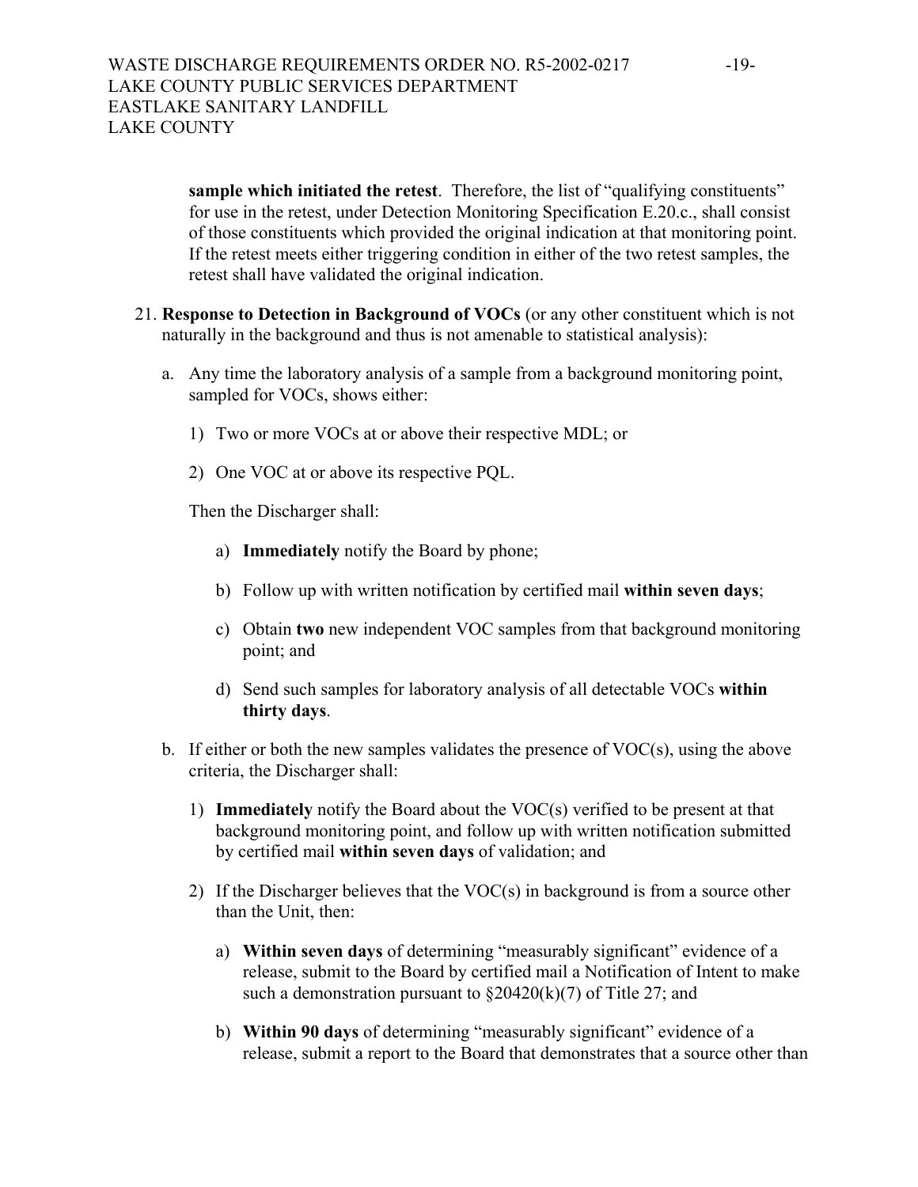**sample which initiated the retest**. Therefore, the list of "qualifying constituents" for use in the retest, under Detection Monitoring Specification E.20.c., shall consist of those constituents which provided the original indication at that monitoring point. If the retest meets either triggering condition in either of the two retest samples, the retest shall have validated the original indication.

21. **Response to Detection in Background of VOCs** (or any other constituent which is not naturally in the background and thus is not amenable to statistical analysis):

    a. Any time the laboratory analysis of a sample from a background monitoring point, sampled for VOCs, shows either:

       1) Two or more VOCs at or above their respective MDL; or

       2) One VOC at or above its respective PQL.

       Then the Discharger shall:

       a) **Immediately** notify the Board by phone;

       b) Follow up with written notification by certified mail **within seven days**;

       c) Obtain **two** new independent VOC samples from that background monitoring point; and

       d) Send such samples for laboratory analysis of all detectable VOCs **within thirty days**.

    b. If either or both the new samples validates the presence of VOC(s), using the above criteria, the Discharger shall:

       1) **Immediately** notify the Board about the VOC(s) verified to be present at that background monitoring point, and follow up with written notification submitted by certified mail **within seven days** of validation; and

       2) If the Discharger believes that the VOC(s) in background is from a source other than the Unit, then:

          a) **Within seven days** of determining "measurably significant" evidence of a release, submit to the Board by certified mail a Notification of Intent to make such a demonstration pursuant to §20420(k)(7) of Title 27; and

          b) **Within 90 days** of determining "measurably significant" evidence of a release, submit a report to the Board that demonstrates that a source other than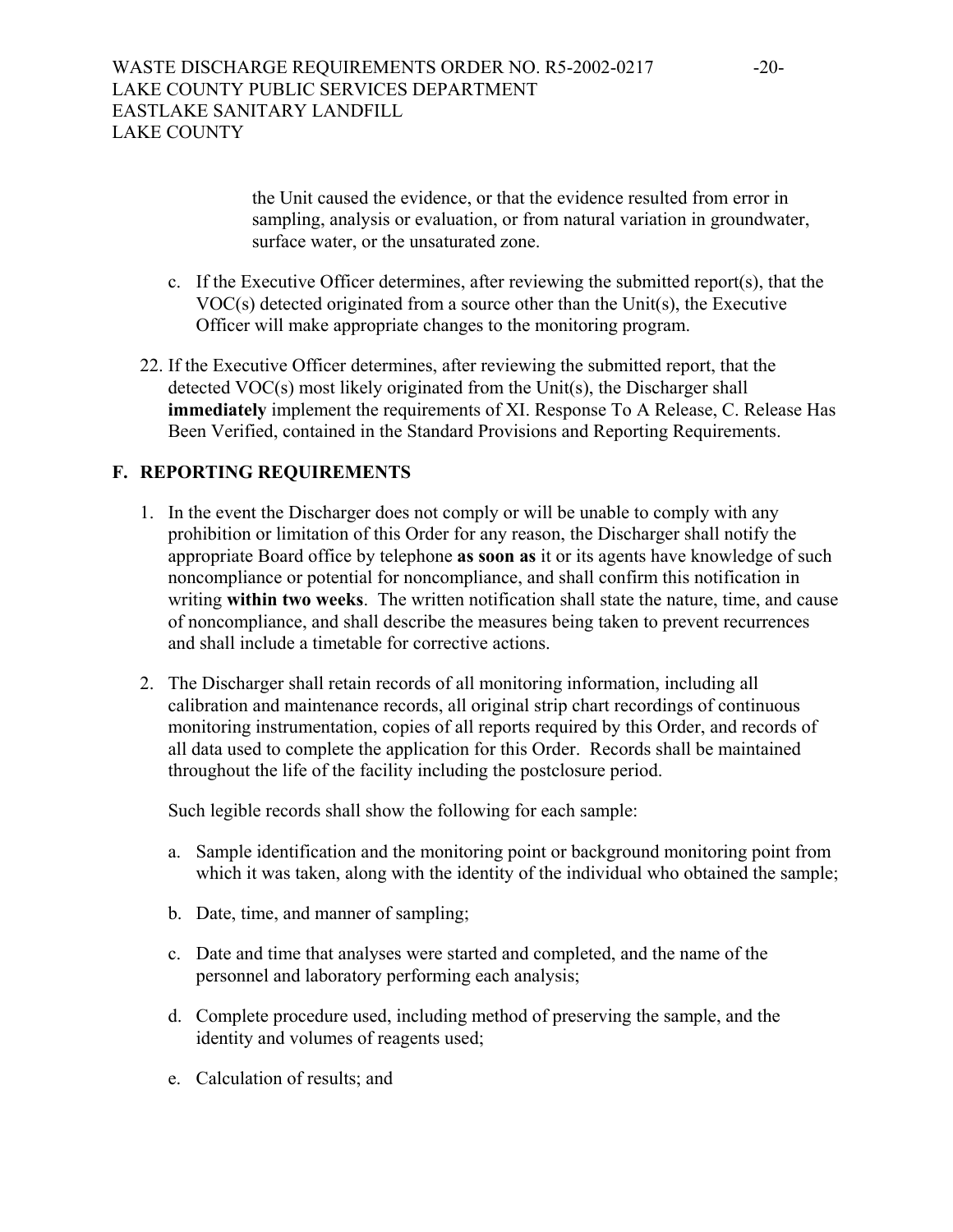the Unit caused the evidence, or that the evidence resulted from error in sampling, analysis or evaluation, or from natural variation in groundwater, surface water, or the unsaturated zone.

c. If the Executive Officer determines, after reviewing the submitted report(s), that the VOC(s) detected originated from a source other than the Unit(s), the Executive Officer will make appropriate changes to the monitoring program.

22. If the Executive Officer determines, after reviewing the submitted report, that the detected VOC(s) most likely originated from the Unit(s), the Discharger shall **immediately** implement the requirements of XI. Response To A Release, C. Release Has Been Verified, contained in the Standard Provisions and Reporting Requirements.

## F. REPORTING REQUIREMENTS

1. In the event the Discharger does not comply or will be unable to comply with any prohibition or limitation of this Order for any reason, the Discharger shall notify the appropriate Board office by telephone **as soon as** it or its agents have knowledge of such noncompliance or potential for noncompliance, and shall confirm this notification in writing **within two weeks**. The written notification shall state the nature, time, and cause of noncompliance, and shall describe the measures being taken to prevent recurrences and shall include a timetable for corrective actions.

2. The Discharger shall retain records of all monitoring information, including all calibration and maintenance records, all original strip chart recordings of continuous monitoring instrumentation, copies of all reports required by this Order, and records of all data used to complete the application for this Order. Records shall be maintained throughout the life of the facility including the postclosure period.

   Such legible records shall show the following for each sample:

   a. Sample identification and the monitoring point or background monitoring point from which it was taken, along with the identity of the individual who obtained the sample;

   b. Date, time, and manner of sampling;

   c. Date and time that analyses were started and completed, and the name of the personnel and laboratory performing each analysis;

   d. Complete procedure used, including method of preserving the sample, and the identity and volumes of reagents used;

   e. Calculation of results; and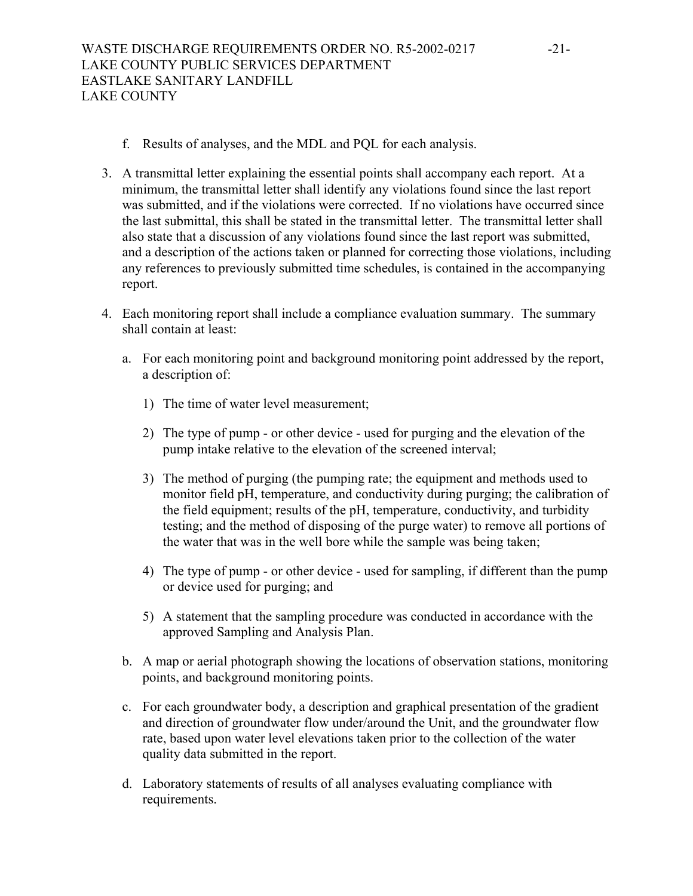f. Results of analyses, and the MDL and PQL for each analysis.

3. A transmittal letter explaining the essential points shall accompany each report. At a minimum, the transmittal letter shall identify any violations found since the last report was submitted, and if the violations were corrected. If no violations have occurred since the last submittal, this shall be stated in the transmittal letter. The transmittal letter shall also state that a discussion of any violations found since the last report was submitted, and a description of the actions taken or planned for correcting those violations, including any references to previously submitted time schedules, is contained in the accompanying report.

4. Each monitoring report shall include a compliance evaluation summary. The summary shall contain at least:

   a. For each monitoring point and background monitoring point addressed by the report, a description of:

      1) The time of water level measurement;

      2) The type of pump - or other device - used for purging and the elevation of the pump intake relative to the elevation of the screened interval;

      3) The method of purging (the pumping rate; the equipment and methods used to monitor field pH, temperature, and conductivity during purging; the calibration of the field equipment; results of the pH, temperature, conductivity, and turbidity testing; and the method of disposing of the purge water) to remove all portions of the water that was in the well bore while the sample was being taken;

      4) The type of pump - or other device - used for sampling, if different than the pump or device used for purging; and

      5) A statement that the sampling procedure was conducted in accordance with the approved Sampling and Analysis Plan.

   b. A map or aerial photograph showing the locations of observation stations, monitoring points, and background monitoring points.

   c. For each groundwater body, a description and graphical presentation of the gradient and direction of groundwater flow under/around the Unit, and the groundwater flow rate, based upon water level elevations taken prior to the collection of the water quality data submitted in the report.

   d. Laboratory statements of results of all analyses evaluating compliance with requirements.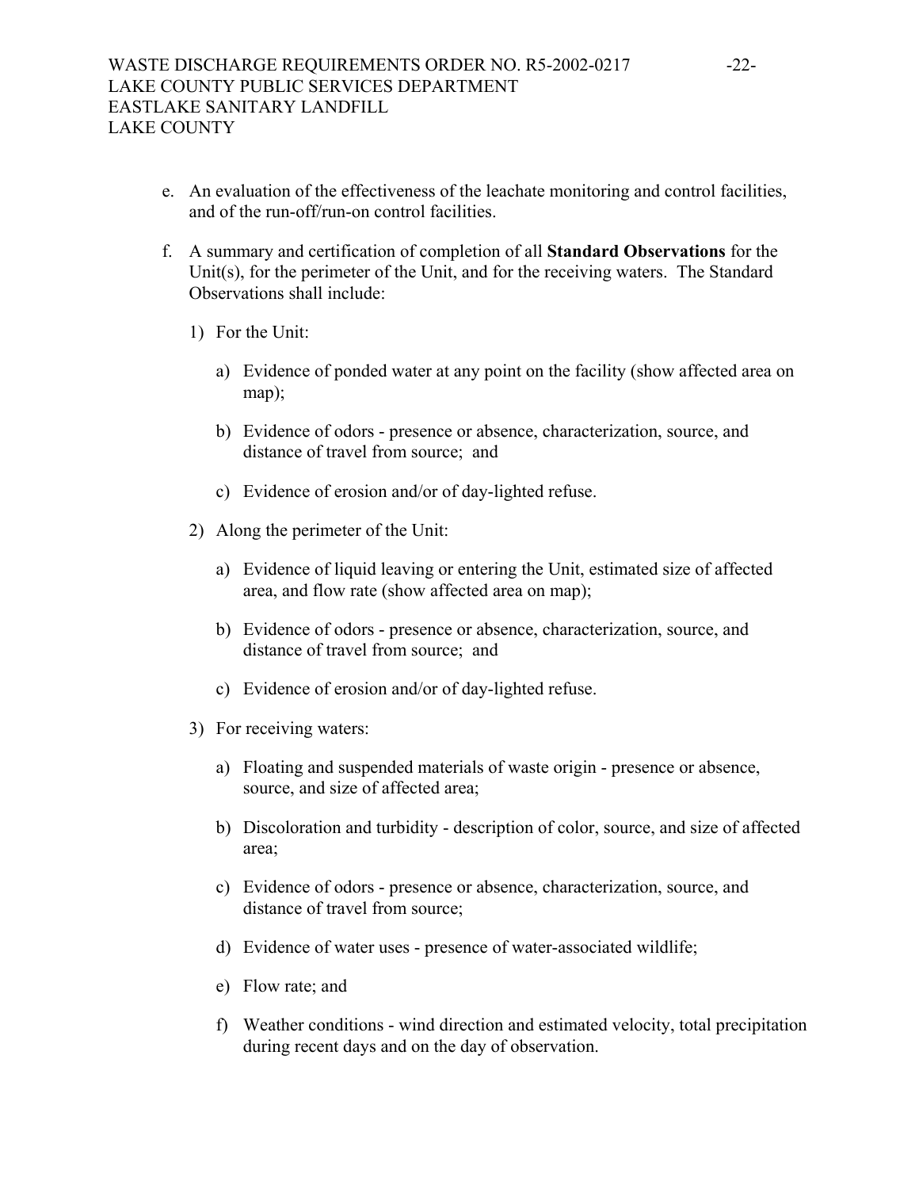e. An evaluation of the effectiveness of the leachate monitoring and control facilities, and of the run-off/run-on control facilities.

f. A summary and certification of completion of all **Standard Observations** for the Unit(s), for the perimeter of the Unit, and for the receiving waters. The Standard Observations shall include:

   1) For the Unit:

      a) Evidence of ponded water at any point on the facility (show affected area on map);

      b) Evidence of odors - presence or absence, characterization, source, and distance of travel from source; and

      c) Evidence of erosion and/or of day-lighted refuse.

   2) Along the perimeter of the Unit:

      a) Evidence of liquid leaving or entering the Unit, estimated size of affected area, and flow rate (show affected area on map);

      b) Evidence of odors - presence or absence, characterization, source, and distance of travel from source; and

      c) Evidence of erosion and/or of day-lighted refuse.

   3) For receiving waters:

      a) Floating and suspended materials of waste origin - presence or absence, source, and size of affected area;

      b) Discoloration and turbidity - description of color, source, and size of affected area;

      c) Evidence of odors - presence or absence, characterization, source, and distance of travel from source;

      d) Evidence of water uses - presence of water-associated wildlife;

      e) Flow rate; and

      f) Weather conditions - wind direction and estimated velocity, total precipitation during recent days and on the day of observation.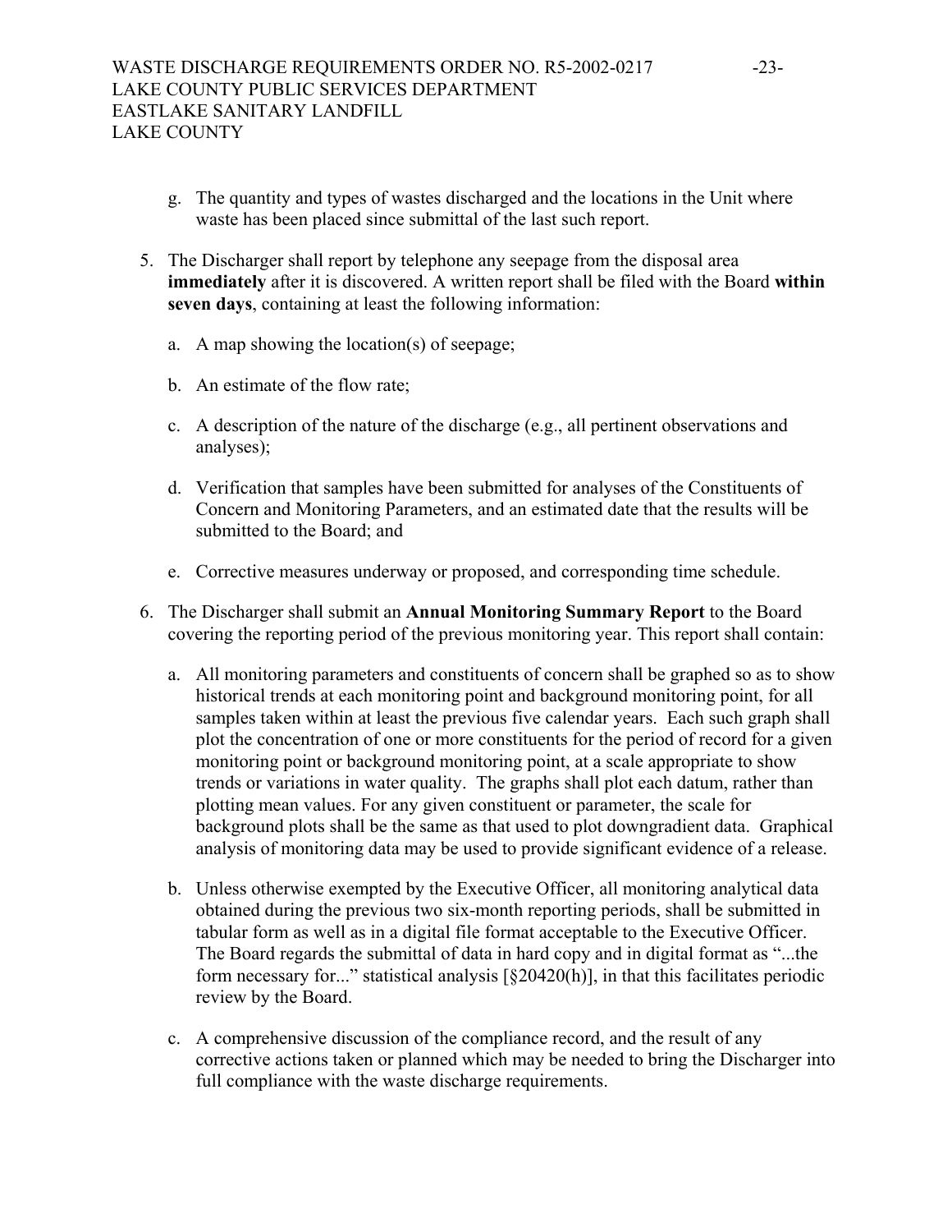g. The quantity and types of wastes discharged and the locations in the Unit where waste has been placed since submittal of the last such report.

5. The Discharger shall report by telephone any seepage from the disposal area **immediately** after it is discovered. A written report shall be filed with the Board **within seven days**, containing at least the following information:

   a. A map showing the location(s) of seepage;

   b. An estimate of the flow rate;

   c. A description of the nature of the discharge (e.g., all pertinent observations and analyses);

   d. Verification that samples have been submitted for analyses of the Constituents of Concern and Monitoring Parameters, and an estimated date that the results will be submitted to the Board; and

   e. Corrective measures underway or proposed, and corresponding time schedule.

6. The Discharger shall submit an **Annual Monitoring Summary Report** to the Board covering the reporting period of the previous monitoring year. This report shall contain:

   a. All monitoring parameters and constituents of concern shall be graphed so as to show historical trends at each monitoring point and background monitoring point, for all samples taken within at least the previous five calendar years. Each such graph shall plot the concentration of one or more constituents for the period of record for a given monitoring point or background monitoring point, at a scale appropriate to show trends or variations in water quality. The graphs shall plot each datum, rather than plotting mean values. For any given constituent or parameter, the scale for background plots shall be the same as that used to plot downgradient data. Graphical analysis of monitoring data may be used to provide significant evidence of a release.

   b. Unless otherwise exempted by the Executive Officer, all monitoring analytical data obtained during the previous two six-month reporting periods, shall be submitted in tabular form as well as in a digital file format acceptable to the Executive Officer. The Board regards the submittal of data in hard copy and in digital format as "...the form necessary for..." statistical analysis [§20420(h)], in that this facilitates periodic review by the Board.

   c. A comprehensive discussion of the compliance record, and the result of any corrective actions taken or planned which may be needed to bring the Discharger into full compliance with the waste discharge requirements.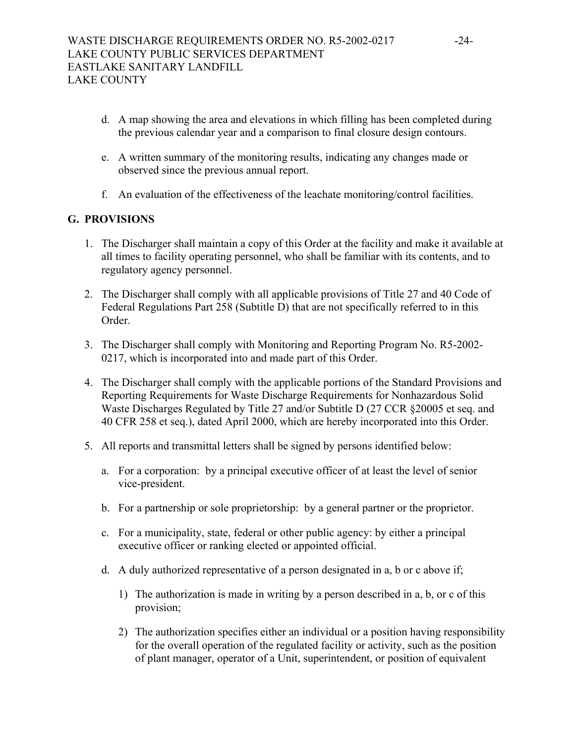d. A map showing the area and elevations in which filling has been completed during the previous calendar year and a comparison to final closure design contours.

e. A written summary of the monitoring results, indicating any changes made or observed since the previous annual report.

f. An evaluation of the effectiveness of the leachate monitoring/control facilities.

## G. PROVISIONS

1. The Discharger shall maintain a copy of this Order at the facility and make it available at all times to facility operating personnel, who shall be familiar with its contents, and to regulatory agency personnel.

2. The Discharger shall comply with all applicable provisions of Title 27 and 40 Code of Federal Regulations Part 258 (Subtitle D) that are not specifically referred to in this Order.

3. The Discharger shall comply with Monitoring and Reporting Program No. R5-2002-0217, which is incorporated into and made part of this Order.

4. The Discharger shall comply with the applicable portions of the Standard Provisions and Reporting Requirements for Waste Discharge Requirements for Nonhazardous Solid Waste Discharges Regulated by Title 27 and/or Subtitle D (27 CCR §20005 et seq. and 40 CFR 258 et seq.), dated April 2000, which are hereby incorporated into this Order.

5. All reports and transmittal letters shall be signed by persons identified below:

   a. For a corporation: by a principal executive officer of at least the level of senior vice-president.

   b. For a partnership or sole proprietorship: by a general partner or the proprietor.

   c. For a municipality, state, federal or other public agency: by either a principal executive officer or ranking elected or appointed official.

   d. A duly authorized representative of a person designated in a, b or c above if;

      1) The authorization is made in writing by a person described in a, b, or c of this provision;

      2) The authorization specifies either an individual or a position having responsibility for the overall operation of the regulated facility or activity, such as the position of plant manager, operator of a Unit, superintendent, or position of equivalent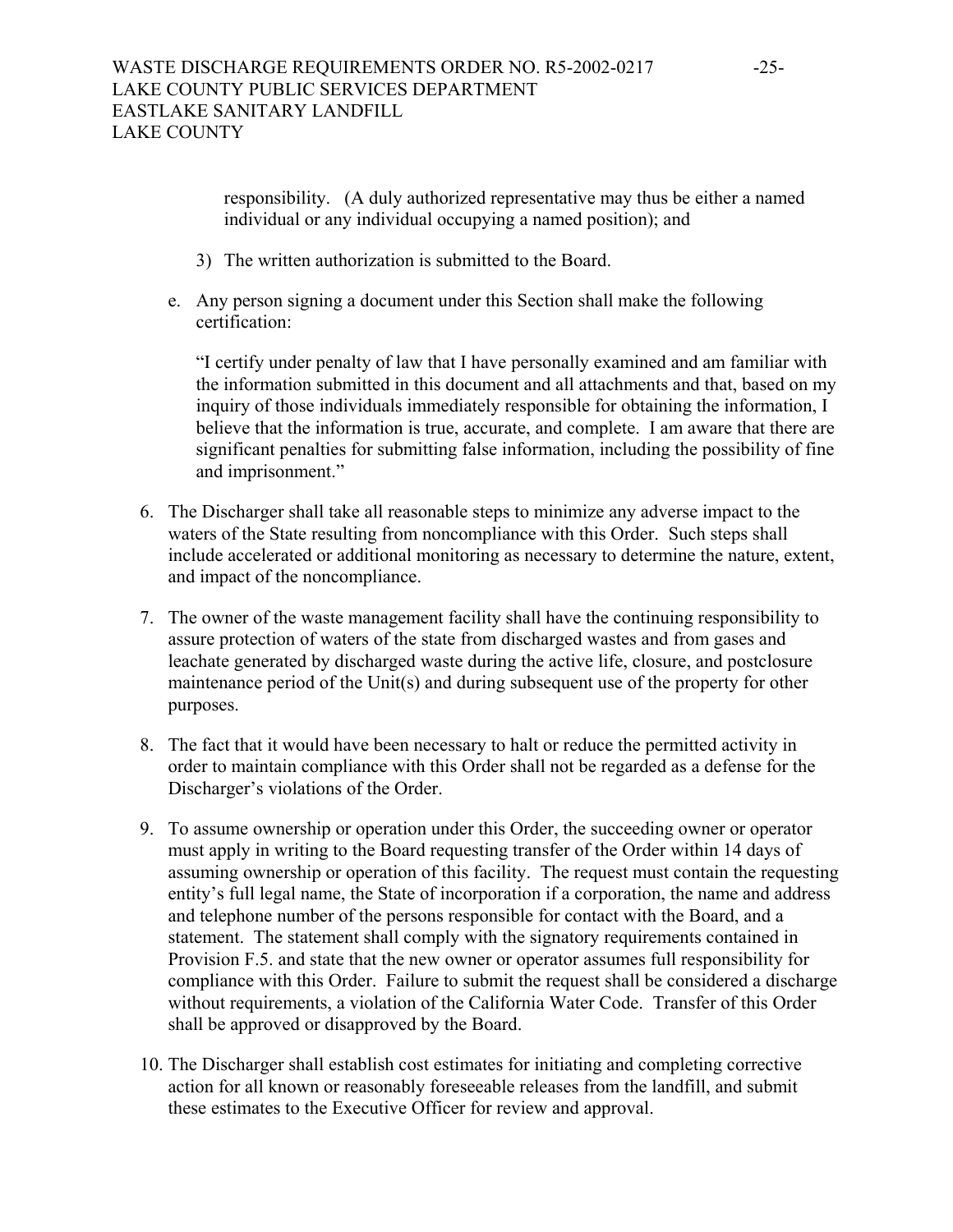responsibility. (A duly authorized representative may thus be either a named individual or any individual occupying a named position); and

3) The written authorization is submitted to the Board.

e. Any person signing a document under this Section shall make the following certification:

"I certify under penalty of law that I have personally examined and am familiar with the information submitted in this document and all attachments and that, based on my inquiry of those individuals immediately responsible for obtaining the information, I believe that the information is true, accurate, and complete. I am aware that there are significant penalties for submitting false information, including the possibility of fine and imprisonment."

6. The Discharger shall take all reasonable steps to minimize any adverse impact to the waters of the State resulting from noncompliance with this Order. Such steps shall include accelerated or additional monitoring as necessary to determine the nature, extent, and impact of the noncompliance.

7. The owner of the waste management facility shall have the continuing responsibility to assure protection of waters of the state from discharged wastes and from gases and leachate generated by discharged waste during the active life, closure, and postclosure maintenance period of the Unit(s) and during subsequent use of the property for other purposes.

8. The fact that it would have been necessary to halt or reduce the permitted activity in order to maintain compliance with this Order shall not be regarded as a defense for the Discharger's violations of the Order.

9. To assume ownership or operation under this Order, the succeeding owner or operator must apply in writing to the Board requesting transfer of the Order within 14 days of assuming ownership or operation of this facility. The request must contain the requesting entity's full legal name, the State of incorporation if a corporation, the name and address and telephone number of the persons responsible for contact with the Board, and a statement. The statement shall comply with the signatory requirements contained in Provision F.5. and state that the new owner or operator assumes full responsibility for compliance with this Order. Failure to submit the request shall be considered a discharge without requirements, a violation of the California Water Code. Transfer of this Order shall be approved or disapproved by the Board.

10. The Discharger shall establish cost estimates for initiating and completing corrective action for all known or reasonably foreseeable releases from the landfill, and submit these estimates to the Executive Officer for review and approval.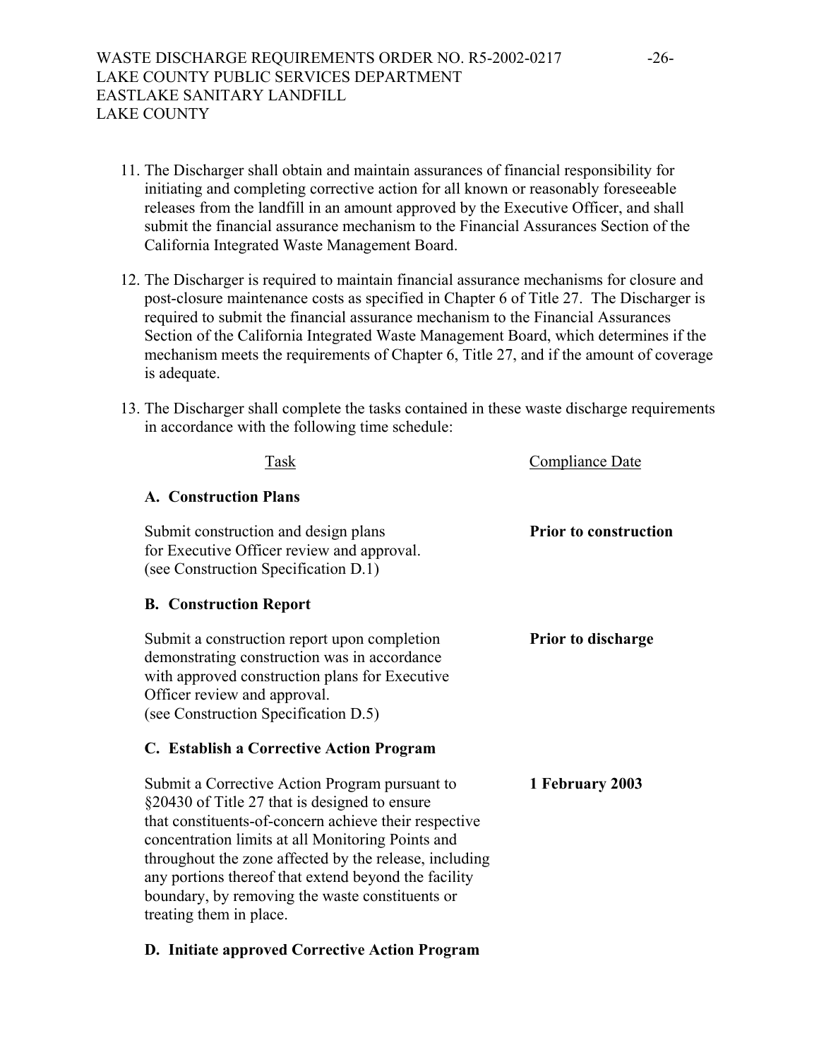11. The Discharger shall obtain and maintain assurances of financial responsibility for initiating and completing corrective action for all known or reasonably foreseeable releases from the landfill in an amount approved by the Executive Officer, and shall submit the financial assurance mechanism to the Financial Assurances Section of the California Integrated Waste Management Board.

12. The Discharger is required to maintain financial assurance mechanisms for closure and post-closure maintenance costs as specified in Chapter 6 of Title 27. The Discharger is required to submit the financial assurance mechanism to the Financial Assurances Section of the California Integrated Waste Management Board, which determines if the mechanism meets the requirements of Chapter 6, Title 27, and if the amount of coverage is adequate.

13. The Discharger shall complete the tasks contained in these waste discharge requirements in accordance with the following time schedule:

| Task | Compliance Date |
|---|---|
| **A. Construction Plans** | |
| Submit construction and design plans for Executive Officer review and approval. (see Construction Specification D.1) | **Prior to construction** |
| **B. Construction Report** | |
| Submit a construction report upon completion demonstrating construction was in accordance with approved construction plans for Executive Officer review and approval. (see Construction Specification D.5) | **Prior to discharge** |
| **C. Establish a Corrective Action Program** | |
| Submit a Corrective Action Program pursuant to §20430 of Title 27 that is designed to ensure that constituents-of-concern achieve their respective concentration limits at all Monitoring Points and throughout the zone affected by the release, including any portions thereof that extend beyond the facility boundary, by removing the waste constituents or treating them in place. | **1 February 2003** |
| **D. Initiate approved Corrective Action Program** | |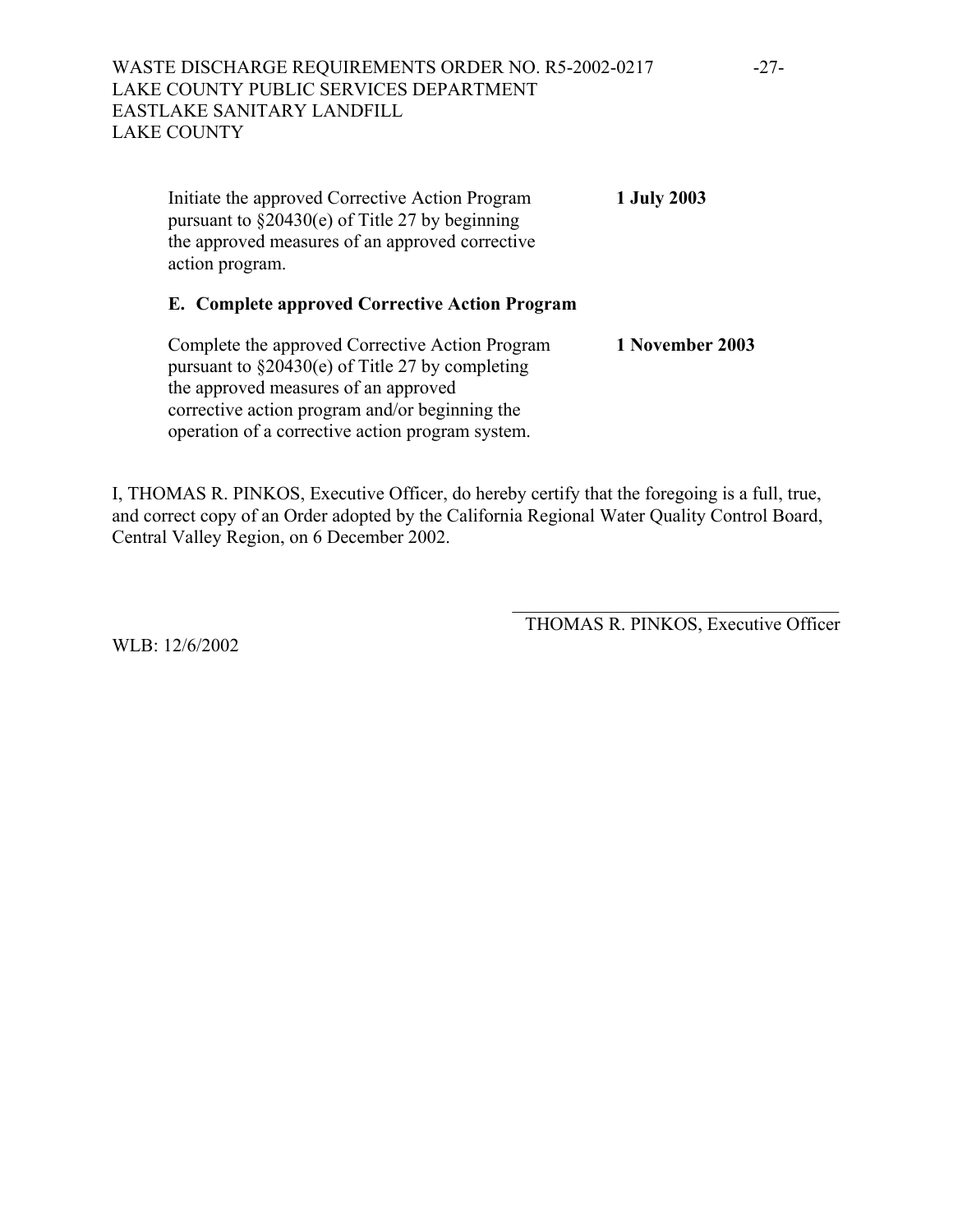Initiate the approved Corrective Action Program pursuant to §20430(e) of Title 27 by beginning the approved measures of an approved corrective action program. **1 July 2003**

**E. Complete approved Corrective Action Program**

Complete the approved Corrective Action Program pursuant to §20430(e) of Title 27 by completing the approved measures of an approved corrective action program and/or beginning the operation of a corrective action program system. **1 November 2003**

I, THOMAS R. PINKOS, Executive Officer, do hereby certify that the foregoing is a full, true, and correct copy of an Order adopted by the California Regional Water Quality Control Board, Central Valley Region, on 6 December 2002.

\_\_\_\_\_\_\_\_\_\_\_\_\_\_\_\_\_\_\_\_\_\_\_\_\_\_\_\_\_\_\_\_\_\_\_\_

THOMAS R. PINKOS, Executive Officer

WLB: 12/6/2002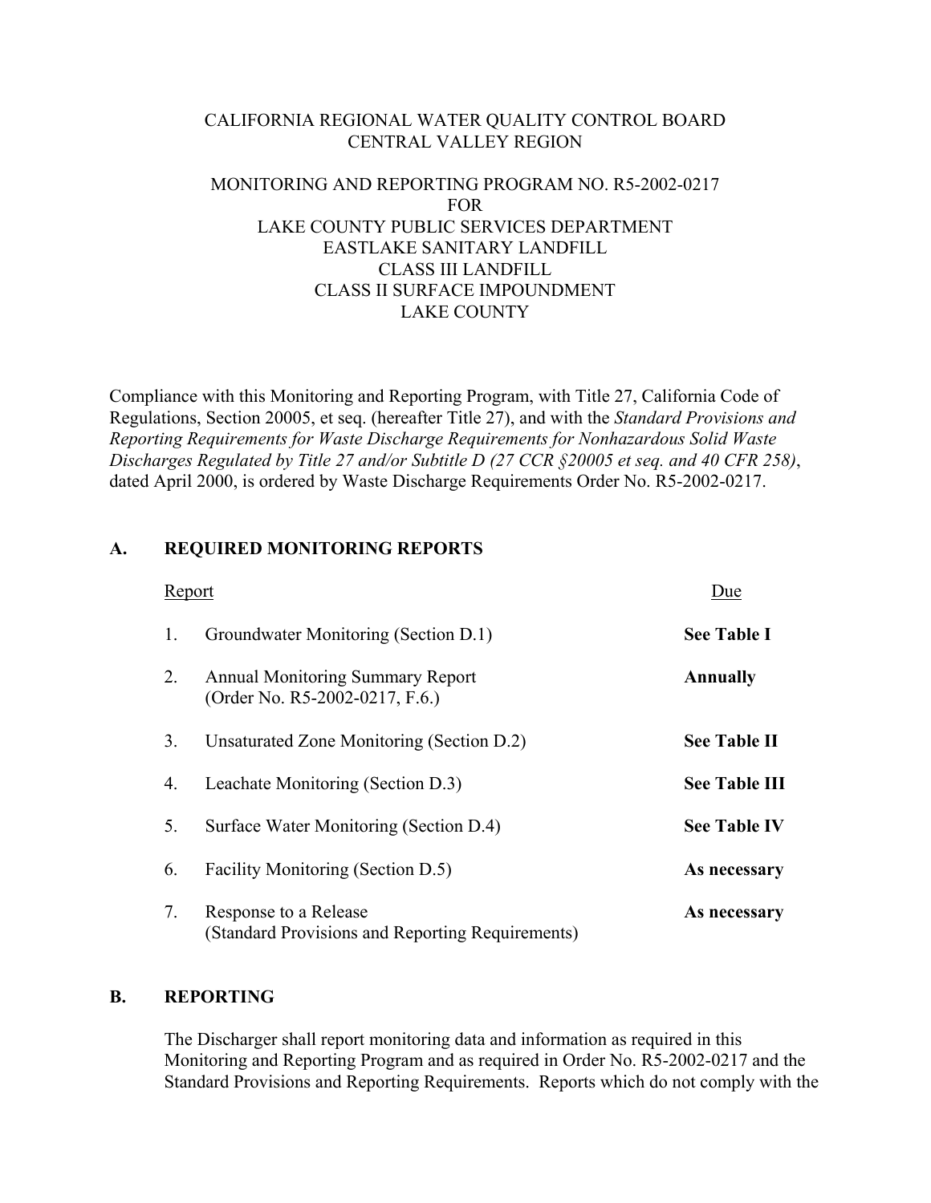CALIFORNIA REGIONAL WATER QUALITY CONTROL BOARD
CENTRAL VALLEY REGION

MONITORING AND REPORTING PROGRAM NO. R5-2002-0217
FOR
LAKE COUNTY PUBLIC SERVICES DEPARTMENT
EASTLAKE SANITARY LANDFILL
CLASS III LANDFILL
CLASS II SURFACE IMPOUNDMENT
LAKE COUNTY

Compliance with this Monitoring and Reporting Program, with Title 27, California Code of Regulations, Section 20005, et seq. (hereafter Title 27), and with the *Standard Provisions and Reporting Requirements for Waste Discharge Requirements for Nonhazardous Solid Waste Discharges Regulated by Title 27 and/or Subtitle D (27 CCR §20005 et seq. and 40 CFR 258)*, dated April 2000, is ordered by Waste Discharge Requirements Order No. R5-2002-0217.

## A. REQUIRED MONITORING REPORTS

| | Report | Due |
|---|---|---|
| 1. | Groundwater Monitoring (Section D.1) | **See Table I** |
| 2. | Annual Monitoring Summary Report (Order No. R5-2002-0217, F.6.) | **Annually** |
| 3. | Unsaturated Zone Monitoring (Section D.2) | **See Table II** |
| 4. | Leachate Monitoring (Section D.3) | **See Table III** |
| 5. | Surface Water Monitoring (Section D.4) | **See Table IV** |
| 6. | Facility Monitoring (Section D.5) | **As necessary** |
| 7. | Response to a Release (Standard Provisions and Reporting Requirements) | **As necessary** |

## B. REPORTING

The Discharger shall report monitoring data and information as required in this Monitoring and Reporting Program and as required in Order No. R5-2002-0217 and the Standard Provisions and Reporting Requirements. Reports which do not comply with the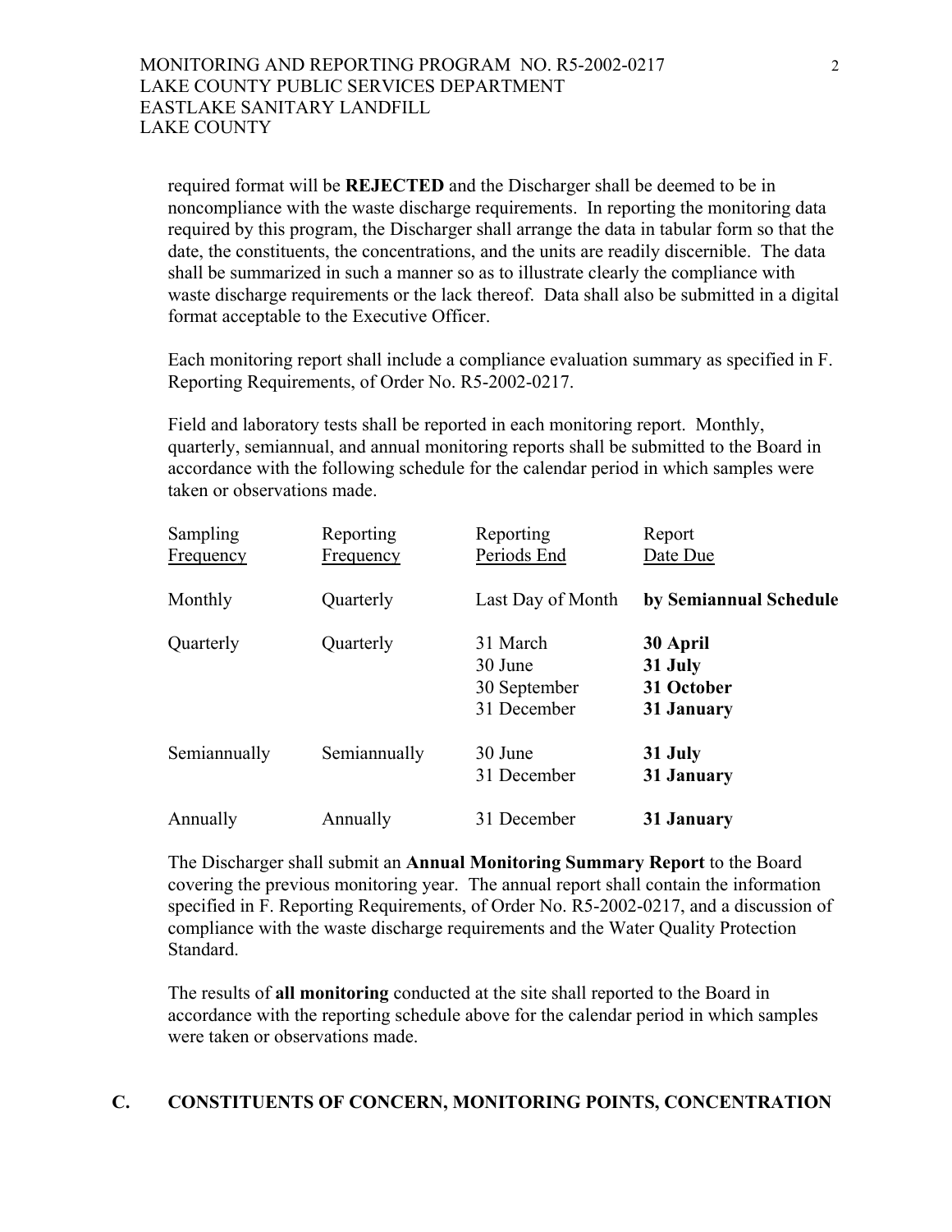required format will be **REJECTED** and the Discharger shall be deemed to be in noncompliance with the waste discharge requirements. In reporting the monitoring data required by this program, the Discharger shall arrange the data in tabular form so that the date, the constituents, the concentrations, and the units are readily discernible. The data shall be summarized in such a manner so as to illustrate clearly the compliance with waste discharge requirements or the lack thereof. Data shall also be submitted in a digital format acceptable to the Executive Officer.

Each monitoring report shall include a compliance evaluation summary as specified in F. Reporting Requirements, of Order No. R5-2002-0217.

Field and laboratory tests shall be reported in each monitoring report. Monthly, quarterly, semiannual, and annual monitoring reports shall be submitted to the Board in accordance with the following schedule for the calendar period in which samples were taken or observations made.

| Sampling Frequency | Reporting Frequency | Reporting Periods End | Report Date Due |
|---|---|---|---|
| Monthly | Quarterly | Last Day of Month | **by Semiannual Schedule** |
| Quarterly | Quarterly | 31 March<br>30 June<br>30 September<br>31 December | **30 April**<br>**31 July**<br>**31 October**<br>**31 January** |
| Semiannually | Semiannually | 30 June<br>31 December | **31 July**<br>**31 January** |
| Annually | Annually | 31 December | **31 January** |

The Discharger shall submit an **Annual Monitoring Summary Report** to the Board covering the previous monitoring year. The annual report shall contain the information specified in F. Reporting Requirements, of Order No. R5-2002-0217, and a discussion of compliance with the waste discharge requirements and the Water Quality Protection Standard.

The results of **all monitoring** conducted at the site shall reported to the Board in accordance with the reporting schedule above for the calendar period in which samples were taken or observations made.

## C. CONSTITUENTS OF CONCERN, MONITORING POINTS, CONCENTRATION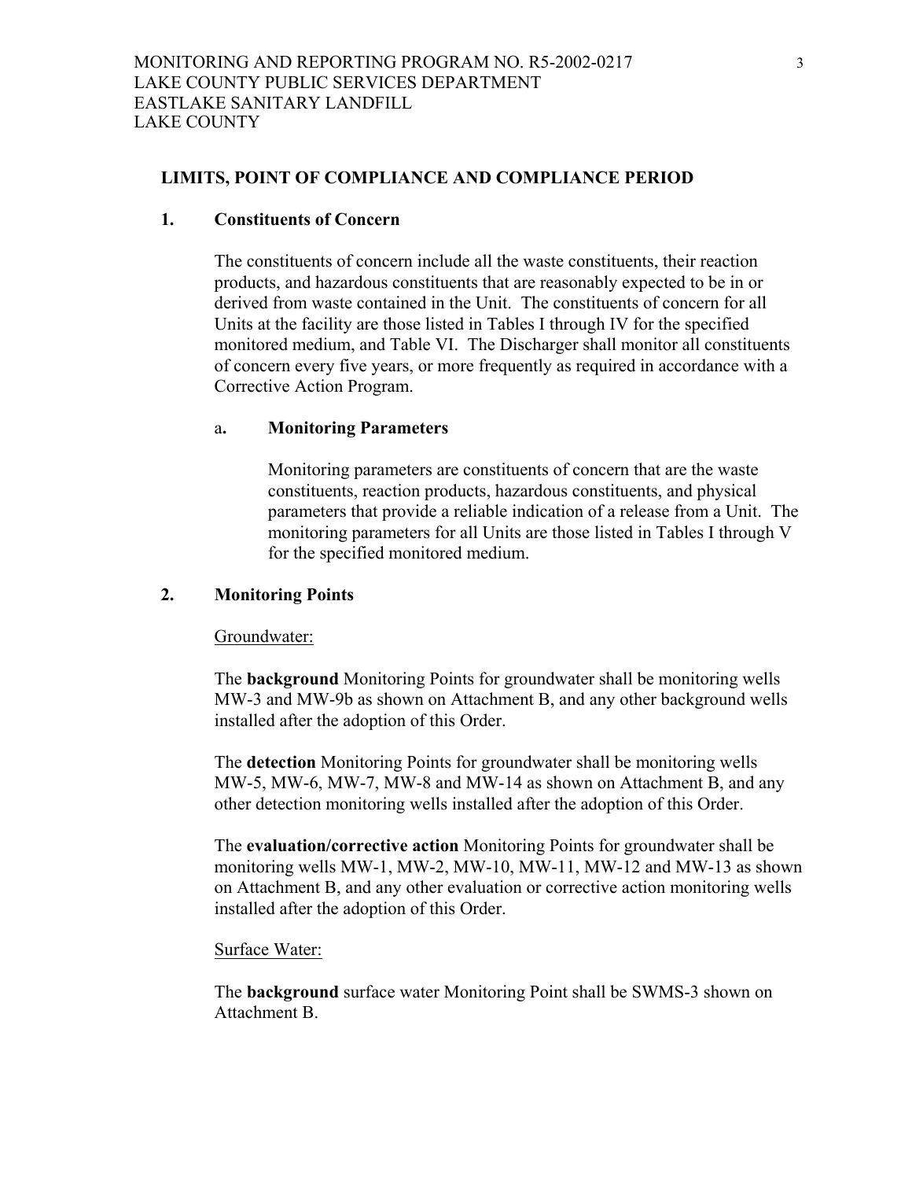### LIMITS, POINT OF COMPLIANCE AND COMPLIANCE PERIOD

**1. Constituents of Concern**

The constituents of concern include all the waste constituents, their reaction products, and hazardous constituents that are reasonably expected to be in or derived from waste contained in the Unit. The constituents of concern for all Units at the facility are those listed in Tables I through IV for the specified monitored medium, and Table VI. The Discharger shall monitor all constituents of concern every five years, or more frequently as required in accordance with a Corrective Action Program.

a**. Monitoring Parameters**

Monitoring parameters are constituents of concern that are the waste constituents, reaction products, hazardous constituents, and physical parameters that provide a reliable indication of a release from a Unit. The monitoring parameters for all Units are those listed in Tables I through V for the specified monitored medium.

**2. Monitoring Points**

Groundwater:

The **background** Monitoring Points for groundwater shall be monitoring wells MW-3 and MW-9b as shown on Attachment B, and any other background wells installed after the adoption of this Order.

The **detection** Monitoring Points for groundwater shall be monitoring wells MW-5, MW-6, MW-7, MW-8 and MW-14 as shown on Attachment B, and any other detection monitoring wells installed after the adoption of this Order.

The **evaluation/corrective action** Monitoring Points for groundwater shall be monitoring wells MW-1, MW-2, MW-10, MW-11, MW-12 and MW-13 as shown on Attachment B, and any other evaluation or corrective action monitoring wells installed after the adoption of this Order.

Surface Water:

The **background** surface water Monitoring Point shall be SWMS-3 shown on Attachment B.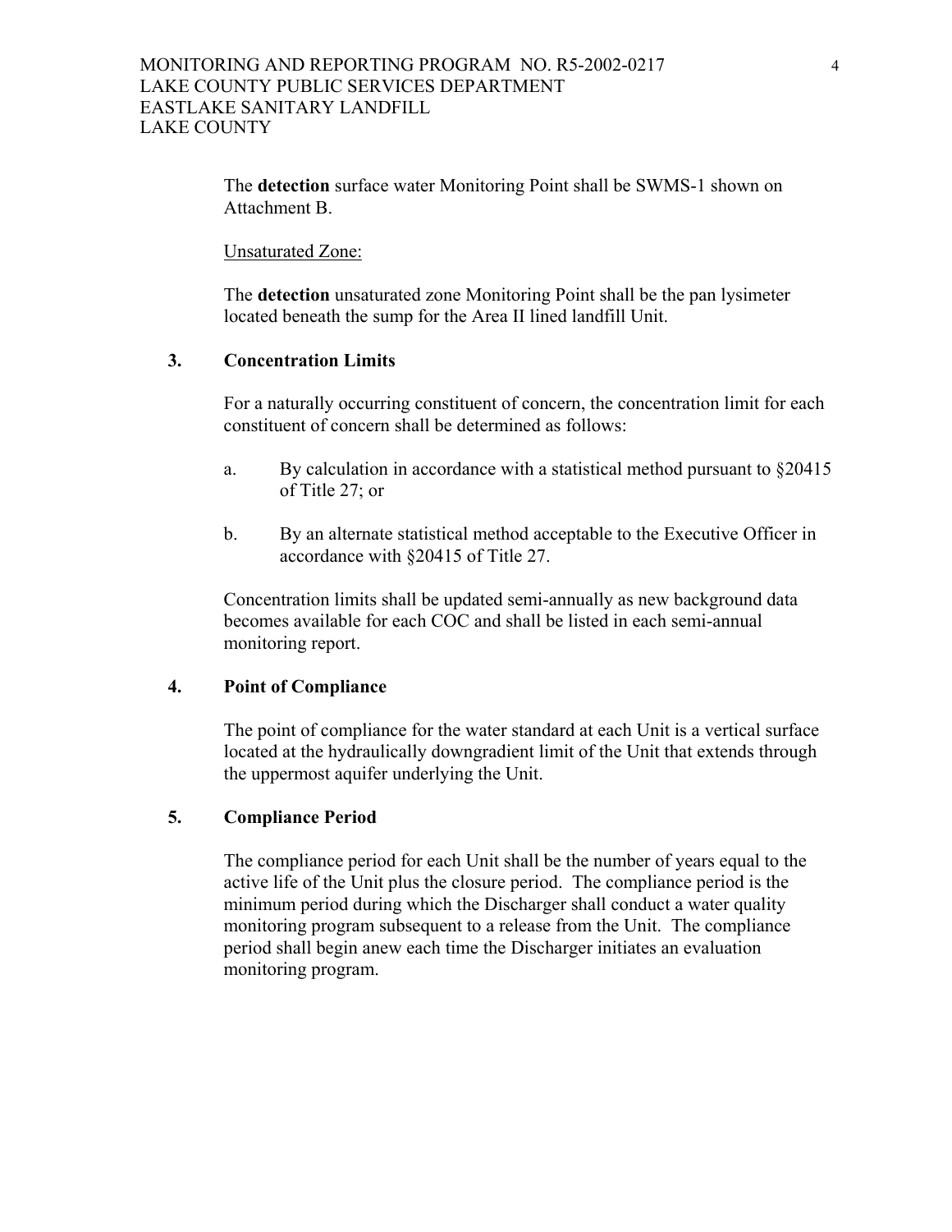The **detection** surface water Monitoring Point shall be SWMS-1 shown on Attachment B.

Unsaturated Zone:

The **detection** unsaturated zone Monitoring Point shall be the pan lysimeter located beneath the sump for the Area II lined landfill Unit.

**3. Concentration Limits**

For a naturally occurring constituent of concern, the concentration limit for each constituent of concern shall be determined as follows:

a. By calculation in accordance with a statistical method pursuant to §20415 of Title 27; or

b. By an alternate statistical method acceptable to the Executive Officer in accordance with §20415 of Title 27.

Concentration limits shall be updated semi-annually as new background data becomes available for each COC and shall be listed in each semi-annual monitoring report.

**4. Point of Compliance**

The point of compliance for the water standard at each Unit is a vertical surface located at the hydraulically downgradient limit of the Unit that extends through the uppermost aquifer underlying the Unit.

**5. Compliance Period**

The compliance period for each Unit shall be the number of years equal to the active life of the Unit plus the closure period. The compliance period is the minimum period during which the Discharger shall conduct a water quality monitoring program subsequent to a release from the Unit. The compliance period shall begin anew each time the Discharger initiates an evaluation monitoring program.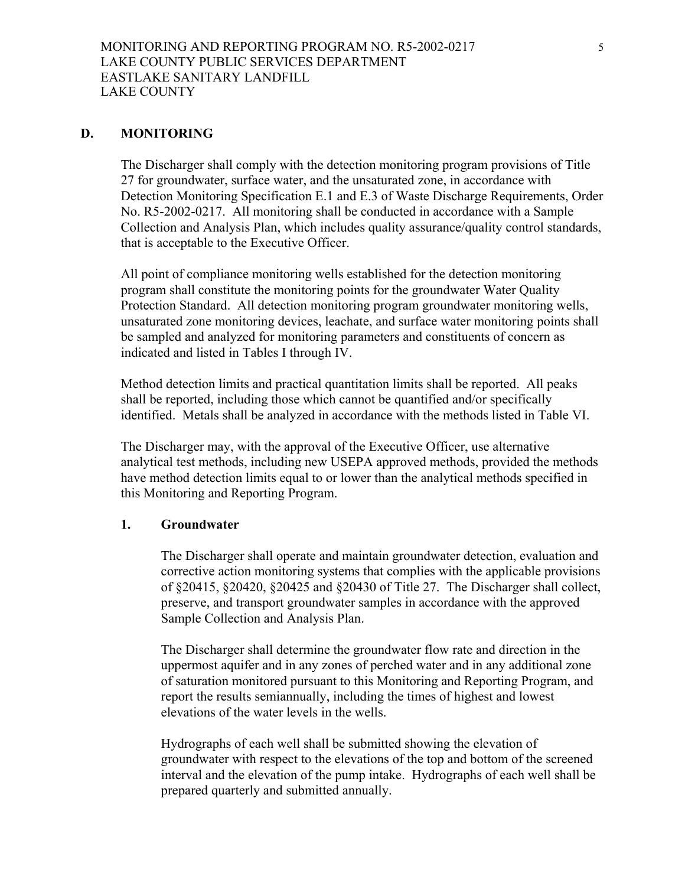## D. MONITORING

The Discharger shall comply with the detection monitoring program provisions of Title 27 for groundwater, surface water, and the unsaturated zone, in accordance with Detection Monitoring Specification E.1 and E.3 of Waste Discharge Requirements, Order No. R5-2002-0217. All monitoring shall be conducted in accordance with a Sample Collection and Analysis Plan, which includes quality assurance/quality control standards, that is acceptable to the Executive Officer.

All point of compliance monitoring wells established for the detection monitoring program shall constitute the monitoring points for the groundwater Water Quality Protection Standard. All detection monitoring program groundwater monitoring wells, unsaturated zone monitoring devices, leachate, and surface water monitoring points shall be sampled and analyzed for monitoring parameters and constituents of concern as indicated and listed in Tables I through IV.

Method detection limits and practical quantitation limits shall be reported. All peaks shall be reported, including those which cannot be quantified and/or specifically identified. Metals shall be analyzed in accordance with the methods listed in Table VI.

The Discharger may, with the approval of the Executive Officer, use alternative analytical test methods, including new USEPA approved methods, provided the methods have method detection limits equal to or lower than the analytical methods specified in this Monitoring and Reporting Program.

### 1. Groundwater

The Discharger shall operate and maintain groundwater detection, evaluation and corrective action monitoring systems that complies with the applicable provisions of §20415, §20420, §20425 and §20430 of Title 27. The Discharger shall collect, preserve, and transport groundwater samples in accordance with the approved Sample Collection and Analysis Plan.

The Discharger shall determine the groundwater flow rate and direction in the uppermost aquifer and in any zones of perched water and in any additional zone of saturation monitored pursuant to this Monitoring and Reporting Program, and report the results semiannually, including the times of highest and lowest elevations of the water levels in the wells.

Hydrographs of each well shall be submitted showing the elevation of groundwater with respect to the elevations of the top and bottom of the screened interval and the elevation of the pump intake. Hydrographs of each well shall be prepared quarterly and submitted annually.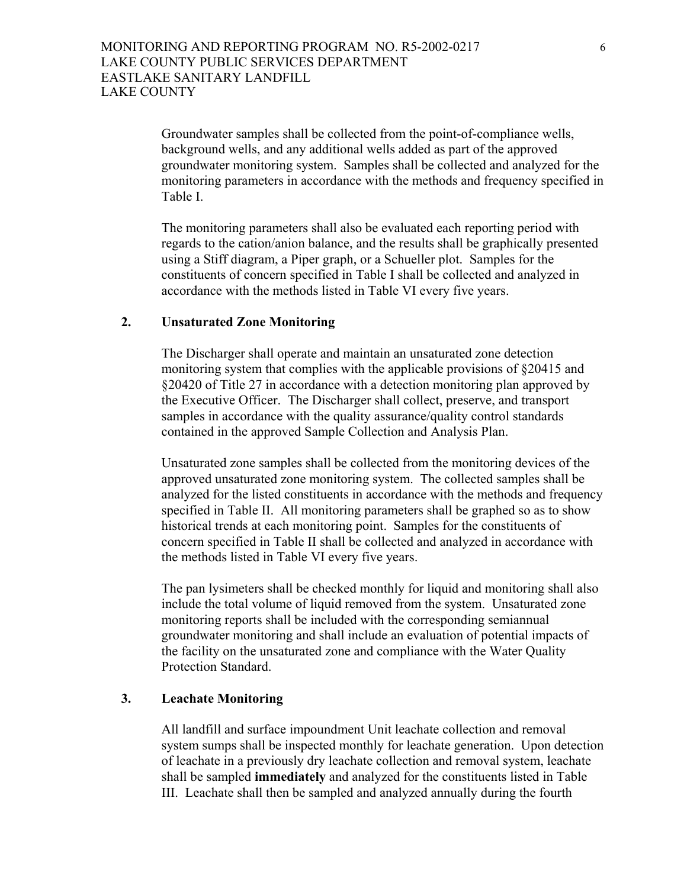Groundwater samples shall be collected from the point-of-compliance wells, background wells, and any additional wells added as part of the approved groundwater monitoring system. Samples shall be collected and analyzed for the monitoring parameters in accordance with the methods and frequency specified in Table I.

The monitoring parameters shall also be evaluated each reporting period with regards to the cation/anion balance, and the results shall be graphically presented using a Stiff diagram, a Piper graph, or a Schueller plot. Samples for the constituents of concern specified in Table I shall be collected and analyzed in accordance with the methods listed in Table VI every five years.

### 2. Unsaturated Zone Monitoring

The Discharger shall operate and maintain an unsaturated zone detection monitoring system that complies with the applicable provisions of §20415 and §20420 of Title 27 in accordance with a detection monitoring plan approved by the Executive Officer. The Discharger shall collect, preserve, and transport samples in accordance with the quality assurance/quality control standards contained in the approved Sample Collection and Analysis Plan.

Unsaturated zone samples shall be collected from the monitoring devices of the approved unsaturated zone monitoring system. The collected samples shall be analyzed for the listed constituents in accordance with the methods and frequency specified in Table II. All monitoring parameters shall be graphed so as to show historical trends at each monitoring point. Samples for the constituents of concern specified in Table II shall be collected and analyzed in accordance with the methods listed in Table VI every five years.

The pan lysimeters shall be checked monthly for liquid and monitoring shall also include the total volume of liquid removed from the system. Unsaturated zone monitoring reports shall be included with the corresponding semiannual groundwater monitoring and shall include an evaluation of potential impacts of the facility on the unsaturated zone and compliance with the Water Quality Protection Standard.

### 3. Leachate Monitoring

All landfill and surface impoundment Unit leachate collection and removal system sumps shall be inspected monthly for leachate generation. Upon detection of leachate in a previously dry leachate collection and removal system, leachate shall be sampled **immediately** and analyzed for the constituents listed in Table III. Leachate shall then be sampled and analyzed annually during the fourth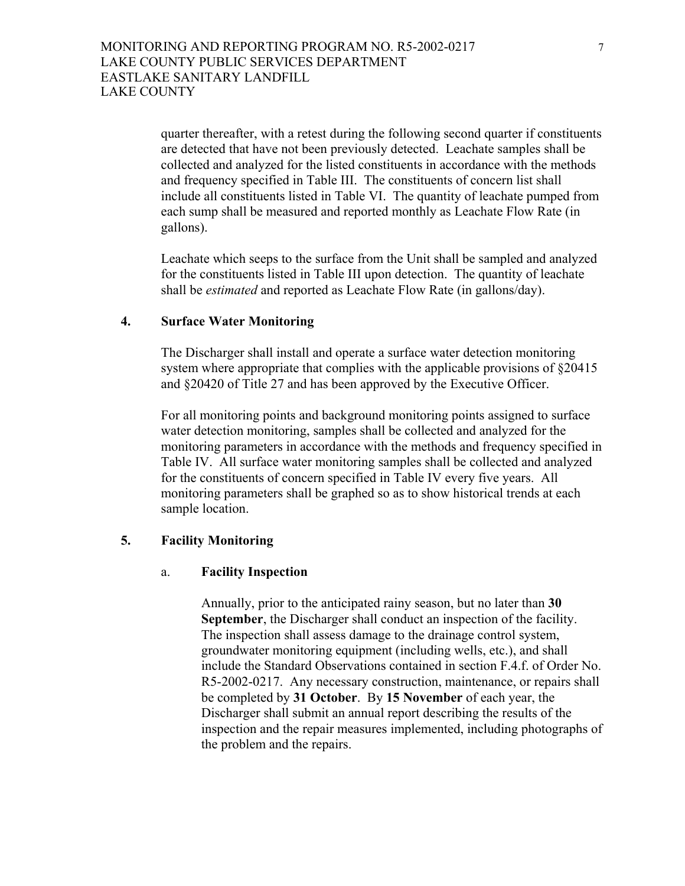quarter thereafter, with a retest during the following second quarter if constituents are detected that have not been previously detected. Leachate samples shall be collected and analyzed for the listed constituents in accordance with the methods and frequency specified in Table III. The constituents of concern list shall include all constituents listed in Table VI. The quantity of leachate pumped from each sump shall be measured and reported monthly as Leachate Flow Rate (in gallons).

Leachate which seeps to the surface from the Unit shall be sampled and analyzed for the constituents listed in Table III upon detection. The quantity of leachate shall be *estimated* and reported as Leachate Flow Rate (in gallons/day).

### 4. Surface Water Monitoring

The Discharger shall install and operate a surface water detection monitoring system where appropriate that complies with the applicable provisions of §20415 and §20420 of Title 27 and has been approved by the Executive Officer.

For all monitoring points and background monitoring points assigned to surface water detection monitoring, samples shall be collected and analyzed for the monitoring parameters in accordance with the methods and frequency specified in Table IV. All surface water monitoring samples shall be collected and analyzed for the constituents of concern specified in Table IV every five years. All monitoring parameters shall be graphed so as to show historical trends at each sample location.

### 5. Facility Monitoring

#### a. Facility Inspection

Annually, prior to the anticipated rainy season, but no later than **30 September**, the Discharger shall conduct an inspection of the facility. The inspection shall assess damage to the drainage control system, groundwater monitoring equipment (including wells, etc.), and shall include the Standard Observations contained in section F.4.f. of Order No. R5-2002-0217. Any necessary construction, maintenance, or repairs shall be completed by **31 October**. By **15 November** of each year, the Discharger shall submit an annual report describing the results of the inspection and the repair measures implemented, including photographs of the problem and the repairs.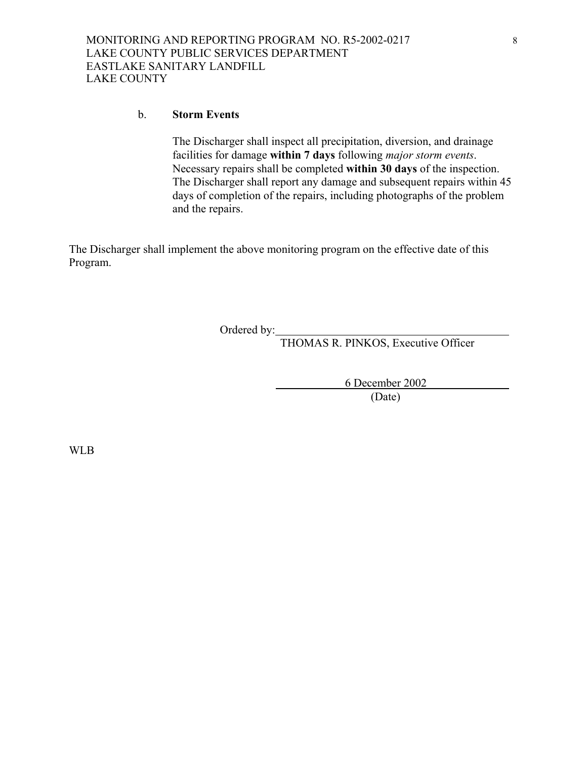b. **Storm Events**

The Discharger shall inspect all precipitation, diversion, and drainage facilities for damage **within 7 days** following *major storm events*. Necessary repairs shall be completed **within 30 days** of the inspection. The Discharger shall report any damage and subsequent repairs within 45 days of completion of the repairs, including photographs of the problem and the repairs.

The Discharger shall implement the above monitoring program on the effective date of this Program.

Ordered by:\_\_\_\_\_\_\_\_\_\_\_\_\_\_\_\_\_\_\_\_\_\_\_\_\_\_\_\_\_\_\_\_\_\_\_\_\_\_\_\_
THOMAS R. PINKOS, Executive Officer

6 December 2002
(Date)

WLB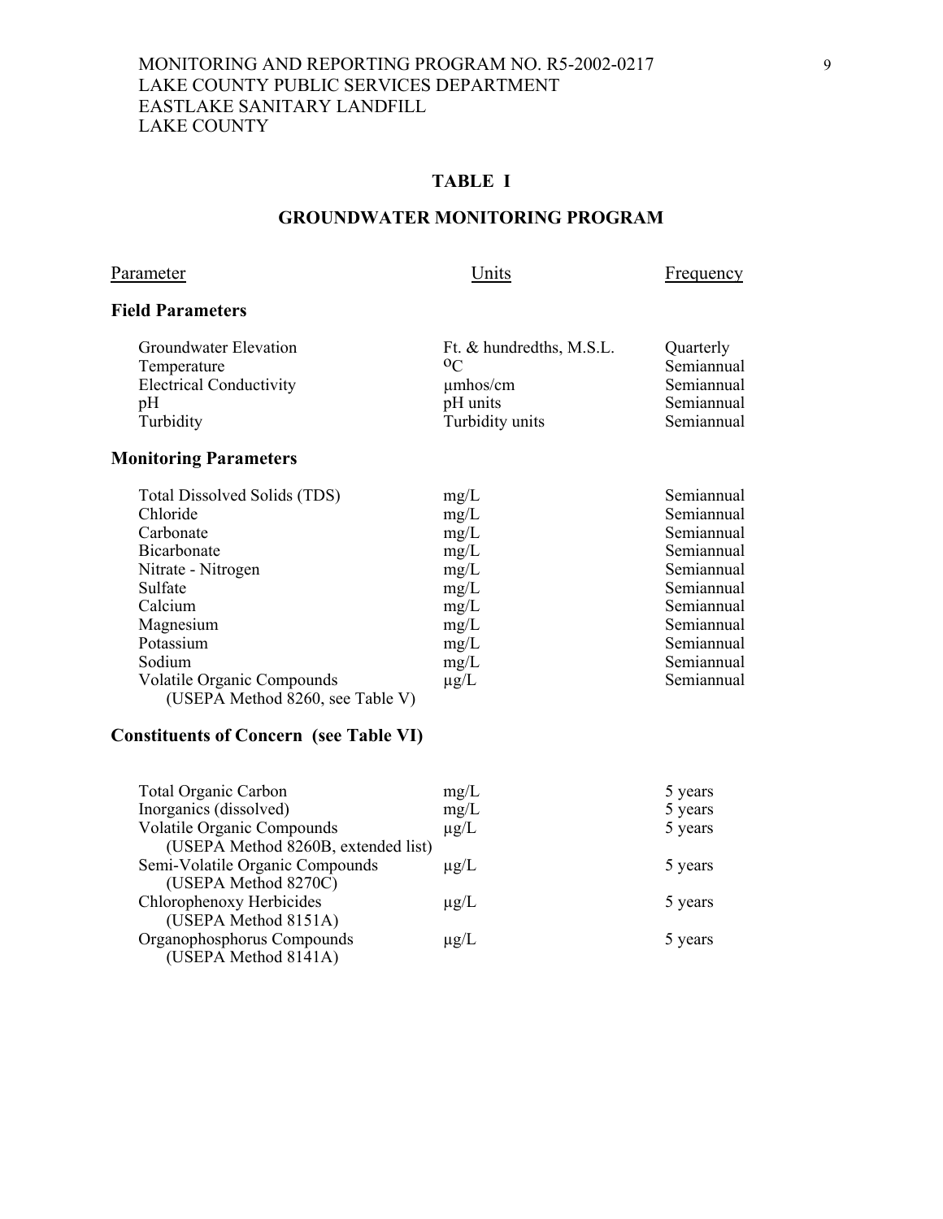MONITORING AND REPORTING PROGRAM NO. R5-2002-0217
LAKE COUNTY PUBLIC SERVICES DEPARTMENT
EASTLAKE SANITARY LANDFILL
LAKE COUNTY

## TABLE I

## GROUNDWATER MONITORING PROGRAM

| Parameter | Units | Frequency |
|---|---|---|
| **Field Parameters** | | |
| Groundwater Elevation | Ft. & hundredths, M.S.L. | Quarterly |
| Temperature | $^{o}C$ | Semiannual |
| Electrical Conductivity | μmhos/cm | Semiannual |
| pH | pH units | Semiannual |
| Turbidity | Turbidity units | Semiannual |
| **Monitoring Parameters** | | |
| Total Dissolved Solids (TDS) | mg/L | Semiannual |
| Chloride | mg/L | Semiannual |
| Carbonate | mg/L | Semiannual |
| Bicarbonate | mg/L | Semiannual |
| Nitrate - Nitrogen | mg/L | Semiannual |
| Sulfate | mg/L | Semiannual |
| Calcium | mg/L | Semiannual |
| Magnesium | mg/L | Semiannual |
| Potassium | mg/L | Semiannual |
| Sodium | mg/L | Semiannual |
| Volatile Organic Compounds (USEPA Method 8260, see Table V) | μg/L | Semiannual |
| **Constituents of Concern (see Table VI)** | | |
| Total Organic Carbon | mg/L | 5 years |
| Inorganics (dissolved) | mg/L | 5 years |
| Volatile Organic Compounds (USEPA Method 8260B, extended list) | μg/L | 5 years |
| Semi-Volatile Organic Compounds (USEPA Method 8270C) | μg/L | 5 years |
| Chlorophenoxy Herbicides (USEPA Method 8151A) | μg/L | 5 years |
| Organophosphorus Compounds (USEPA Method 8141A) | μg/L | 5 years |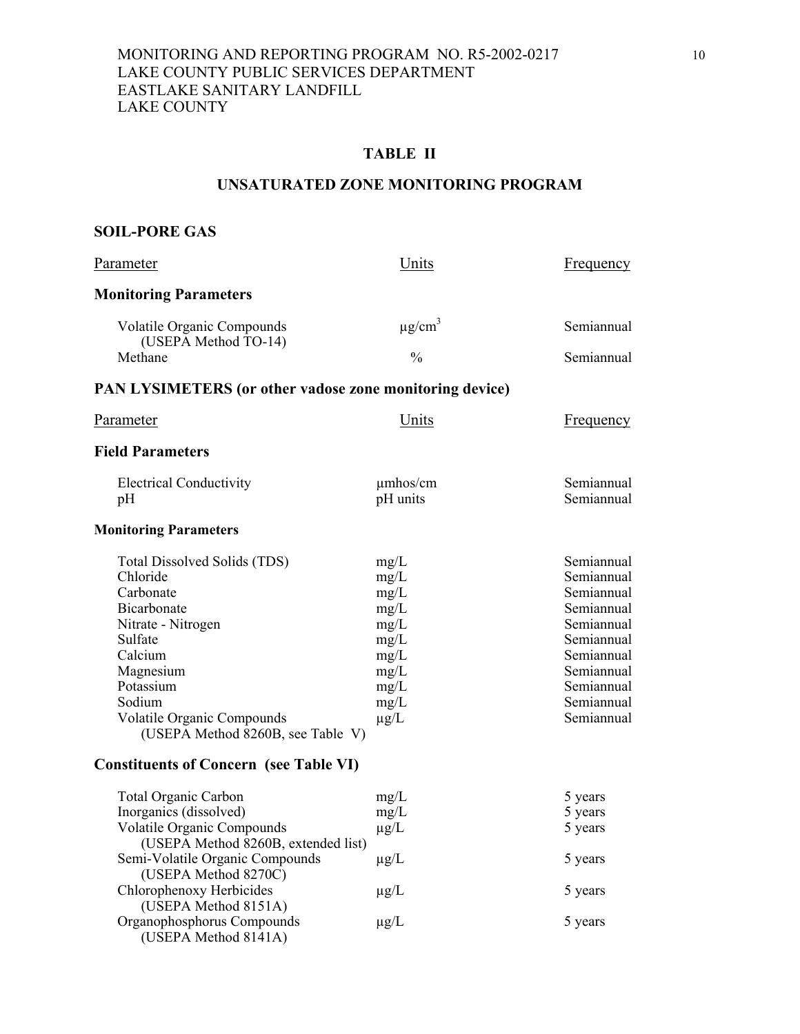MONITORING AND REPORTING PROGRAM NO. R5-2002-0217
LAKE COUNTY PUBLIC SERVICES DEPARTMENT
EASTLAKE SANITARY LANDFILL
LAKE COUNTY

## TABLE II

## UNSATURATED ZONE MONITORING PROGRAM

### SOIL-PORE GAS

| Parameter | Units | Frequency |
|---|---|---|
| **Monitoring Parameters** | | |
| Volatile Organic Compounds (USEPA Method TO-14) | µg/cm$^3$ | Semiannual |
| Methane | % | Semiannual |

### PAN LYSIMETERS (or other vadose zone monitoring device)

| Parameter | Units | Frequency |
|---|---|---|
| **Field Parameters** | | |
| Electrical Conductivity | µmhos/cm | Semiannual |
| pH | pH units | Semiannual |
| **Monitoring Parameters** | | |
| Total Dissolved Solids (TDS) | mg/L | Semiannual |
| Chloride | mg/L | Semiannual |
| Carbonate | mg/L | Semiannual |
| Bicarbonate | mg/L | Semiannual |
| Nitrate - Nitrogen | mg/L | Semiannual |
| Sulfate | mg/L | Semiannual |
| Calcium | mg/L | Semiannual |
| Magnesium | mg/L | Semiannual |
| Potassium | mg/L | Semiannual |
| Sodium | mg/L | Semiannual |
| Volatile Organic Compounds (USEPA Method 8260B, see Table V) | µg/L | Semiannual |
| **Constituents of Concern (see Table VI)** | | |
| Total Organic Carbon | mg/L | 5 years |
| Inorganics (dissolved) | mg/L | 5 years |
| Volatile Organic Compounds (USEPA Method 8260B, extended list) | µg/L | 5 years |
| Semi-Volatile Organic Compounds (USEPA Method 8270C) | µg/L | 5 years |
| Chlorophenoxy Herbicides (USEPA Method 8151A) | µg/L | 5 years |
| Organophosphorus Compounds (USEPA Method 8141A) | µg/L | 5 years |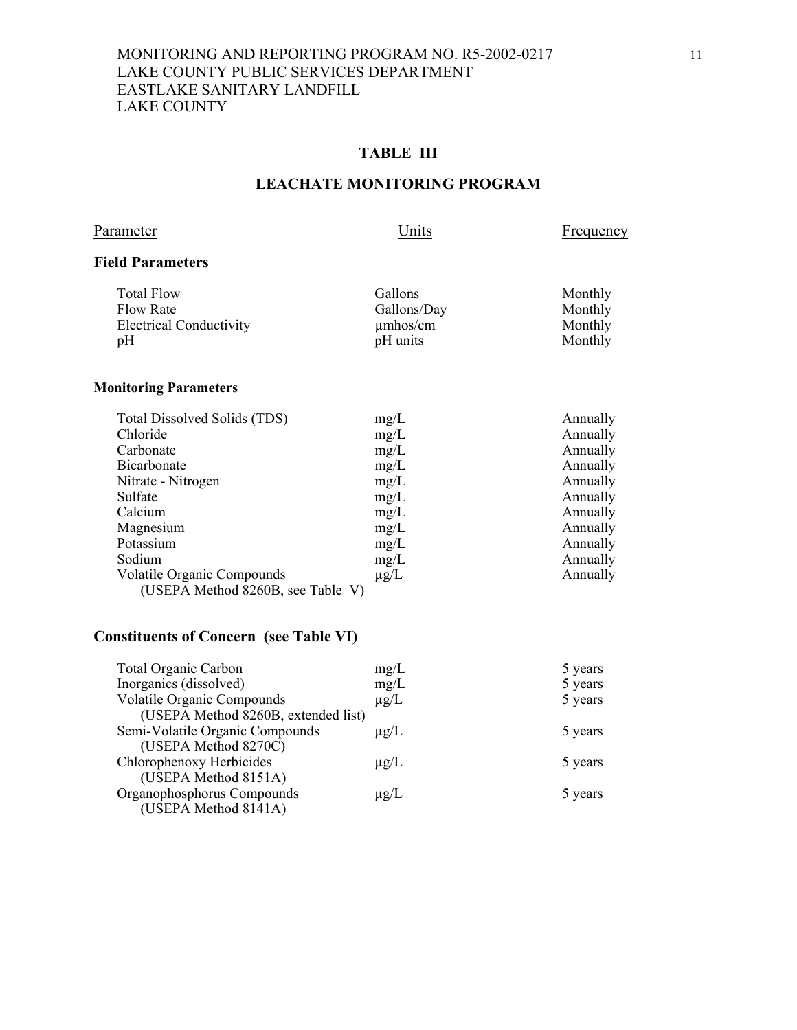MONITORING AND REPORTING PROGRAM NO. R5-2002-0217
LAKE COUNTY PUBLIC SERVICES DEPARTMENT
EASTLAKE SANITARY LANDFILL
LAKE COUNTY

## TABLE III

## LEACHATE MONITORING PROGRAM

| Parameter | Units | Frequency |
|---|---|---|
| **Field Parameters** | | |
| Total Flow | Gallons | Monthly |
| Flow Rate | Gallons/Day | Monthly |
| Electrical Conductivity | µmhos/cm | Monthly |
| pH | pH units | Monthly |
| **Monitoring Parameters** | | |
| Total Dissolved Solids (TDS) | mg/L | Annually |
| Chloride | mg/L | Annually |
| Carbonate | mg/L | Annually |
| Bicarbonate | mg/L | Annually |
| Nitrate - Nitrogen | mg/L | Annually |
| Sulfate | mg/L | Annually |
| Calcium | mg/L | Annually |
| Magnesium | mg/L | Annually |
| Potassium | mg/L | Annually |
| Sodium | mg/L | Annually |
| Volatile Organic Compounds (USEPA Method 8260B, see Table V) | µg/L | Annually |
| **Constituents of Concern (see Table VI)** | | |
| Total Organic Carbon | mg/L | 5 years |
| Inorganics (dissolved) | mg/L | 5 years |
| Volatile Organic Compounds (USEPA Method 8260B, extended list) | µg/L | 5 years |
| Semi-Volatile Organic Compounds (USEPA Method 8270C) | µg/L | 5 years |
| Chlorophenoxy Herbicides (USEPA Method 8151A) | µg/L | 5 years |
| Organophosphorus Compounds (USEPA Method 8141A) | µg/L | 5 years |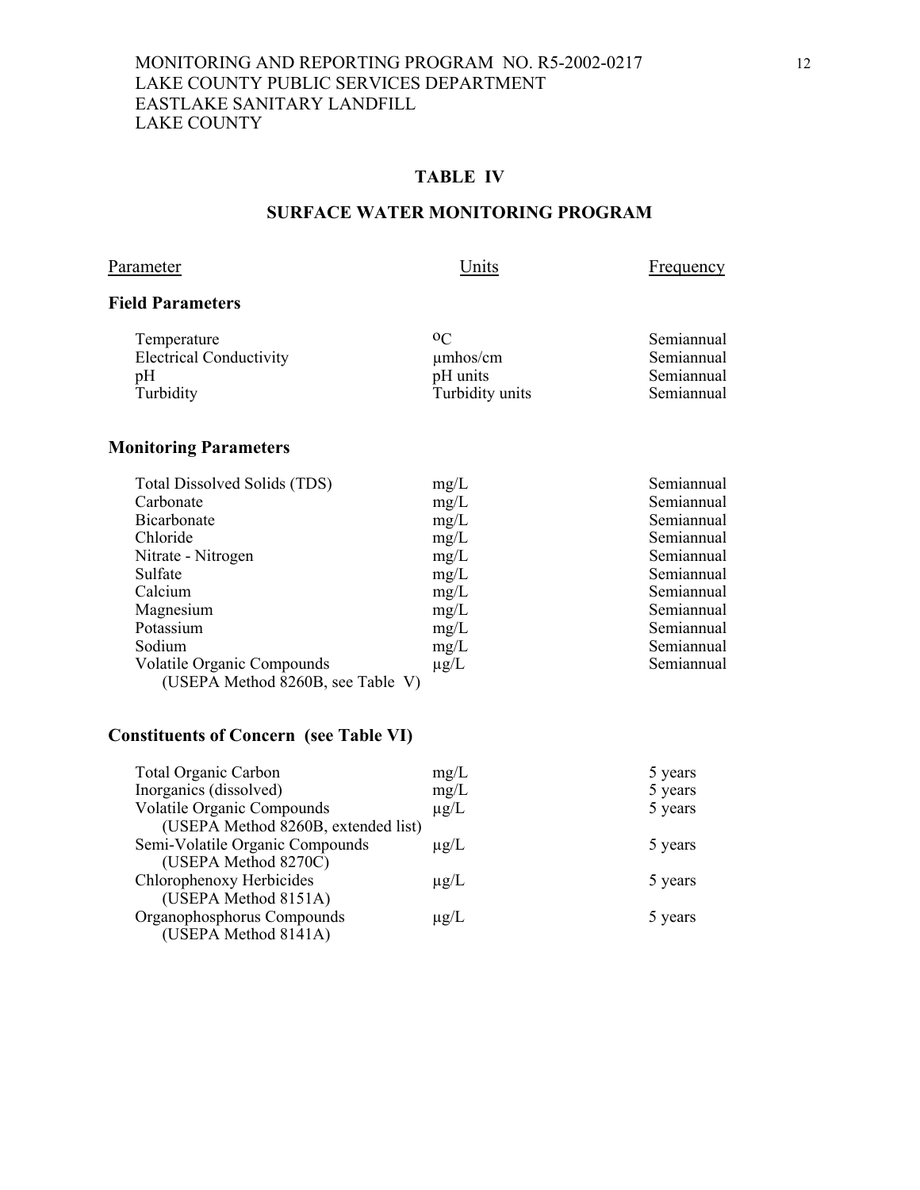MONITORING AND REPORTING PROGRAM NO. R5-2002-0217
LAKE COUNTY PUBLIC SERVICES DEPARTMENT
EASTLAKE SANITARY LANDFILL
LAKE COUNTY

## TABLE IV

## SURFACE WATER MONITORING PROGRAM

| Parameter | Units | Frequency |
|---|---|---|
| **Field Parameters** | | |
| Temperature | °C | Semiannual |
| Electrical Conductivity | µmhos/cm | Semiannual |
| pH | pH units | Semiannual |
| Turbidity | Turbidity units | Semiannual |
| **Monitoring Parameters** | | |
| Total Dissolved Solids (TDS) | mg/L | Semiannual |
| Carbonate | mg/L | Semiannual |
| Bicarbonate | mg/L | Semiannual |
| Chloride | mg/L | Semiannual |
| Nitrate - Nitrogen | mg/L | Semiannual |
| Sulfate | mg/L | Semiannual |
| Calcium | mg/L | Semiannual |
| Magnesium | mg/L | Semiannual |
| Potassium | mg/L | Semiannual |
| Sodium | mg/L | Semiannual |
| Volatile Organic Compounds (USEPA Method 8260B, see Table V) | µg/L | Semiannual |
| **Constituents of Concern (see Table VI)** | | |
| Total Organic Carbon | mg/L | 5 years |
| Inorganics (dissolved) | mg/L | 5 years |
| Volatile Organic Compounds (USEPA Method 8260B, extended list) | µg/L | 5 years |
| Semi-Volatile Organic Compounds (USEPA Method 8270C) | µg/L | 5 years |
| Chlorophenoxy Herbicides (USEPA Method 8151A) | µg/L | 5 years |
| Organophosphorus Compounds (USEPA Method 8141A) | µg/L | 5 years |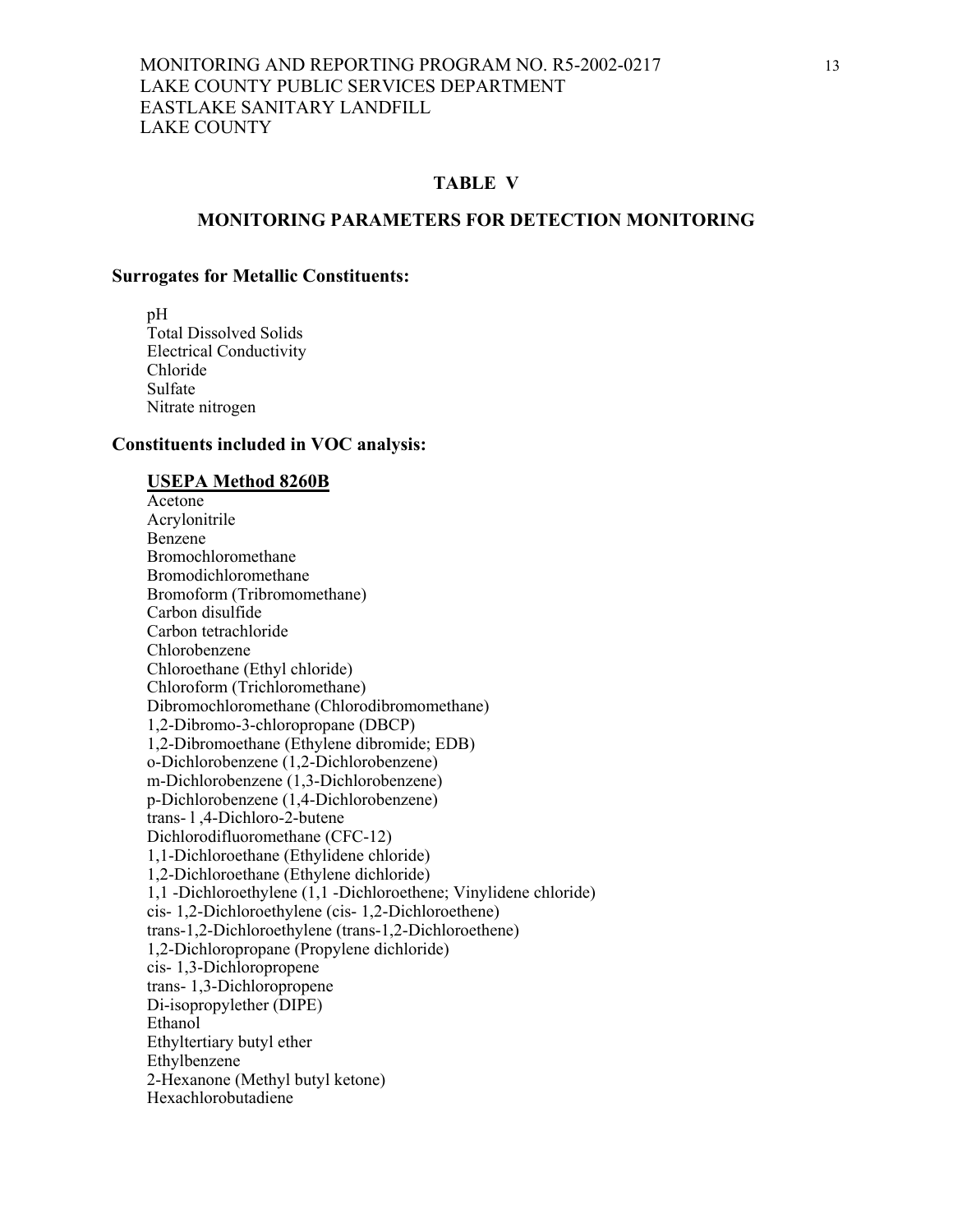## TABLE V

## MONITORING PARAMETERS FOR DETECTION MONITORING

**Surrogates for Metallic Constituents:**

pH
Total Dissolved Solids
Electrical Conductivity
Chloride
Sulfate
Nitrate nitrogen

**Constituents included in VOC analysis:**

**USEPA Method 8260B**

Acetone
Acrylonitrile
Benzene
Bromochloromethane
Bromodichloromethane
Bromoform (Tribromomethane)
Carbon disulfide
Carbon tetrachloride
Chlorobenzene
Chloroethane (Ethyl chloride)
Chloroform (Trichloromethane)
Dibromochloromethane (Chlorodibromomethane)
1,2-Dibromo-3-chloropropane (DBCP)
1,2-Dibromoethane (Ethylene dibromide; EDB)
o-Dichlorobenzene (1,2-Dichlorobenzene)
m-Dichlorobenzene (1,3-Dichlorobenzene)
p-Dichlorobenzene (1,4-Dichlorobenzene)
trans- l ,4-Dichloro-2-butene
Dichlorodifluoromethane (CFC-12)
1,1-Dichloroethane (Ethylidene chloride)
1,2-Dichloroethane (Ethylene dichloride)
1,1 -Dichloroethylene (1,1 -Dichloroethene; Vinylidene chloride)
cis- 1,2-Dichloroethylene (cis- 1,2-Dichloroethene)
trans-1,2-Dichloroethylene (trans-1,2-Dichloroethene)
1,2-Dichloropropane (Propylene dichloride)
cis- 1,3-Dichloropropene
trans- 1,3-Dichloropropene
Di-isopropylether (DIPE)
Ethanol
Ethyltertiary butyl ether
Ethylbenzene
2-Hexanone (Methyl butyl ketone)
Hexachlorobutadiene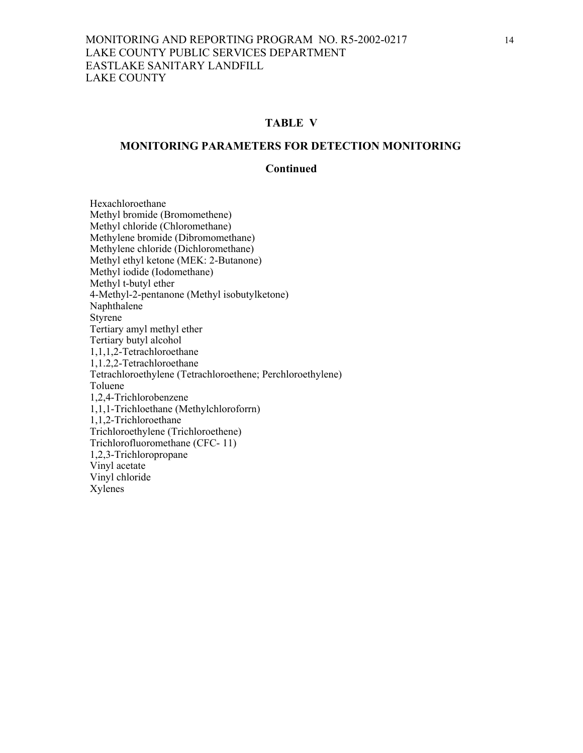## TABLE V

## MONITORING PARAMETERS FOR DETECTION MONITORING

## Continued

Hexachloroethane
Methyl bromide (Bromomethene)
Methyl chloride (Chloromethane)
Methylene bromide (Dibromomethane)
Methylene chloride (Dichloromethane)
Methyl ethyl ketone (MEK: 2-Butanone)
Methyl iodide (Iodomethane)
Methyl t-butyl ether
4-Methyl-2-pentanone (Methyl isobutylketone)
Naphthalene
Styrene
Tertiary amyl methyl ether
Tertiary butyl alcohol
1,1,1,2-Tetrachloroethane
1,1.2,2-Tetrachloroethane
Tetrachloroethylene (Tetrachloroethene; Perchloroethylene)
Toluene
1,2,4-Trichlorobenzene
1,1,1-Trichloethane (Methylchloroforrn)
1,1,2-Trichloroethane
Trichloroethylene (Trichloroethene)
Trichlorofluoromethane (CFC- 11)
1,2,3-Trichloropropane
Vinyl acetate
Vinyl chloride
Xylenes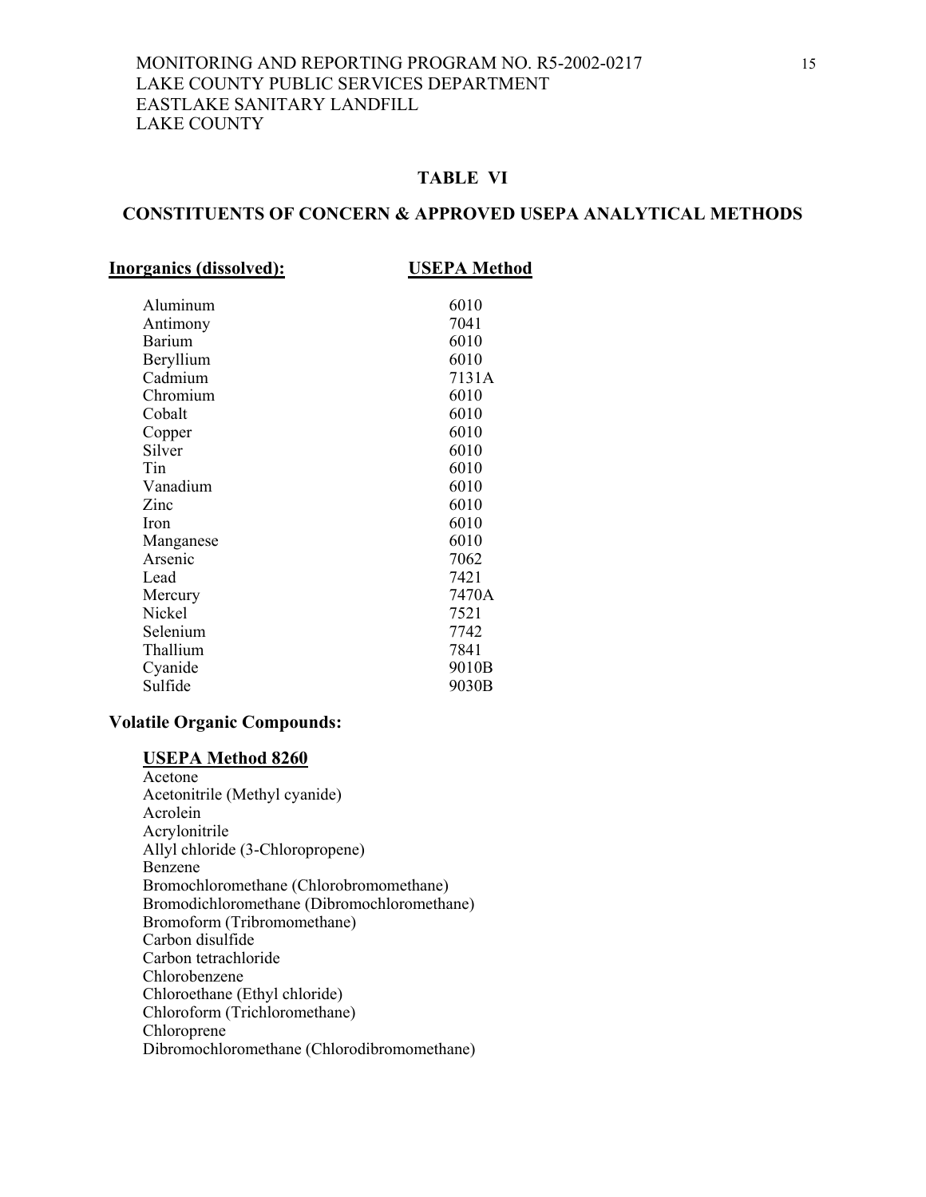## TABLE VI

## CONSTITUENTS OF CONCERN & APPROVED USEPA ANALYTICAL METHODS

| Inorganics (dissolved): | USEPA Method |
| --- | --- |
| Aluminum | 6010 |
| Antimony | 7041 |
| Barium | 6010 |
| Beryllium | 6010 |
| Cadmium | 7131A |
| Chromium | 6010 |
| Cobalt | 6010 |
| Copper | 6010 |
| Silver | 6010 |
| Tin | 6010 |
| Vanadium | 6010 |
| Zinc | 6010 |
| Iron | 6010 |
| Manganese | 6010 |
| Arsenic | 7062 |
| Lead | 7421 |
| Mercury | 7470A |
| Nickel | 7521 |
| Selenium | 7742 |
| Thallium | 7841 |
| Cyanide | 9010B |
| Sulfide | 9030B |

**Volatile Organic Compounds:**

**USEPA Method 8260**

Acetone
Acetonitrile (Methyl cyanide)
Acrolein
Acrylonitrile
Allyl chloride (3-Chloropropene)
Benzene
Bromochloromethane (Chlorobromomethane)
Bromodichloromethane (Dibromochloromethane)
Bromoform (Tribromomethane)
Carbon disulfide
Carbon tetrachloride
Chlorobenzene
Chloroethane (Ethyl chloride)
Chloroform (Trichloromethane)
Chloroprene
Dibromochloromethane (Chlorodibromomethane)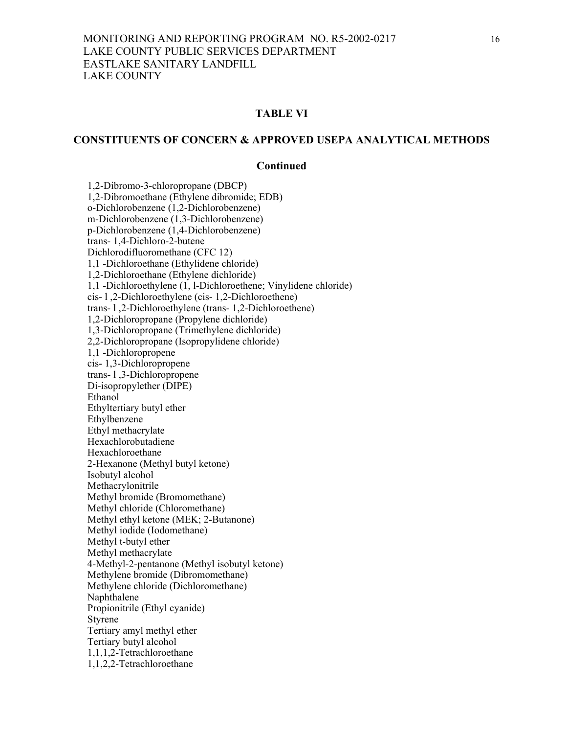## TABLE VI

### CONSTITUENTS OF CONCERN & APPROVED USEPA ANALYTICAL METHODS

**Continued**

1,2-Dibromo-3-chloropropane (DBCP)
1,2-Dibromoethane (Ethylene dibromide; EDB)
o-Dichlorobenzene (1,2-Dichlorobenzene)
m-Dichlorobenzene (1,3-Dichlorobenzene)
p-Dichlorobenzene (1,4-Dichlorobenzene)
trans- 1,4-Dichloro-2-butene
Dichlorodifluoromethane (CFC 12)
1,1 -Dichloroethane (Ethylidene chloride)
1,2-Dichloroethane (Ethylene dichloride)
1,1 -Dichloroethylene (1, l-Dichloroethene; Vinylidene chloride)
cis- l ,2-Dichloroethylene (cis- 1,2-Dichloroethene)
trans- l ,2-Dichloroethylene (trans- 1,2-Dichloroethene)
1,2-Dichloropropane (Propylene dichloride)
1,3-Dichloropropane (Trimethylene dichloride)
2,2-Dichloropropane (Isopropylidene chloride)
1,1 -Dichloropropene
cis- 1,3-Dichloropropene
trans- l ,3-Dichloropropene
Di-isopropylether (DIPE)
Ethanol
Ethyltertiary butyl ether
Ethylbenzene
Ethyl methacrylate
Hexachlorobutadiene
Hexachloroethane
2-Hexanone (Methyl butyl ketone)
Isobutyl alcohol
Methacrylonitrile
Methyl bromide (Bromomethane)
Methyl chloride (Chloromethane)
Methyl ethyl ketone (MEK; 2-Butanone)
Methyl iodide (Iodomethane)
Methyl t-butyl ether
Methyl methacrylate
4-Methyl-2-pentanone (Methyl isobutyl ketone)
Methylene bromide (Dibromomethane)
Methylene chloride (Dichloromethane)
Naphthalene
Propionitrile (Ethyl cyanide)
Styrene
Tertiary amyl methyl ether
Tertiary butyl alcohol
1,1,1,2-Tetrachloroethane
1,1,2,2-Tetrachloroethane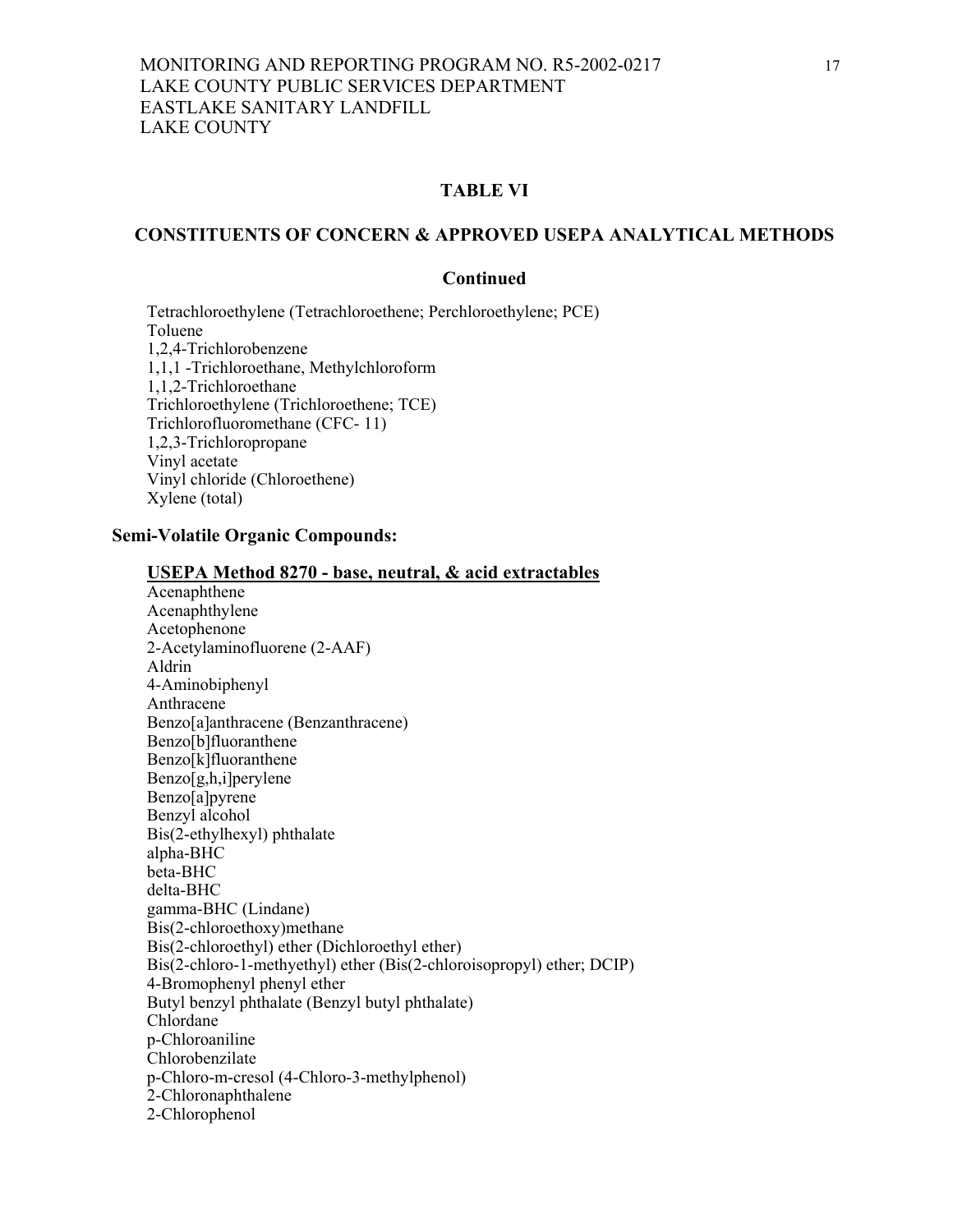## TABLE VI

## CONSTITUENTS OF CONCERN & APPROVED USEPA ANALYTICAL METHODS

### Continued

Tetrachloroethylene (Tetrachloroethene; Perchloroethylene; PCE)
Toluene
1,2,4-Trichlorobenzene
1,1,1 -Trichloroethane, Methylchloroform
1,1,2-Trichloroethane
Trichloroethylene (Trichloroethene; TCE)
Trichlorofluoromethane (CFC- 11)
1,2,3-Trichloropropane
Vinyl acetate
Vinyl chloride (Chloroethene)
Xylene (total)

**Semi-Volatile Organic Compounds:**

**USEPA Method 8270 - base, neutral, & acid extractables**

Acenaphthene
Acenaphthylene
Acetophenone
2-Acetylaminofluorene (2-AAF)
Aldrin
4-Aminobiphenyl
Anthracene
Benzo[a]anthracene (Benzanthracene)
Benzo[b]fluoranthene
Benzo[k]fluoranthene
Benzo[g,h,i]perylene
Benzo[a]pyrene
Benzyl alcohol
Bis(2-ethylhexyl) phthalate
alpha-BHC
beta-BHC
delta-BHC
gamma-BHC (Lindane)
Bis(2-chloroethoxy)methane
Bis(2-chloroethyl) ether (Dichloroethyl ether)
Bis(2-chloro-1-methyethyl) ether (Bis(2-chloroisopropyl) ether; DCIP)
4-Bromophenyl phenyl ether
Butyl benzyl phthalate (Benzyl butyl phthalate)
Chlordane
p-Chloroaniline
Chlorobenzilate
p-Chloro-m-cresol (4-Chloro-3-methylphenol)
2-Chloronaphthalene
2-Chlorophenol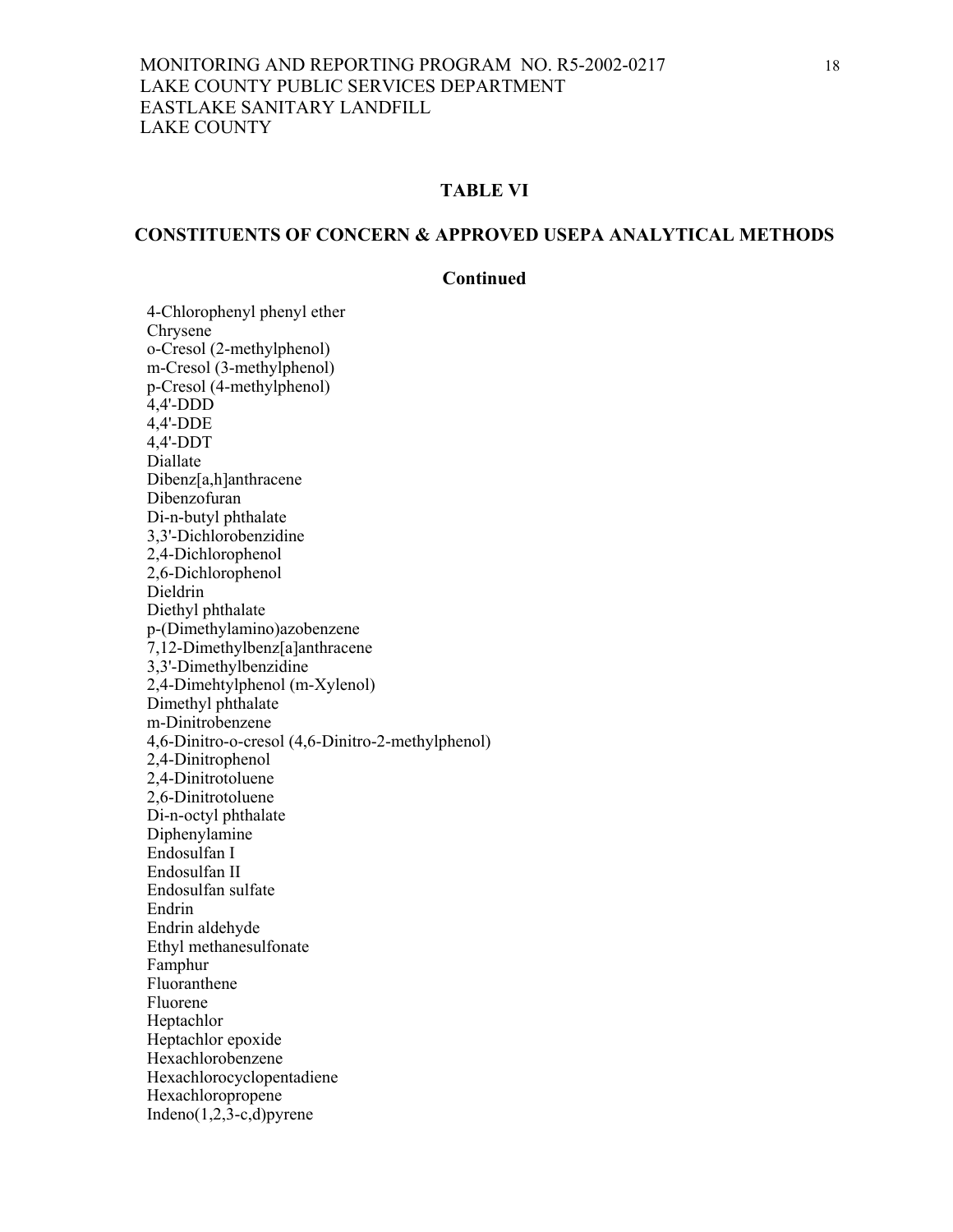## TABLE VI

## CONSTITUENTS OF CONCERN & APPROVED USEPA ANALYTICAL METHODS

### Continued

4-Chlorophenyl phenyl ether
Chrysene
o-Cresol (2-methylphenol)
m-Cresol (3-methylphenol)
p-Cresol (4-methylphenol)
4,4'-DDD
4,4'-DDE
4,4'-DDT
Diallate
Dibenz[a,h]anthracene
Dibenzofuran
Di-n-butyl phthalate
3,3'-Dichlorobenzidine
2,4-Dichlorophenol
2,6-Dichlorophenol
Dieldrin
Diethyl phthalate
p-(Dimethylamino)azobenzene
7,12-Dimethylbenz[a]anthracene
3,3'-Dimethylbenzidine
2,4-Dimehtylphenol (m-Xylenol)
Dimethyl phthalate
m-Dinitrobenzene
4,6-Dinitro-o-cresol (4,6-Dinitro-2-methylphenol)
2,4-Dinitrophenol
2,4-Dinitrotoluene
2,6-Dinitrotoluene
Di-n-octyl phthalate
Diphenylamine
Endosulfan I
Endosulfan II
Endosulfan sulfate
Endrin
Endrin aldehyde
Ethyl methanesulfonate
Famphur
Fluoranthene
Fluorene
Heptachlor
Heptachlor epoxide
Hexachlorobenzene
Hexachlorocyclopentadiene
Hexachloropropene
Indeno(1,2,3-c,d)pyrene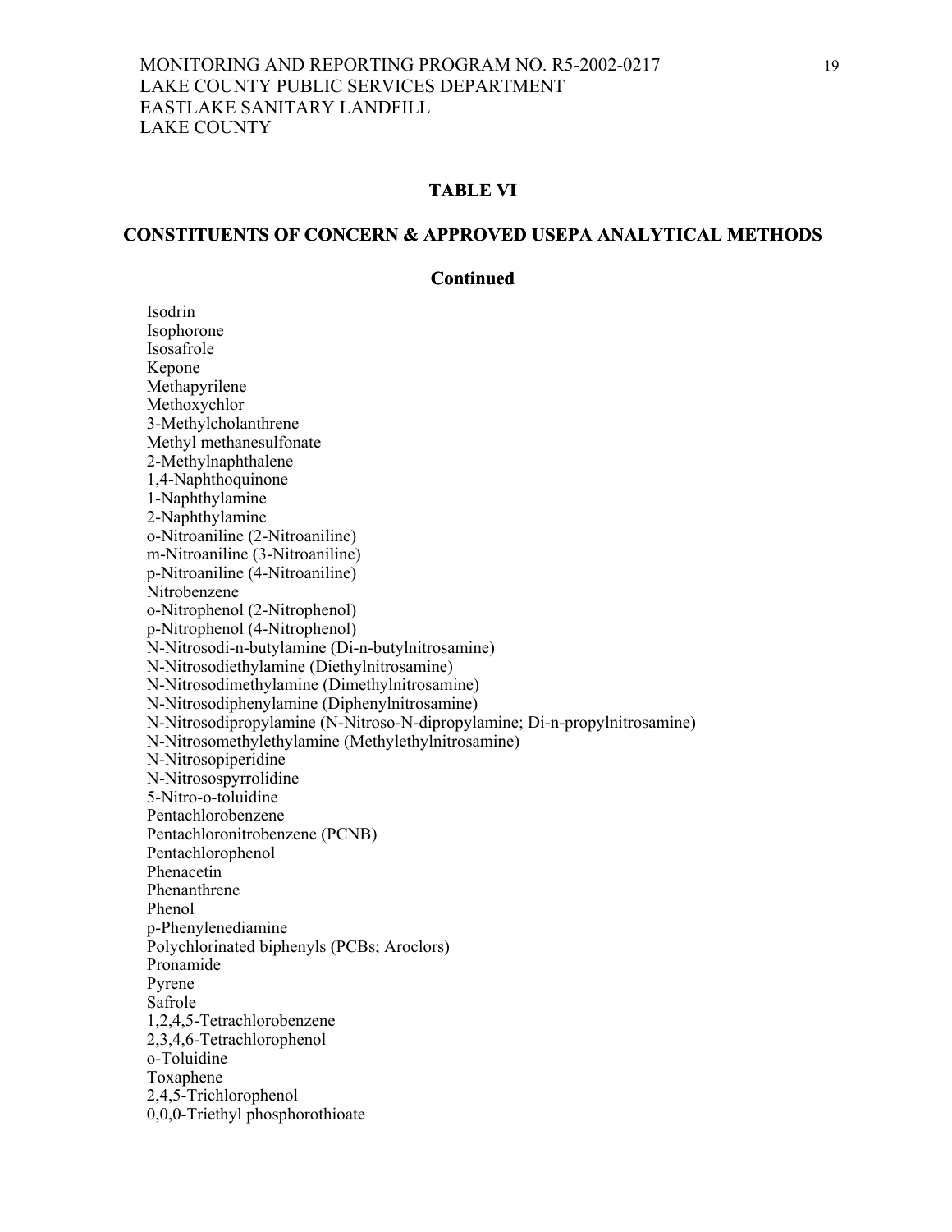## TABLE VI

## CONSTITUENTS OF CONCERN & APPROVED USEPA ANALYTICAL METHODS

### Continued

Isodrin
Isophorone
Isosafrole
Kepone
Methapyrilene
Methoxychlor
3-Methylcholanthrene
Methyl methanesulfonate
2-Methylnaphthalene
1,4-Naphthoquinone
1-Naphthylamine
2-Naphthylamine
o-Nitroaniline (2-Nitroaniline)
m-Nitroaniline (3-Nitroaniline)
p-Nitroaniline (4-Nitroaniline)
Nitrobenzene
o-Nitrophenol (2-Nitrophenol)
p-Nitrophenol (4-Nitrophenol)
N-Nitrosodi-n-butylamine (Di-n-butylnitrosamine)
N-Nitrosodiethylamine (Diethylnitrosamine)
N-Nitrosodimethylamine (Dimethylnitrosamine)
N-Nitrosodiphenylamine (Diphenylnitrosamine)
N-Nitrosodipropylamine (N-Nitroso-N-dipropylamine; Di-n-propylnitrosamine)
N-Nitrosomethylethylamine (Methylethylnitrosamine)
N-Nitrosopiperidine
N-Nitrosospyrrolidine
5-Nitro-o-toluidine
Pentachlorobenzene
Pentachloronitrobenzene (PCNB)
Pentachlorophenol
Phenacetin
Phenanthrene
Phenol
p-Phenylenediamine
Polychlorinated biphenyls (PCBs; Aroclors)
Pronamide
Pyrene
Safrole
1,2,4,5-Tetrachlorobenzene
2,3,4,6-Tetrachlorophenol
o-Toluidine
Toxaphene
2,4,5-Trichlorophenol
0,0,0-Triethyl phosphorothioate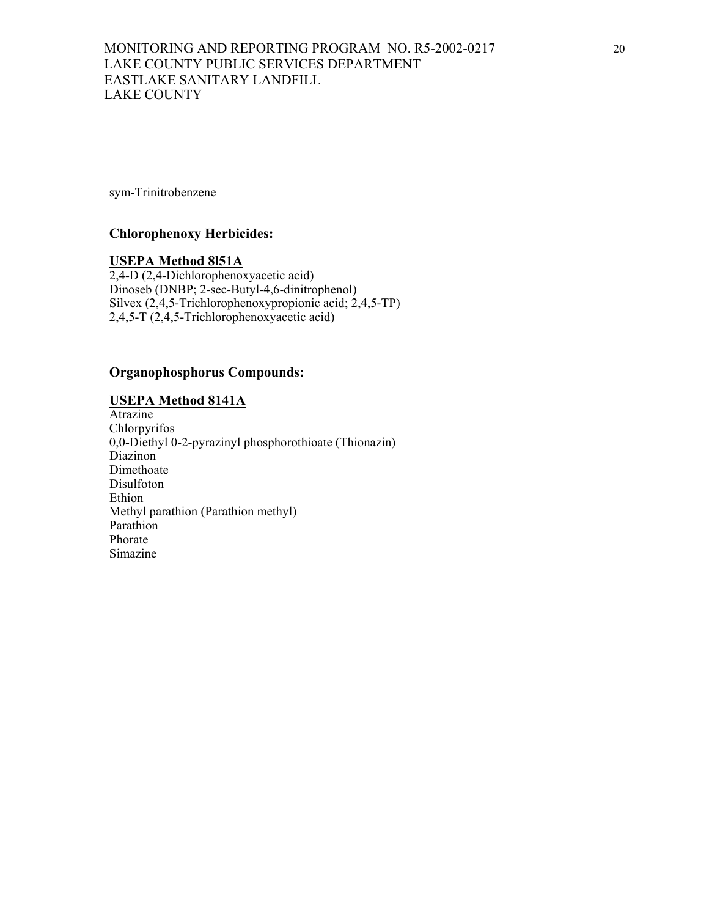sym-Trinitrobenzene

**Chlorophenoxy Herbicides:**

**USEPA Method 8l51A**

2,4-D (2,4-Dichlorophenoxyacetic acid)
Dinoseb (DNBP; 2-sec-Butyl-4,6-dinitrophenol)
Silvex (2,4,5-Trichlorophenoxypropionic acid; 2,4,5-TP)
2,4,5-T (2,4,5-Trichlorophenoxyacetic acid)

**Organophosphorus Compounds:**

**USEPA Method 8141A**

Atrazine
Chlorpyrifos
0,0-Diethyl 0-2-pyrazinyl phosphorothioate (Thionazin)
Diazinon
Dimethoate
Disulfoton
Ethion
Methyl parathion (Parathion methyl)
Parathion
Phorate
Simazine